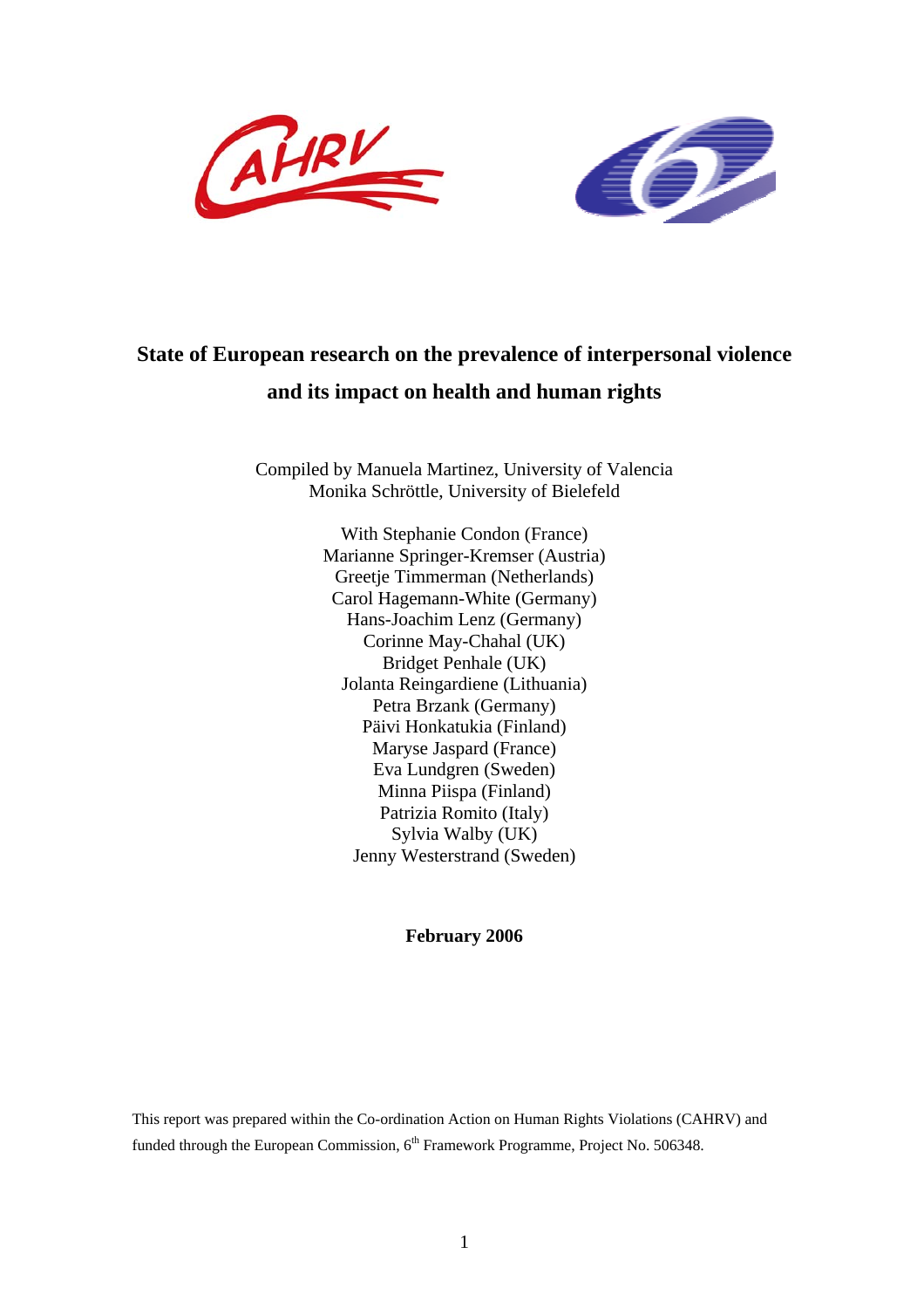# State of European research on the prevalence of interpersonal violence and its impact on health and human rights

Compiled by Manuela Martinez, University of Valencia
Monika Schröttle, University of Bielefeld

With Stephanie Condon (France)
Marianne Springer-Kremser (Austria)
Greetje Timmerman (Netherlands)
Carol Hagemann-White (Germany)
Hans-Joachim Lenz (Germany)
Corinne May-Chahal (UK)
Bridget Penhale (UK)
Jolanta Reingardiene (Lithuania)
Petra Brzank (Germany)
Päivi Honkatukia (Finland)
Maryse Jaspard (France)
Eva Lundgren (Sweden)
Minna Piispa (Finland)
Patrizia Romito (Italy)
Sylvia Walby (UK)
Jenny Westerstrand (Sweden)

**February 2006**

This report was prepared within the Co-ordination Action on Human Rights Violations (CAHRV) and funded through the European Commission, 6th Framework Programme, Project No. 506348.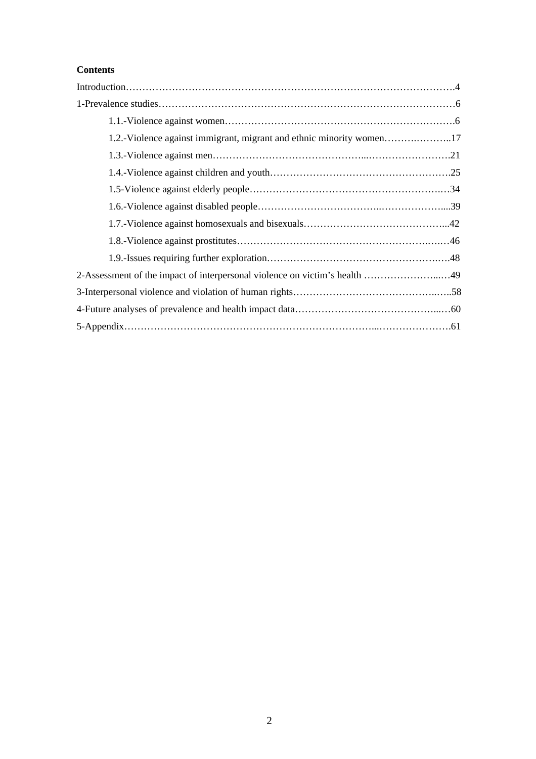**Contents**

Introduction……………………………………………………………………………………….4

1-Prevalence studies………………………………………………………………………………6

1.1.-Violence against women…………………………………………………………………….6

1.2.-Violence against immigrant, migrant and ethnic minority women………..………..17

1.3.-Violence against men……………………………………………...…………………….21

1.4.-Violence against children and youth……………………………………………….25

1.5-Violence against elderly people…………………………………………………….…34

1.6.-Violence against disabled people………………………………..………………....39

1.7.-Violence against homosexuals and bisexuals……………………………………...42

1.8.-Violence against prostitutes……………………………………………………..…46

1.9.-Issues requiring further exploration……………………………………………….….48

2-Assessment of the impact of interpersonal violence on victim's health ……………………...…49

3-Interpersonal violence and violation of human rights……………………………………..…..58

4-Future analyses of prevalence and health impact data………………………………………...…60

5-Appendix……………………………………………………………………...………………….61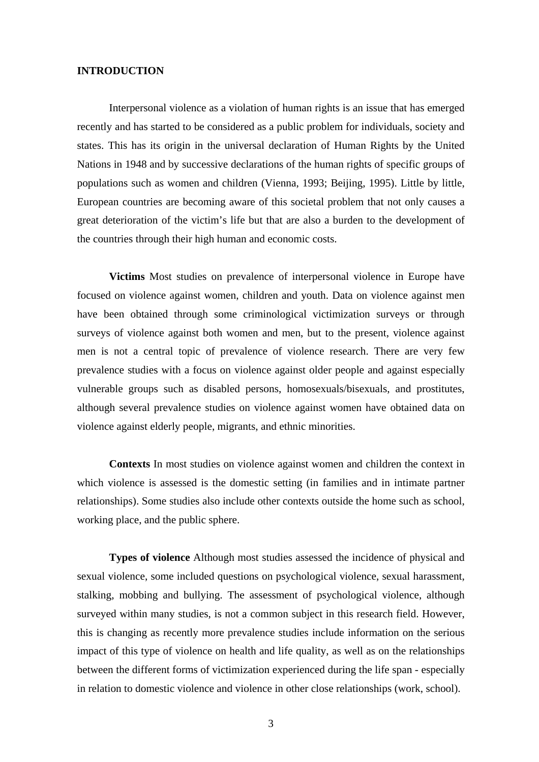## INTRODUCTION

Interpersonal violence as a violation of human rights is an issue that has emerged recently and has started to be considered as a public problem for individuals, society and states. This has its origin in the universal declaration of Human Rights by the United Nations in 1948 and by successive declarations of the human rights of specific groups of populations such as women and children (Vienna, 1993; Beijing, 1995). Little by little, European countries are becoming aware of this societal problem that not only causes a great deterioration of the victim's life but that are also a burden to the development of the countries through their high human and economic costs.

**Victims** Most studies on prevalence of interpersonal violence in Europe have focused on violence against women, children and youth. Data on violence against men have been obtained through some criminological victimization surveys or through surveys of violence against both women and men, but to the present, violence against men is not a central topic of prevalence of violence research. There are very few prevalence studies with a focus on violence against older people and against especially vulnerable groups such as disabled persons, homosexuals/bisexuals, and prostitutes, although several prevalence studies on violence against women have obtained data on violence against elderly people, migrants, and ethnic minorities.

**Contexts** In most studies on violence against women and children the context in which violence is assessed is the domestic setting (in families and in intimate partner relationships). Some studies also include other contexts outside the home such as school, working place, and the public sphere.

**Types of violence** Although most studies assessed the incidence of physical and sexual violence, some included questions on psychological violence, sexual harassment, stalking, mobbing and bullying. The assessment of psychological violence, although surveyed within many studies, is not a common subject in this research field. However, this is changing as recently more prevalence studies include information on the serious impact of this type of violence on health and life quality, as well as on the relationships between the different forms of victimization experienced during the life span - especially in relation to domestic violence and violence in other close relationships (work, school).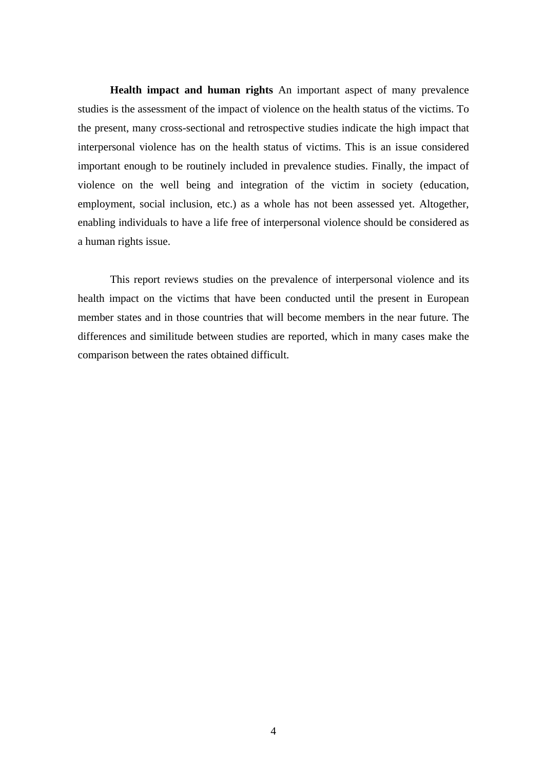**Health impact and human rights** An important aspect of many prevalence studies is the assessment of the impact of violence on the health status of the victims. To the present, many cross-sectional and retrospective studies indicate the high impact that interpersonal violence has on the health status of victims. This is an issue considered important enough to be routinely included in prevalence studies. Finally, the impact of violence on the well being and integration of the victim in society (education, employment, social inclusion, etc.) as a whole has not been assessed yet. Altogether, enabling individuals to have a life free of interpersonal violence should be considered as a human rights issue.

This report reviews studies on the prevalence of interpersonal violence and its health impact on the victims that have been conducted until the present in European member states and in those countries that will become members in the near future. The differences and similitude between studies are reported, which in many cases make the comparison between the rates obtained difficult.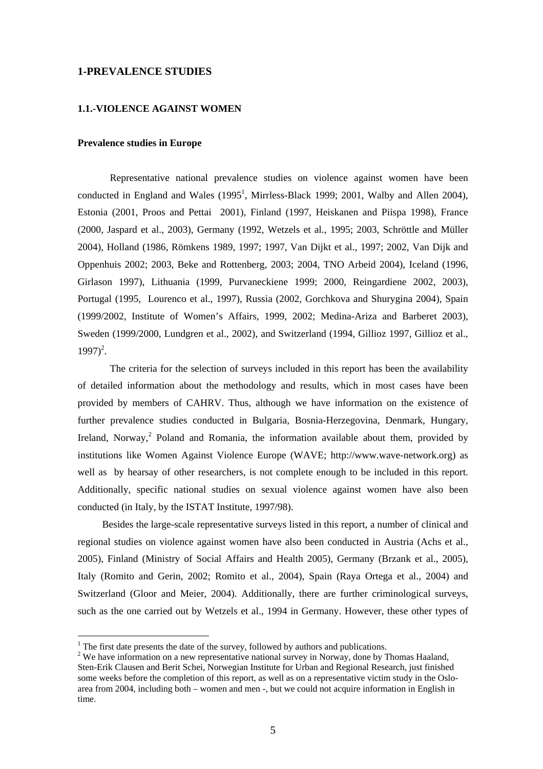# 1-PREVALENCE STUDIES

## 1.1.-VIOLENCE AGAINST WOMEN

### Prevalence studies in Europe

Representative national prevalence studies on violence against women have been conducted in England and Wales (1995[1], Mirrless-Black 1999; 2001, Walby and Allen 2004), Estonia (2001, Proos and Pettai 2001), Finland (1997, Heiskanen and Piispa 1998), France (2000, Jaspard et al., 2003), Germany (1992, Wetzels et al., 1995; 2003, Schröttle and Müller 2004), Holland (1986, Römkens 1989, 1997; 1997, Van Dijkt et al., 1997; 2002, Van Dijk and Oppenhuis 2002; 2003, Beke and Rottenberg, 2003; 2004, TNO Arbeid 2004), Iceland (1996, Girlason 1997), Lithuania (1999, Purvaneckiene 1999; 2000, Reingardiene 2002, 2003), Portugal (1995, Lourenco et al., 1997), Russia (2002, Gorchkova and Shurygina 2004), Spain (1999/2002, Institute of Women's Affairs, 1999, 2002; Medina-Ariza and Barberet 2003), Sweden (1999/2000, Lundgren et al., 2002), and Switzerland (1994, Gillioz 1997, Gillioz et al., 1997)[2].

The criteria for the selection of surveys included in this report has been the availability of detailed information about the methodology and results, which in most cases have been provided by members of CAHRV. Thus, although we have information on the existence of further prevalence studies conducted in Bulgaria, Bosnia-Herzegovina, Denmark, Hungary, Ireland, Norway,[2] Poland and Romania, the information available about them, provided by institutions like Women Against Violence Europe (WAVE; http://www.wave-network.org) as well as by hearsay of other researchers, is not complete enough to be included in this report. Additionally, specific national studies on sexual violence against women have also been conducted (in Italy, by the ISTAT Institute, 1997/98).

Besides the large-scale representative surveys listed in this report, a number of clinical and regional studies on violence against women have also been conducted in Austria (Achs et al., 2005), Finland (Ministry of Social Affairs and Health 2005), Germany (Brzank et al., 2005), Italy (Romito and Gerin, 2002; Romito et al., 2004), Spain (Raya Ortega et al., 2004) and Switzerland (Gloor and Meier, 2004). Additionally, there are further criminological surveys, such as the one carried out by Wetzels et al., 1994 in Germany. However, these other types of

---

[1] The first date presents the date of the survey, followed by authors and publications.

[2] We have information on a new representative national survey in Norway, done by Thomas Haaland, Sten-Erik Clausen and Berit Schei, Norwegian Institute for Urban and Regional Research, just finished some weeks before the completion of this report, as well as on a representative victim study in the Oslo-area from 2004, including both – women and men -, but we could not acquire information in English in time.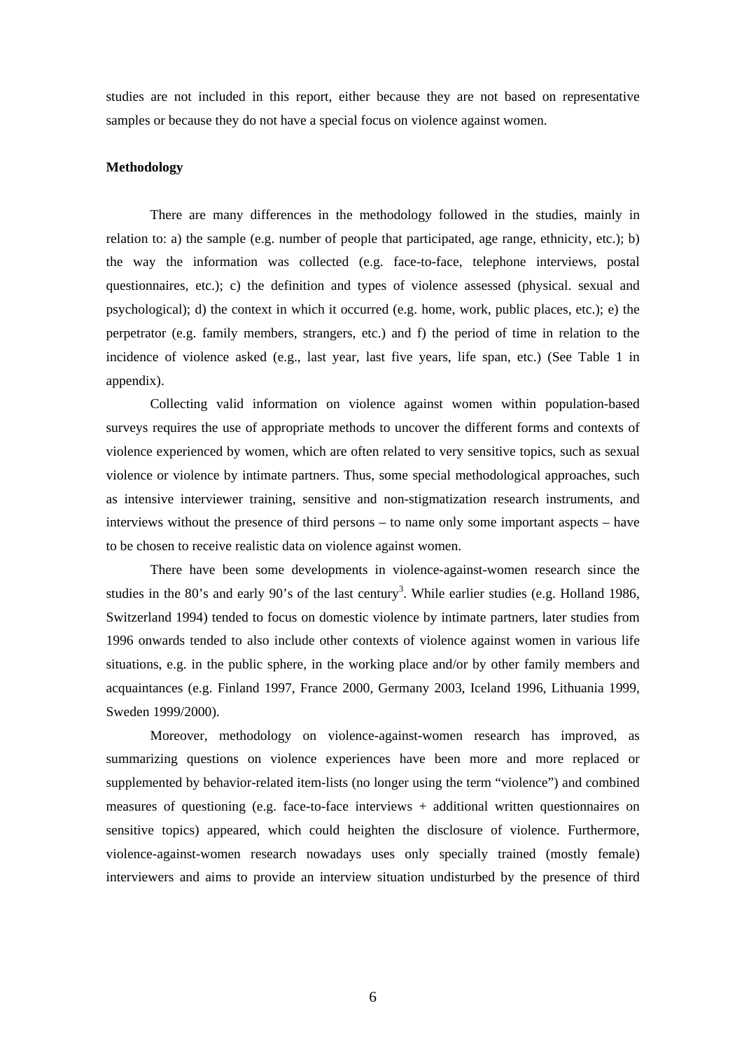studies are not included in this report, either because they are not based on representative samples or because they do not have a special focus on violence against women.

**Methodology**

There are many differences in the methodology followed in the studies, mainly in relation to: a) the sample (e.g. number of people that participated, age range, ethnicity, etc.); b) the way the information was collected (e.g. face-to-face, telephone interviews, postal questionnaires, etc.); c) the definition and types of violence assessed (physical. sexual and psychological); d) the context in which it occurred (e.g. home, work, public places, etc.); e) the perpetrator (e.g. family members, strangers, etc.) and f) the period of time in relation to the incidence of violence asked (e.g., last year, last five years, life span, etc.) (See Table 1 in appendix).

Collecting valid information on violence against women within population-based surveys requires the use of appropriate methods to uncover the different forms and contexts of violence experienced by women, which are often related to very sensitive topics, such as sexual violence or violence by intimate partners. Thus, some special methodological approaches, such as intensive interviewer training, sensitive and non-stigmatization research instruments, and interviews without the presence of third persons – to name only some important aspects – have to be chosen to receive realistic data on violence against women.

There have been some developments in violence-against-women research since the studies in the 80's and early 90's of the last century[3]. While earlier studies (e.g. Holland 1986, Switzerland 1994) tended to focus on domestic violence by intimate partners, later studies from 1996 onwards tended to also include other contexts of violence against women in various life situations, e.g. in the public sphere, in the working place and/or by other family members and acquaintances (e.g. Finland 1997, France 2000, Germany 2003, Iceland 1996, Lithuania 1999, Sweden 1999/2000).

Moreover, methodology on violence-against-women research has improved, as summarizing questions on violence experiences have been more and more replaced or supplemented by behavior-related item-lists (no longer using the term "violence") and combined measures of questioning (e.g. face-to-face interviews + additional written questionnaires on sensitive topics) appeared, which could heighten the disclosure of violence. Furthermore, violence-against-women research nowadays uses only specially trained (mostly female) interviewers and aims to provide an interview situation undisturbed by the presence of third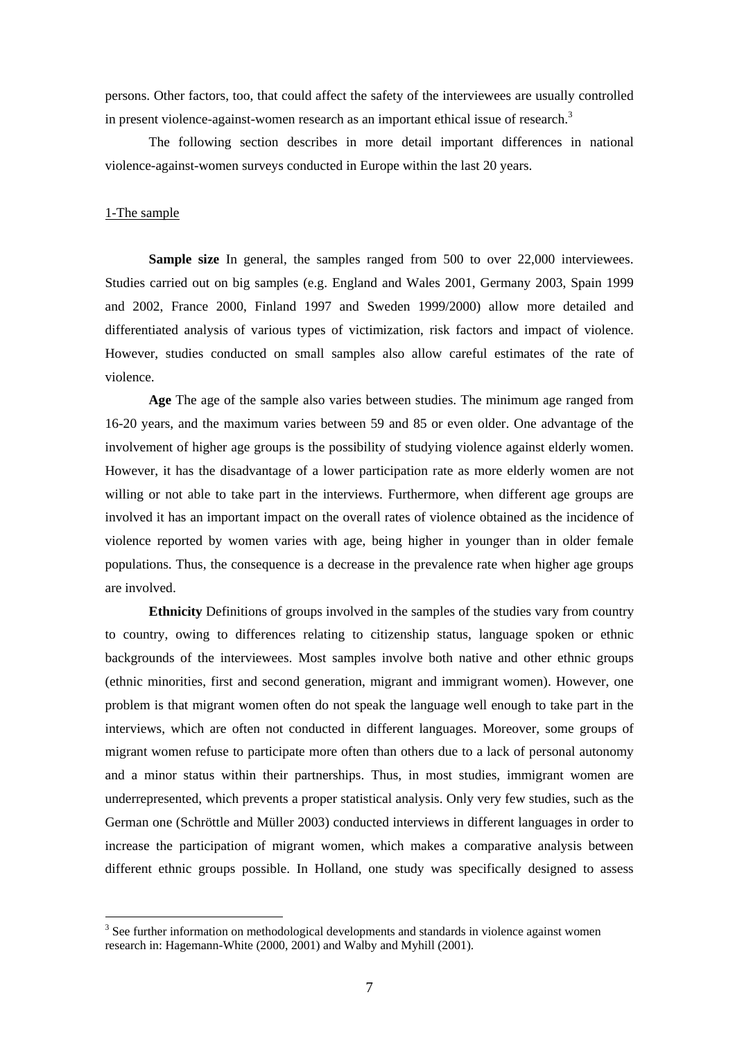persons. Other factors, too, that could affect the safety of the interviewees are usually controlled in present violence-against-women research as an important ethical issue of research.[3]

The following section describes in more detail important differences in national violence-against-women surveys conducted in Europe within the last 20 years.

1-The sample

**Sample size** In general, the samples ranged from 500 to over 22,000 interviewees. Studies carried out on big samples (e.g. England and Wales 2001, Germany 2003, Spain 1999 and 2002, France 2000, Finland 1997 and Sweden 1999/2000) allow more detailed and differentiated analysis of various types of victimization, risk factors and impact of violence. However, studies conducted on small samples also allow careful estimates of the rate of violence.

**Age** The age of the sample also varies between studies. The minimum age ranged from 16-20 years, and the maximum varies between 59 and 85 or even older. One advantage of the involvement of higher age groups is the possibility of studying violence against elderly women. However, it has the disadvantage of a lower participation rate as more elderly women are not willing or not able to take part in the interviews. Furthermore, when different age groups are involved it has an important impact on the overall rates of violence obtained as the incidence of violence reported by women varies with age, being higher in younger than in older female populations. Thus, the consequence is a decrease in the prevalence rate when higher age groups are involved.

**Ethnicity** Definitions of groups involved in the samples of the studies vary from country to country, owing to differences relating to citizenship status, language spoken or ethnic backgrounds of the interviewees. Most samples involve both native and other ethnic groups (ethnic minorities, first and second generation, migrant and immigrant women). However, one problem is that migrant women often do not speak the language well enough to take part in the interviews, which are often not conducted in different languages. Moreover, some groups of migrant women refuse to participate more often than others due to a lack of personal autonomy and a minor status within their partnerships. Thus, in most studies, immigrant women are underrepresented, which prevents a proper statistical analysis. Only very few studies, such as the German one (Schröttle and Müller 2003) conducted interviews in different languages in order to increase the participation of migrant women, which makes a comparative analysis between different ethnic groups possible. In Holland, one study was specifically designed to assess

[3] See further information on methodological developments and standards in violence against women research in: Hagemann-White (2000, 2001) and Walby and Myhill (2001).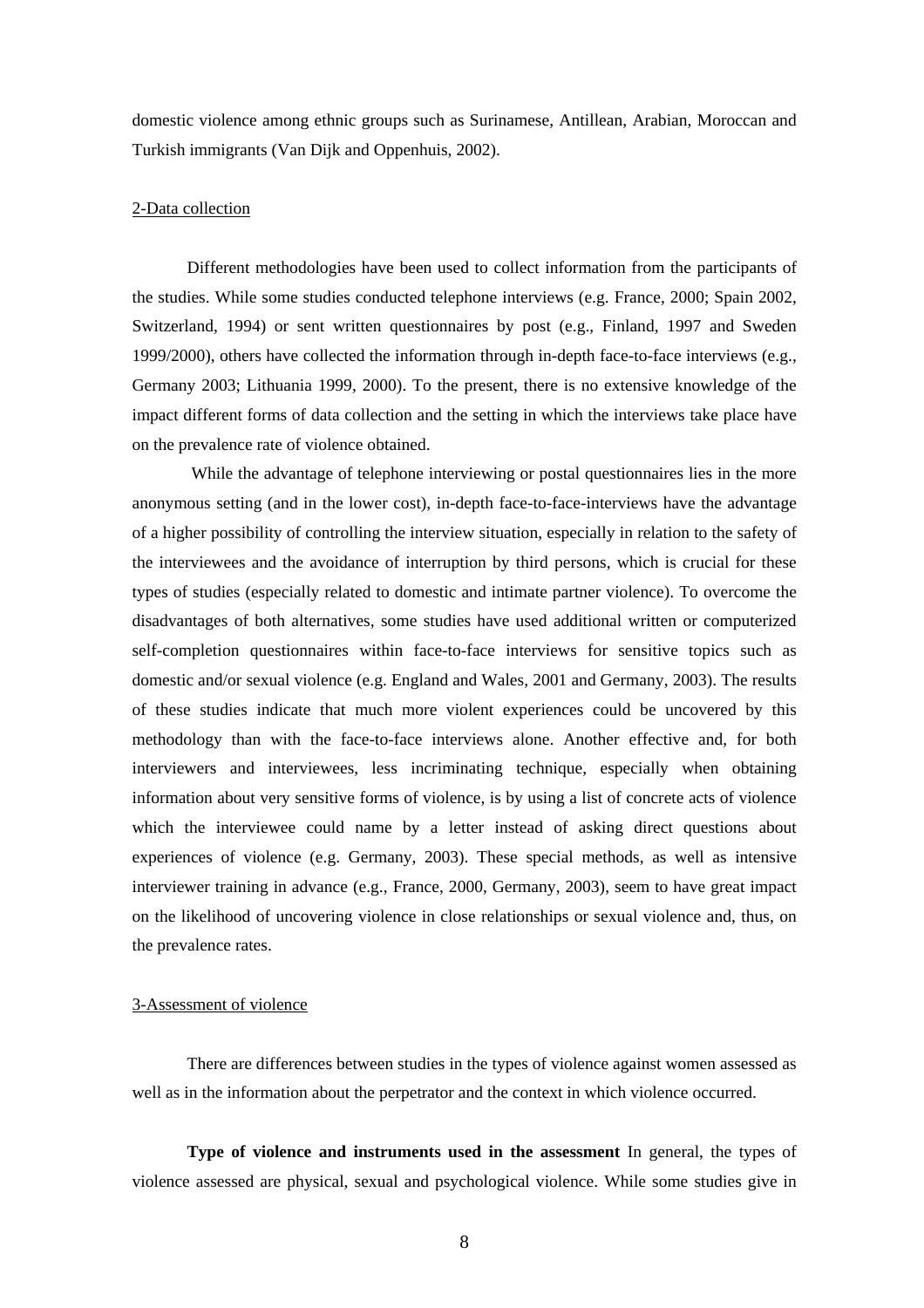domestic violence among ethnic groups such as Surinamese, Antillean, Arabian, Moroccan and Turkish immigrants (Van Dijk and Oppenhuis, 2002).

## 2-Data collection

Different methodologies have been used to collect information from the participants of the studies. While some studies conducted telephone interviews (e.g. France, 2000; Spain 2002, Switzerland, 1994) or sent written questionnaires by post (e.g., Finland, 1997 and Sweden 1999/2000), others have collected the information through in-depth face-to-face interviews (e.g., Germany 2003; Lithuania 1999, 2000). To the present, there is no extensive knowledge of the impact different forms of data collection and the setting in which the interviews take place have on the prevalence rate of violence obtained.

While the advantage of telephone interviewing or postal questionnaires lies in the more anonymous setting (and in the lower cost), in-depth face-to-face-interviews have the advantage of a higher possibility of controlling the interview situation, especially in relation to the safety of the interviewees and the avoidance of interruption by third persons, which is crucial for these types of studies (especially related to domestic and intimate partner violence). To overcome the disadvantages of both alternatives, some studies have used additional written or computerized self-completion questionnaires within face-to-face interviews for sensitive topics such as domestic and/or sexual violence (e.g. England and Wales, 2001 and Germany, 2003). The results of these studies indicate that much more violent experiences could be uncovered by this methodology than with the face-to-face interviews alone. Another effective and, for both interviewers and interviewees, less incriminating technique, especially when obtaining information about very sensitive forms of violence, is by using a list of concrete acts of violence which the interviewee could name by a letter instead of asking direct questions about experiences of violence (e.g. Germany, 2003). These special methods, as well as intensive interviewer training in advance (e.g., France, 2000, Germany, 2003), seem to have great impact on the likelihood of uncovering violence in close relationships or sexual violence and, thus, on the prevalence rates.

## 3-Assessment of violence

There are differences between studies in the types of violence against women assessed as well as in the information about the perpetrator and the context in which violence occurred.

**Type of violence and instruments used in the assessment** In general, the types of violence assessed are physical, sexual and psychological violence. While some studies give in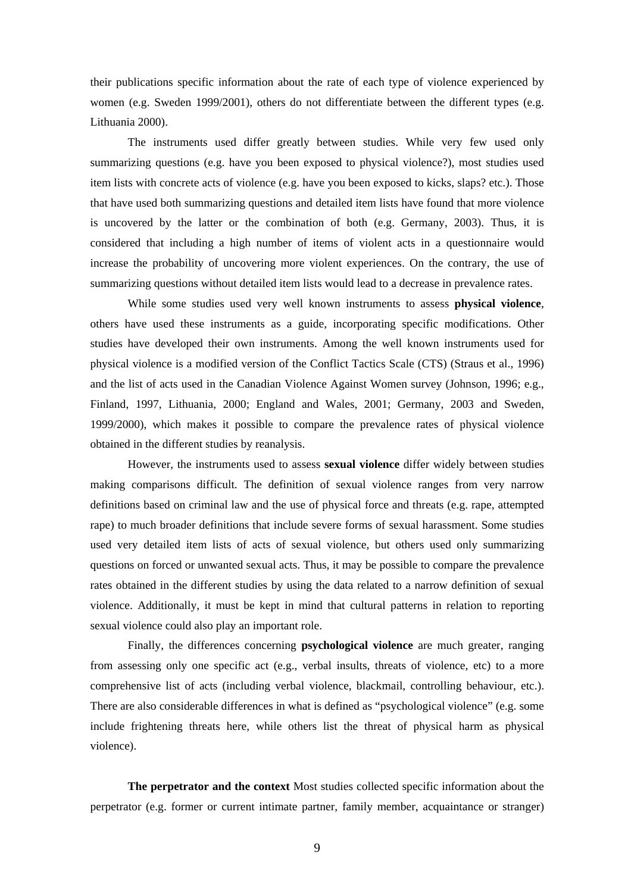their publications specific information about the rate of each type of violence experienced by women (e.g. Sweden 1999/2001), others do not differentiate between the different types (e.g. Lithuania 2000).

The instruments used differ greatly between studies. While very few used only summarizing questions (e.g. have you been exposed to physical violence?), most studies used item lists with concrete acts of violence (e.g. have you been exposed to kicks, slaps? etc.). Those that have used both summarizing questions and detailed item lists have found that more violence is uncovered by the latter or the combination of both (e.g. Germany, 2003). Thus, it is considered that including a high number of items of violent acts in a questionnaire would increase the probability of uncovering more violent experiences. On the contrary, the use of summarizing questions without detailed item lists would lead to a decrease in prevalence rates.

While some studies used very well known instruments to assess **physical violence**, others have used these instruments as a guide, incorporating specific modifications. Other studies have developed their own instruments. Among the well known instruments used for physical violence is a modified version of the Conflict Tactics Scale (CTS) (Straus et al., 1996) and the list of acts used in the Canadian Violence Against Women survey (Johnson, 1996; e.g., Finland, 1997, Lithuania, 2000; England and Wales, 2001; Germany, 2003 and Sweden, 1999/2000), which makes it possible to compare the prevalence rates of physical violence obtained in the different studies by reanalysis.

However, the instruments used to assess **sexual violence** differ widely between studies making comparisons difficult. The definition of sexual violence ranges from very narrow definitions based on criminal law and the use of physical force and threats (e.g. rape, attempted rape) to much broader definitions that include severe forms of sexual harassment. Some studies used very detailed item lists of acts of sexual violence, but others used only summarizing questions on forced or unwanted sexual acts. Thus, it may be possible to compare the prevalence rates obtained in the different studies by using the data related to a narrow definition of sexual violence. Additionally, it must be kept in mind that cultural patterns in relation to reporting sexual violence could also play an important role.

Finally, the differences concerning **psychological violence** are much greater, ranging from assessing only one specific act (e.g., verbal insults, threats of violence, etc) to a more comprehensive list of acts (including verbal violence, blackmail, controlling behaviour, etc.). There are also considerable differences in what is defined as "psychological violence" (e.g. some include frightening threats here, while others list the threat of physical harm as physical violence).

**The perpetrator and the context** Most studies collected specific information about the perpetrator (e.g. former or current intimate partner, family member, acquaintance or stranger)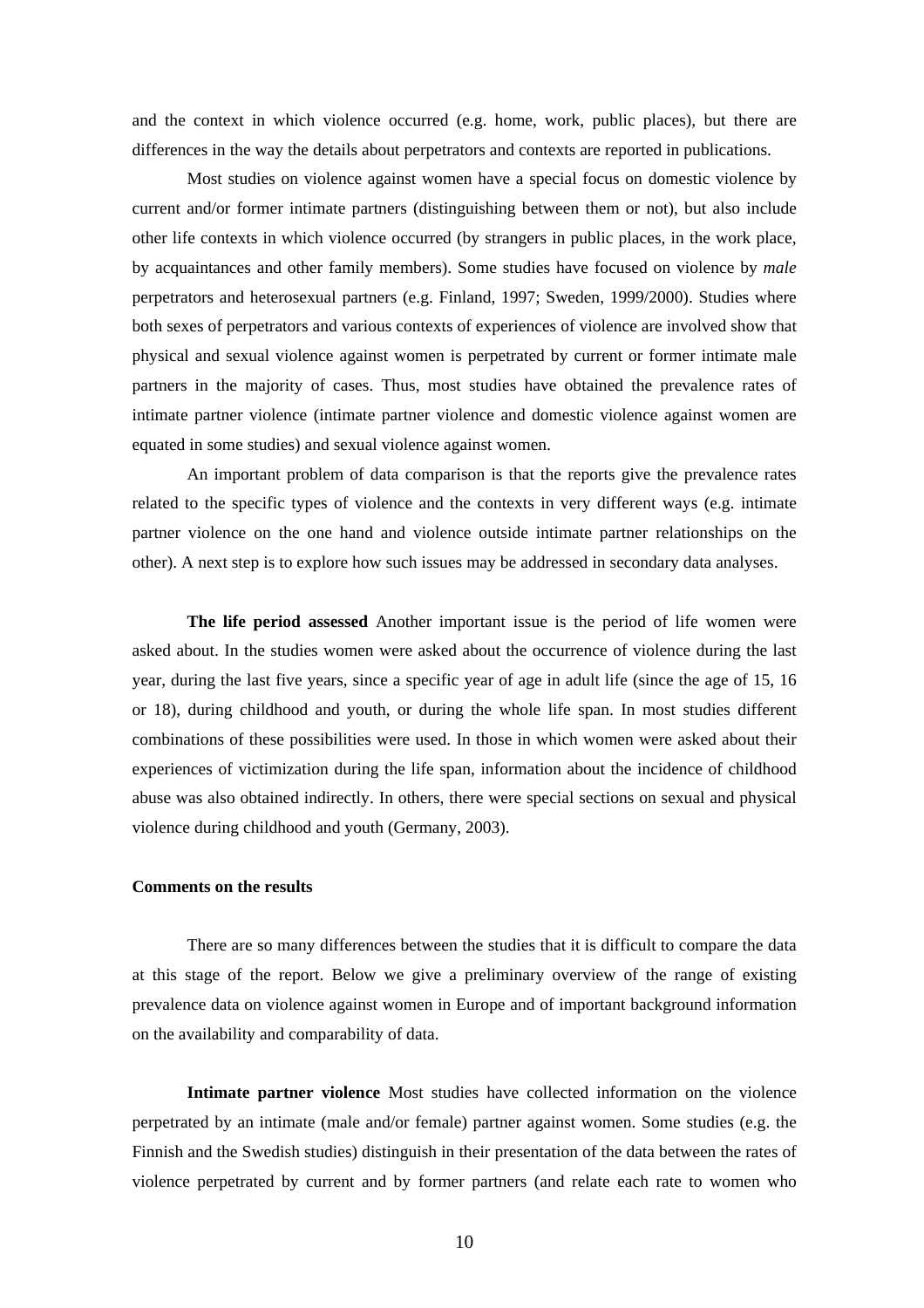and the context in which violence occurred (e.g. home, work, public places), but there are differences in the way the details about perpetrators and contexts are reported in publications.

Most studies on violence against women have a special focus on domestic violence by current and/or former intimate partners (distinguishing between them or not), but also include other life contexts in which violence occurred (by strangers in public places, in the work place, by acquaintances and other family members). Some studies have focused on violence by *male* perpetrators and heterosexual partners (e.g. Finland, 1997; Sweden, 1999/2000). Studies where both sexes of perpetrators and various contexts of experiences of violence are involved show that physical and sexual violence against women is perpetrated by current or former intimate male partners in the majority of cases. Thus, most studies have obtained the prevalence rates of intimate partner violence (intimate partner violence and domestic violence against women are equated in some studies) and sexual violence against women.

An important problem of data comparison is that the reports give the prevalence rates related to the specific types of violence and the contexts in very different ways (e.g. intimate partner violence on the one hand and violence outside intimate partner relationships on the other). A next step is to explore how such issues may be addressed in secondary data analyses.

**The life period assessed** Another important issue is the period of life women were asked about. In the studies women were asked about the occurrence of violence during the last year, during the last five years, since a specific year of age in adult life (since the age of 15, 16 or 18), during childhood and youth, or during the whole life span. In most studies different combinations of these possibilities were used. In those in which women were asked about their experiences of victimization during the life span, information about the incidence of childhood abuse was also obtained indirectly. In others, there were special sections on sexual and physical violence during childhood and youth (Germany, 2003).

### Comments on the results

There are so many differences between the studies that it is difficult to compare the data at this stage of the report. Below we give a preliminary overview of the range of existing prevalence data on violence against women in Europe and of important background information on the availability and comparability of data.

**Intimate partner violence** Most studies have collected information on the violence perpetrated by an intimate (male and/or female) partner against women. Some studies (e.g. the Finnish and the Swedish studies) distinguish in their presentation of the data between the rates of violence perpetrated by current and by former partners (and relate each rate to women who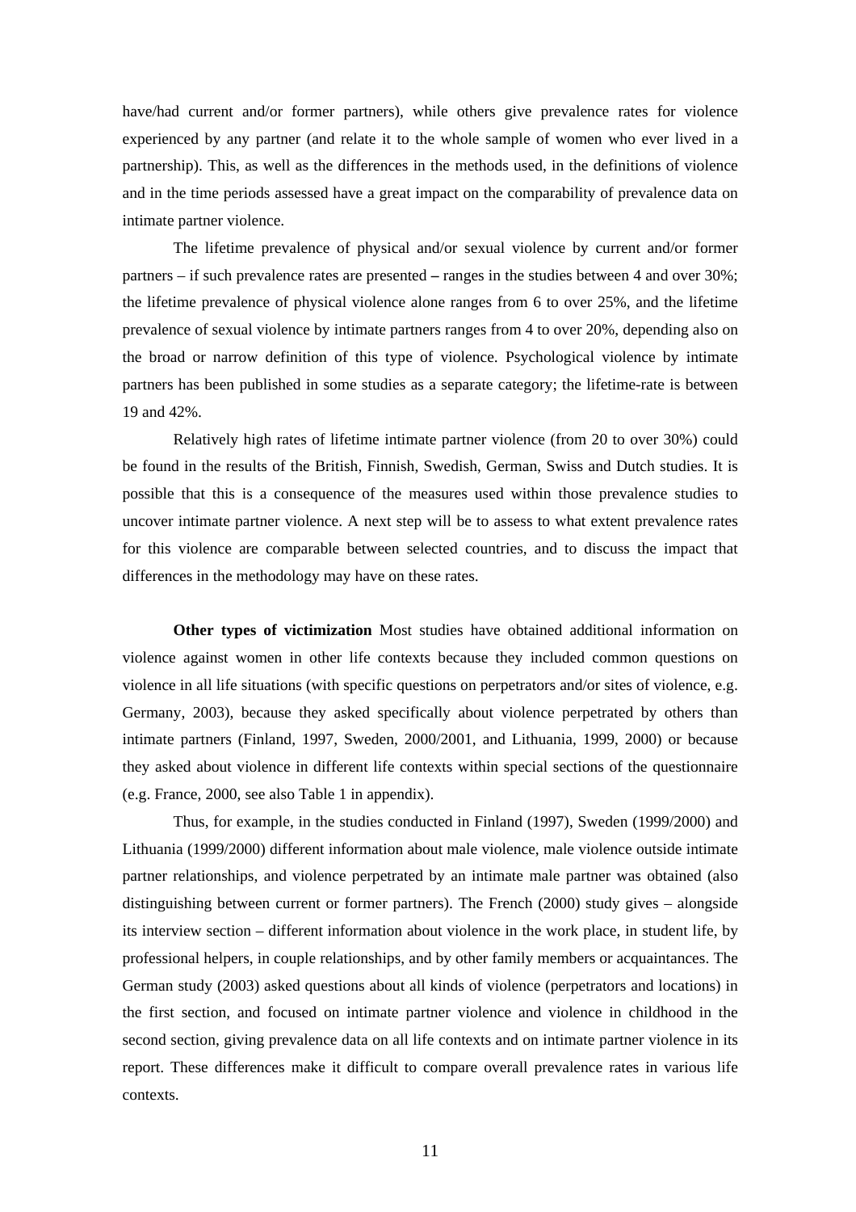have/had current and/or former partners), while others give prevalence rates for violence experienced by any partner (and relate it to the whole sample of women who ever lived in a partnership). This, as well as the differences in the methods used, in the definitions of violence and in the time periods assessed have a great impact on the comparability of prevalence data on intimate partner violence.

The lifetime prevalence of physical and/or sexual violence by current and/or former partners – if such prevalence rates are presented **–** ranges in the studies between 4 and over 30%; the lifetime prevalence of physical violence alone ranges from 6 to over 25%, and the lifetime prevalence of sexual violence by intimate partners ranges from 4 to over 20%, depending also on the broad or narrow definition of this type of violence. Psychological violence by intimate partners has been published in some studies as a separate category; the lifetime-rate is between 19 and 42%.

Relatively high rates of lifetime intimate partner violence (from 20 to over 30%) could be found in the results of the British, Finnish, Swedish, German, Swiss and Dutch studies. It is possible that this is a consequence of the measures used within those prevalence studies to uncover intimate partner violence. A next step will be to assess to what extent prevalence rates for this violence are comparable between selected countries, and to discuss the impact that differences in the methodology may have on these rates.

**Other types of victimization** Most studies have obtained additional information on violence against women in other life contexts because they included common questions on violence in all life situations (with specific questions on perpetrators and/or sites of violence, e.g. Germany, 2003), because they asked specifically about violence perpetrated by others than intimate partners (Finland, 1997, Sweden, 2000/2001, and Lithuania, 1999, 2000) or because they asked about violence in different life contexts within special sections of the questionnaire (e.g. France, 2000, see also Table 1 in appendix).

Thus, for example, in the studies conducted in Finland (1997), Sweden (1999/2000) and Lithuania (1999/2000) different information about male violence, male violence outside intimate partner relationships, and violence perpetrated by an intimate male partner was obtained (also distinguishing between current or former partners). The French (2000) study gives – alongside its interview section – different information about violence in the work place, in student life, by professional helpers, in couple relationships, and by other family members or acquaintances. The German study (2003) asked questions about all kinds of violence (perpetrators and locations) in the first section, and focused on intimate partner violence and violence in childhood in the second section, giving prevalence data on all life contexts and on intimate partner violence in its report. These differences make it difficult to compare overall prevalence rates in various life contexts.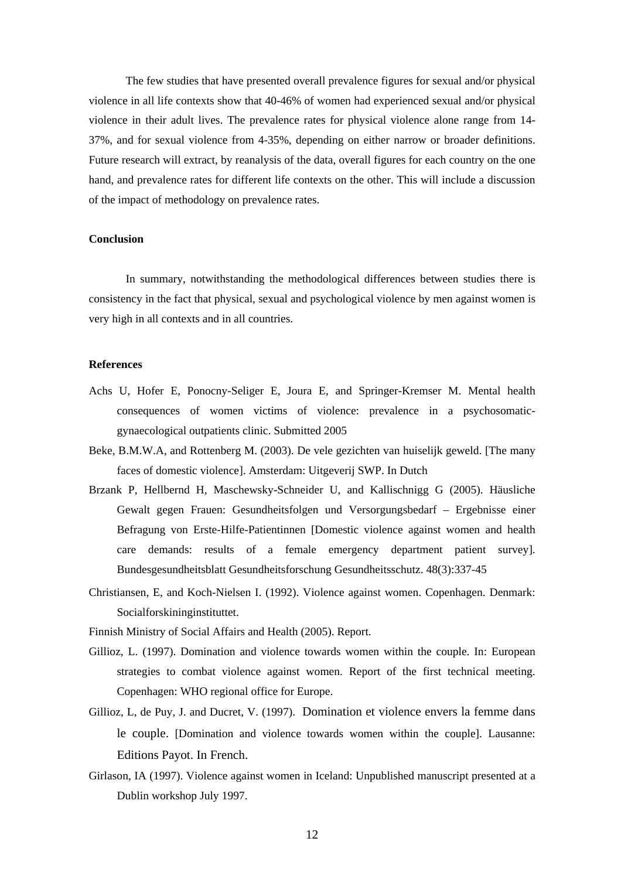The few studies that have presented overall prevalence figures for sexual and/or physical violence in all life contexts show that 40-46% of women had experienced sexual and/or physical violence in their adult lives. The prevalence rates for physical violence alone range from 14-37%, and for sexual violence from 4-35%, depending on either narrow or broader definitions. Future research will extract, by reanalysis of the data, overall figures for each country on the one hand, and prevalence rates for different life contexts on the other. This will include a discussion of the impact of methodology on prevalence rates.

**Conclusion**

In summary, notwithstanding the methodological differences between studies there is consistency in the fact that physical, sexual and psychological violence by men against women is very high in all contexts and in all countries.

**References**

Achs U, Hofer E, Ponocny-Seliger E, Joura E, and Springer-Kremser M. Mental health consequences of women victims of violence: prevalence in a psychosomatic-gynaecological outpatients clinic. Submitted 2005

Beke, B.M.W.A, and Rottenberg M. (2003). De vele gezichten van huiselijk geweld. [The many faces of domestic violence]. Amsterdam: Uitgeverij SWP. In Dutch

Brzank P, Hellbernd H, Maschewsky-Schneider U, and Kallischnigg G (2005). Häusliche Gewalt gegen Frauen: Gesundheitsfolgen und Versorgungsbedarf – Ergebnisse einer Befragung von Erste-Hilfe-Patientinnen [Domestic violence against women and health care demands: results of a female emergency department patient survey]. Bundesgesundheitsblatt Gesundheitsforschung Gesundheitsschutz. 48(3):337-45

Christiansen, E, and Koch-Nielsen I. (1992). Violence against women. Copenhagen. Denmark: Socialforskininginstituttet.

Finnish Ministry of Social Affairs and Health (2005). Report.

Gillioz, L. (1997). Domination and violence towards women within the couple. In: European strategies to combat violence against women. Report of the first technical meeting. Copenhagen: WHO regional office for Europe.

Gillioz, L, de Puy, J. and Ducret, V. (1997). Domination et violence envers la femme dans le couple. [Domination and violence towards women within the couple]. Lausanne: Editions Payot. In French.

Girlason, IA (1997). Violence against women in Iceland: Unpublished manuscript presented at a Dublin workshop July 1997.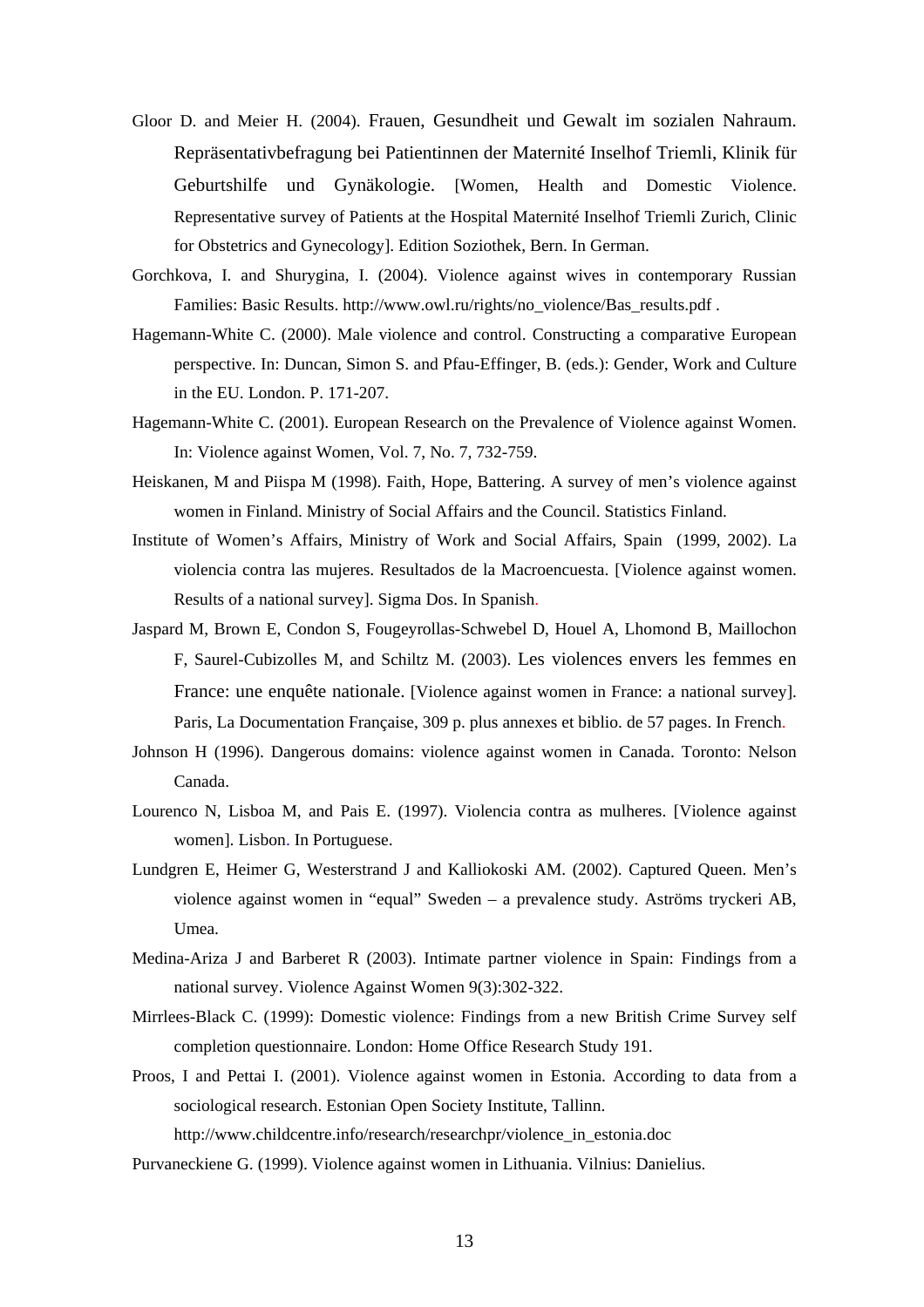Gloor D. and Meier H. (2004). Frauen, Gesundheit und Gewalt im sozialen Nahraum. Repräsentativbefragung bei Patientinnen der Maternité Inselhof Triemli, Klinik für Geburtshilfe und Gynäkologie. [Women, Health and Domestic Violence. Representative survey of Patients at the Hospital Maternité Inselhof Triemli Zurich, Clinic for Obstetrics and Gynecology]. Edition Soziothek, Bern. In German.

Gorchkova, I. and Shurygina, I. (2004). Violence against wives in contemporary Russian Families: Basic Results. http://www.owl.ru/rights/no_violence/Bas_results.pdf .

Hagemann-White C. (2000). Male violence and control. Constructing a comparative European perspective. In: Duncan, Simon S. and Pfau-Effinger, B. (eds.): Gender, Work and Culture in the EU. London. P. 171-207.

Hagemann-White C. (2001). European Research on the Prevalence of Violence against Women. In: Violence against Women, Vol. 7, No. 7, 732-759.

Heiskanen, M and Piispa M (1998). Faith, Hope, Battering. A survey of men's violence against women in Finland. Ministry of Social Affairs and the Council. Statistics Finland.

Institute of Women's Affairs, Ministry of Work and Social Affairs, Spain (1999, 2002). La violencia contra las mujeres. Resultados de la Macroencuesta. [Violence against women. Results of a national survey]. Sigma Dos. In Spanish.

Jaspard M, Brown E, Condon S, Fougeyrollas-Schwebel D, Houel A, Lhomond B, Maillochon F, Saurel-Cubizolles M, and Schiltz M. (2003). Les violences envers les femmes en France: une enquête nationale. [Violence against women in France: a national survey]. Paris, La Documentation Française, 309 p. plus annexes et biblio. de 57 pages. In French.

Johnson H (1996). Dangerous domains: violence against women in Canada. Toronto: Nelson Canada.

Lourenco N, Lisboa M, and Pais E. (1997). Violencia contra as mulheres. [Violence against women]. Lisbon. In Portuguese.

Lundgren E, Heimer G, Westerstrand J and Kalliokoski AM. (2002). Captured Queen. Men's violence against women in "equal" Sweden – a prevalence study. Aströms tryckeri AB, Umea.

Medina-Ariza J and Barberet R (2003). Intimate partner violence in Spain: Findings from a national survey. Violence Against Women 9(3):302-322.

Mirrlees-Black C. (1999): Domestic violence: Findings from a new British Crime Survey self completion questionnaire. London: Home Office Research Study 191.

Proos, I and Pettai I. (2001). Violence against women in Estonia. According to data from a sociological research. Estonian Open Society Institute, Tallinn. http://www.childcentre.info/research/researchpr/violence_in_estonia.doc

Purvaneckiene G. (1999). Violence against women in Lithuania. Vilnius: Danielius.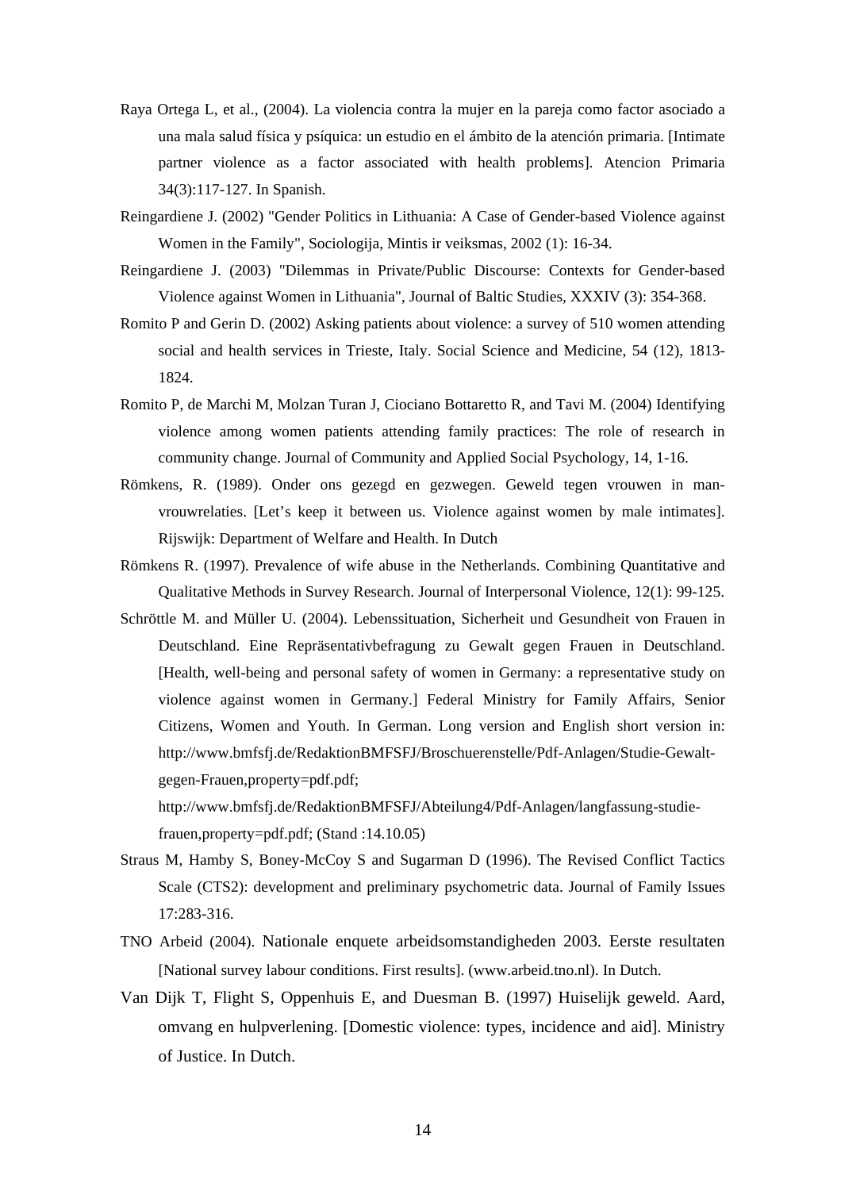Raya Ortega L, et al., (2004). La violencia contra la mujer en la pareja como factor asociado a una mala salud física y psíquica: un estudio en el ámbito de la atención primaria. [Intimate partner violence as a factor associated with health problems]. Atencion Primaria 34(3):117-127. In Spanish.

Reingardiene J. (2002) "Gender Politics in Lithuania: A Case of Gender-based Violence against Women in the Family", Sociologija, Mintis ir veiksmas, 2002 (1): 16-34.

Reingardiene J. (2003) "Dilemmas in Private/Public Discourse: Contexts for Gender-based Violence against Women in Lithuania", Journal of Baltic Studies, XXXIV (3): 354-368.

Romito P and Gerin D. (2002) Asking patients about violence: a survey of 510 women attending social and health services in Trieste, Italy. Social Science and Medicine, 54 (12), 1813-1824.

Romito P, de Marchi M, Molzan Turan J, Ciociano Bottaretto R, and Tavi M. (2004) Identifying violence among women patients attending family practices: The role of research in community change. Journal of Community and Applied Social Psychology, 14, 1-16.

Römkens, R. (1989). Onder ons gezegd en gezwegen. Geweld tegen vrouwen in man-vrouwrelaties. [Let's keep it between us. Violence against women by male intimates]. Rijswijk: Department of Welfare and Health. In Dutch

Römkens R. (1997). Prevalence of wife abuse in the Netherlands. Combining Quantitative and Qualitative Methods in Survey Research. Journal of Interpersonal Violence, 12(1): 99-125.

Schröttle M. and Müller U. (2004). Lebenssituation, Sicherheit und Gesundheit von Frauen in Deutschland. Eine Repräsentativbefragung zu Gewalt gegen Frauen in Deutschland. [Health, well-being and personal safety of women in Germany: a representative study on violence against women in Germany.] Federal Ministry for Family Affairs, Senior Citizens, Women and Youth. In German. Long version and English short version in: http://www.bmfsfj.de/RedaktionBMFSFJ/Broschuerenstelle/Pdf-Anlagen/Studie-Gewalt-gegen-Frauen,property=pdf.pdf; http://www.bmfsfj.de/RedaktionBMFSFJ/Abteilung4/Pdf-Anlagen/langfassung-studie-frauen,property=pdf.pdf; (Stand :14.10.05)

Straus M, Hamby S, Boney-McCoy S and Sugarman D (1996). The Revised Conflict Tactics Scale (CTS2): development and preliminary psychometric data. Journal of Family Issues 17:283-316.

TNO Arbeid (2004). Nationale enquete arbeidsomstandigheden 2003. Eerste resultaten [National survey labour conditions. First results]. (www.arbeid.tno.nl). In Dutch.

Van Dijk T, Flight S, Oppenhuis E, and Duesman B. (1997) Huiselijk geweld. Aard, omvang en hulpverlening. [Domestic violence: types, incidence and aid]. Ministry of Justice. In Dutch.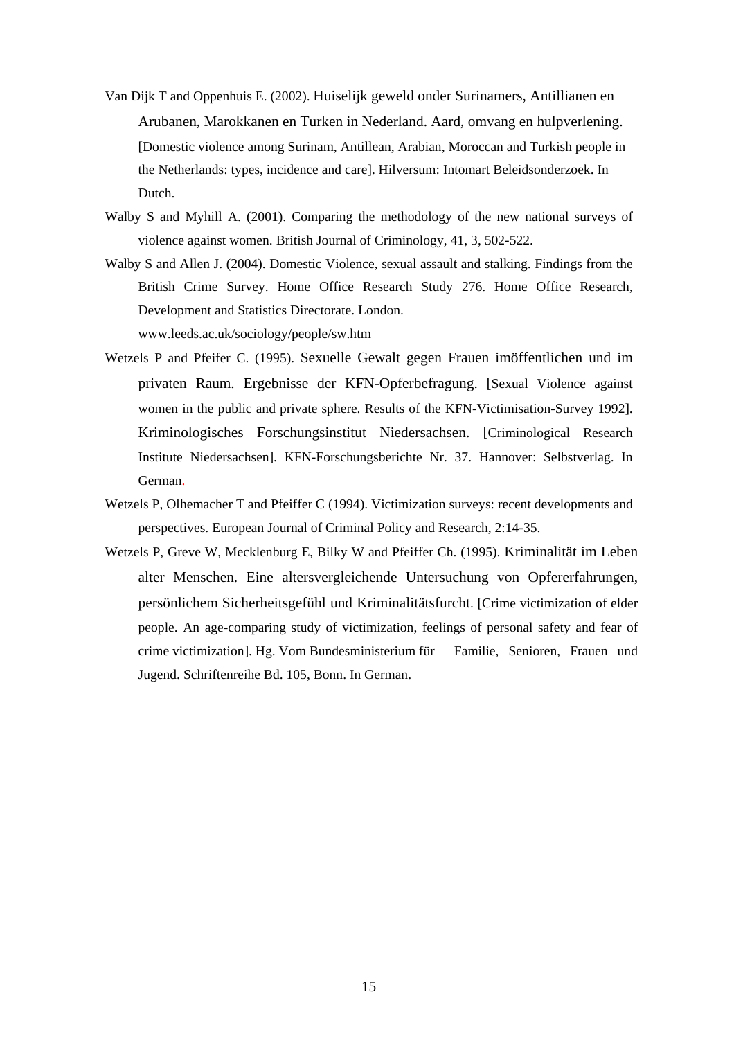Van Dijk T and Oppenhuis E. (2002). Huiselijk geweld onder Surinamers, Antillianen en Arubanen, Marokkanen en Turken in Nederland. Aard, omvang en hulpverlening. [Domestic violence among Surinam, Antillean, Arabian, Moroccan and Turkish people in the Netherlands: types, incidence and care]. Hilversum: Intomart Beleidsonderzoek. In Dutch.

Walby S and Myhill A. (2001). Comparing the methodology of the new national surveys of violence against women. British Journal of Criminology, 41, 3, 502-522.

Walby S and Allen J. (2004). Domestic Violence, sexual assault and stalking. Findings from the British Crime Survey. Home Office Research Study 276. Home Office Research, Development and Statistics Directorate. London. www.leeds.ac.uk/sociology/people/sw.htm

Wetzels P and Pfeifer C. (1995). Sexuelle Gewalt gegen Frauen imöffentlichen und im privaten Raum. Ergebnisse der KFN-Opferbefragung. [Sexual Violence against women in the public and private sphere. Results of the KFN-Victimisation-Survey 1992]. Kriminologisches Forschungsinstitut Niedersachsen. [Criminological Research Institute Niedersachsen]. KFN-Forschungsberichte Nr. 37. Hannover: Selbstverlag. In German.

Wetzels P, Olhemacher T and Pfeiffer C (1994). Victimization surveys: recent developments and perspectives. European Journal of Criminal Policy and Research, 2:14-35.

Wetzels P, Greve W, Mecklenburg E, Bilky W and Pfeiffer Ch. (1995). Kriminalität im Leben alter Menschen. Eine altersvergleichende Untersuchung von Opfererfahrungen, persönlichem Sicherheitsgefühl und Kriminalitätsfurcht. [Crime victimization of elder people. An age-comparing study of victimization, feelings of personal safety and fear of crime victimization]. Hg. Vom Bundesministerium für Familie, Senioren, Frauen und Jugend. Schriftenreihe Bd. 105, Bonn. In German.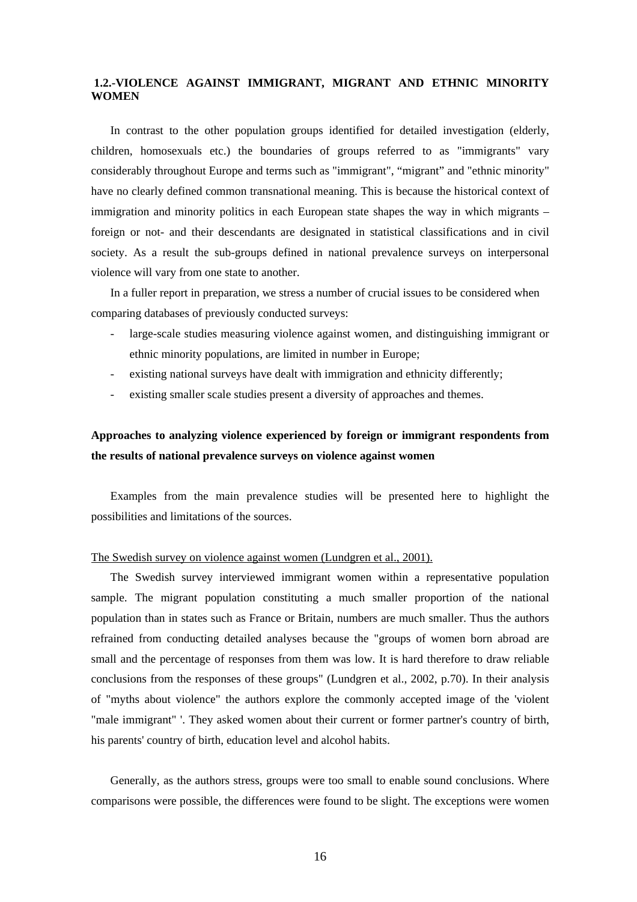## 1.2.-VIOLENCE AGAINST IMMIGRANT, MIGRANT AND ETHNIC MINORITY WOMEN

In contrast to the other population groups identified for detailed investigation (elderly, children, homosexuals etc.) the boundaries of groups referred to as "immigrants" vary considerably throughout Europe and terms such as "immigrant", “migrant” and "ethnic minority" have no clearly defined common transnational meaning. This is because the historical context of immigration and minority politics in each European state shapes the way in which migrants – foreign or not- and their descendants are designated in statistical classifications and in civil society. As a result the sub-groups defined in national prevalence surveys on interpersonal violence will vary from one state to another.

In a fuller report in preparation, we stress a number of crucial issues to be considered when comparing databases of previously conducted surveys:

- large-scale studies measuring violence against women, and distinguishing immigrant or ethnic minority populations, are limited in number in Europe;
- existing national surveys have dealt with immigration and ethnicity differently;
- existing smaller scale studies present a diversity of approaches and themes.

**Approaches to analyzing violence experienced by foreign or immigrant respondents from the results of national prevalence surveys on violence against women**

Examples from the main prevalence studies will be presented here to highlight the possibilities and limitations of the sources.

<u>The Swedish survey on violence against women (Lundgren et al., 2001).</u>

The Swedish survey interviewed immigrant women within a representative population sample. The migrant population constituting a much smaller proportion of the national population than in states such as France or Britain, numbers are much smaller. Thus the authors refrained from conducting detailed analyses because the "groups of women born abroad are small and the percentage of responses from them was low. It is hard therefore to draw reliable conclusions from the responses of these groups" (Lundgren et al., 2002, p.70). In their analysis of "myths about violence" the authors explore the commonly accepted image of the 'violent "male immigrant" '. They asked women about their current or former partner's country of birth, his parents' country of birth, education level and alcohol habits.

Generally, as the authors stress, groups were too small to enable sound conclusions. Where comparisons were possible, the differences were found to be slight. The exceptions were women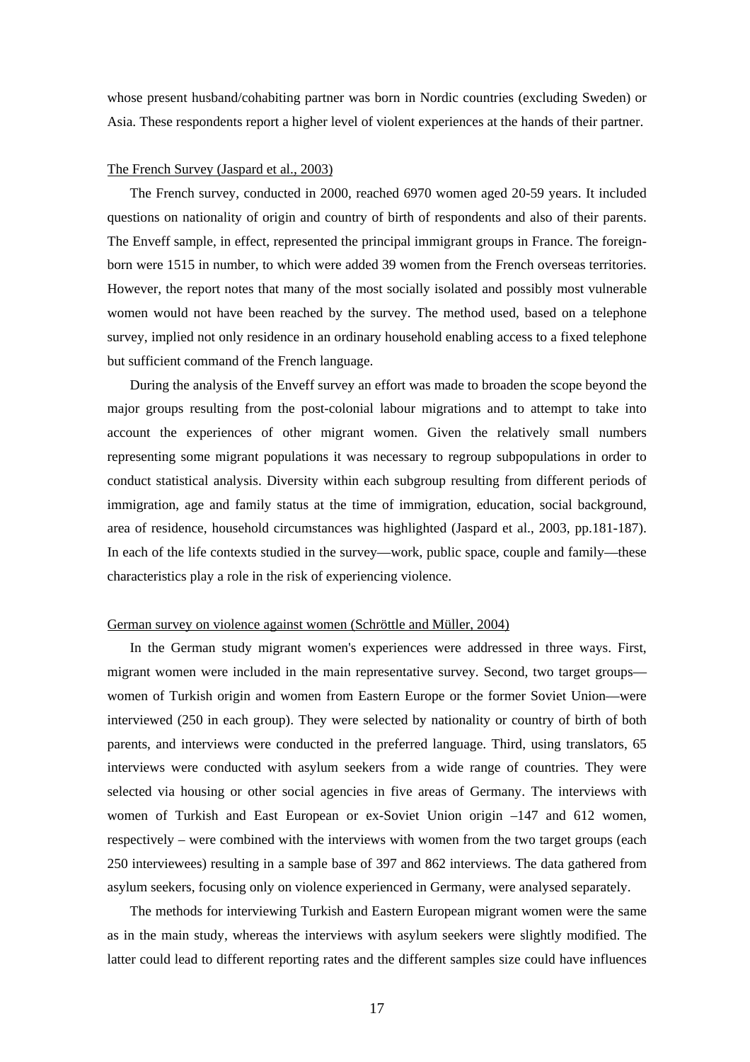whose present husband/cohabiting partner was born in Nordic countries (excluding Sweden) or Asia. These respondents report a higher level of violent experiences at the hands of their partner.

The French Survey (Jaspard et al., 2003)

The French survey, conducted in 2000, reached 6970 women aged 20-59 years. It included questions on nationality of origin and country of birth of respondents and also of their parents. The Enveff sample, in effect, represented the principal immigrant groups in France. The foreign-born were 1515 in number, to which were added 39 women from the French overseas territories. However, the report notes that many of the most socially isolated and possibly most vulnerable women would not have been reached by the survey. The method used, based on a telephone survey, implied not only residence in an ordinary household enabling access to a fixed telephone but sufficient command of the French language.

During the analysis of the Enveff survey an effort was made to broaden the scope beyond the major groups resulting from the post-colonial labour migrations and to attempt to take into account the experiences of other migrant women. Given the relatively small numbers representing some migrant populations it was necessary to regroup subpopulations in order to conduct statistical analysis. Diversity within each subgroup resulting from different periods of immigration, age and family status at the time of immigration, education, social background, area of residence, household circumstances was highlighted (Jaspard et al., 2003, pp.181-187). In each of the life contexts studied in the survey—work, public space, couple and family—these characteristics play a role in the risk of experiencing violence.

German survey on violence against women (Schröttle and Müller, 2004)

In the German study migrant women's experiences were addressed in three ways. First, migrant women were included in the main representative survey. Second, two target groups—women of Turkish origin and women from Eastern Europe or the former Soviet Union—were interviewed (250 in each group). They were selected by nationality or country of birth of both parents, and interviews were conducted in the preferred language. Third, using translators, 65 interviews were conducted with asylum seekers from a wide range of countries. They were selected via housing or other social agencies in five areas of Germany. The interviews with women of Turkish and East European or ex-Soviet Union origin –147 and 612 women, respectively – were combined with the interviews with women from the two target groups (each 250 interviewees) resulting in a sample base of 397 and 862 interviews. The data gathered from asylum seekers, focusing only on violence experienced in Germany, were analysed separately.

The methods for interviewing Turkish and Eastern European migrant women were the same as in the main study, whereas the interviews with asylum seekers were slightly modified. The latter could lead to different reporting rates and the different samples size could have influences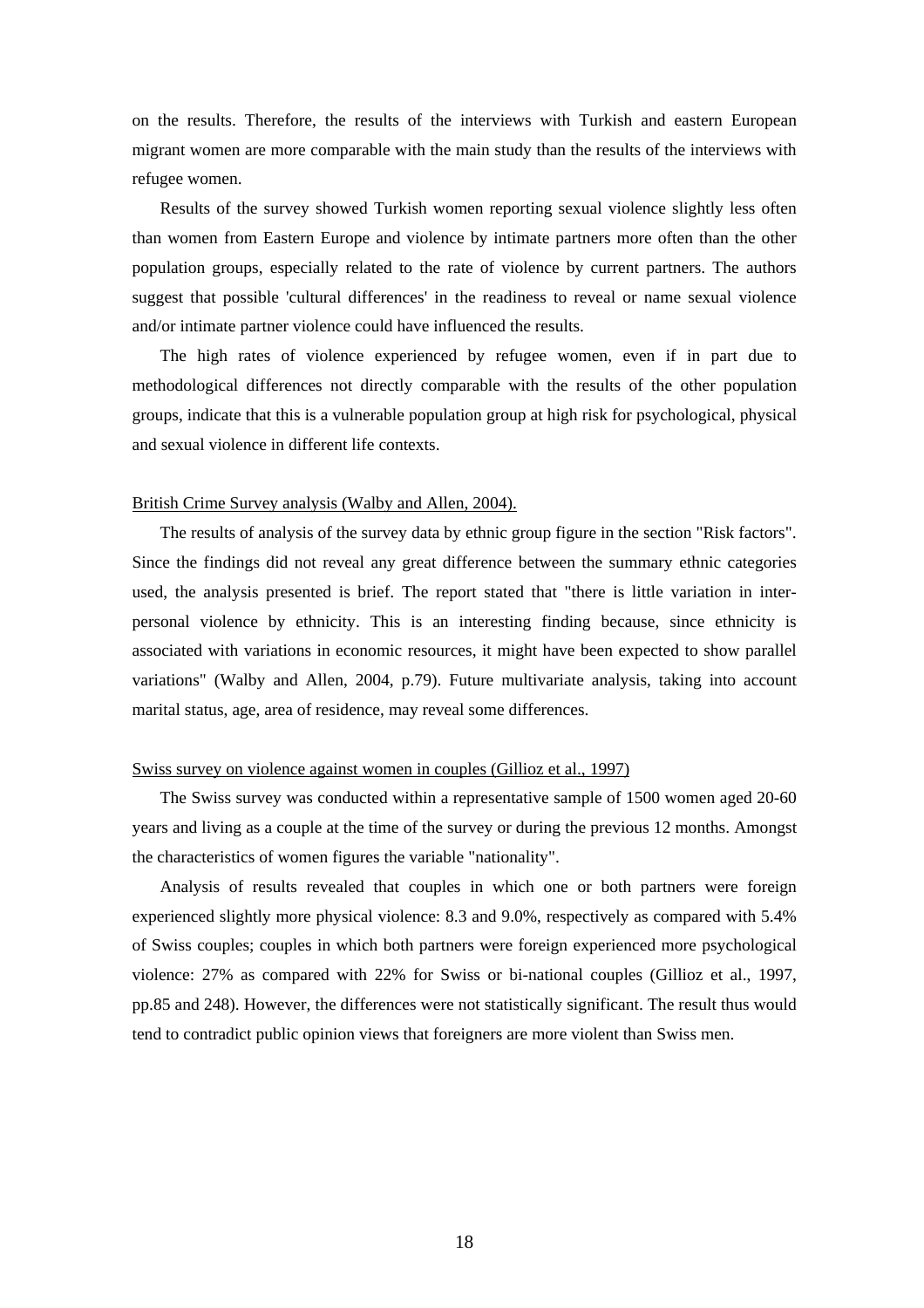on the results. Therefore, the results of the interviews with Turkish and eastern European migrant women are more comparable with the main study than the results of the interviews with refugee women.

Results of the survey showed Turkish women reporting sexual violence slightly less often than women from Eastern Europe and violence by intimate partners more often than the other population groups, especially related to the rate of violence by current partners. The authors suggest that possible 'cultural differences' in the readiness to reveal or name sexual violence and/or intimate partner violence could have influenced the results.

The high rates of violence experienced by refugee women, even if in part due to methodological differences not directly comparable with the results of the other population groups, indicate that this is a vulnerable population group at high risk for psychological, physical and sexual violence in different life contexts.

<u>British Crime Survey analysis (Walby and Allen, 2004).</u>

The results of analysis of the survey data by ethnic group figure in the section "Risk factors". Since the findings did not reveal any great difference between the summary ethnic categories used, the analysis presented is brief. The report stated that "there is little variation in inter-personal violence by ethnicity. This is an interesting finding because, since ethnicity is associated with variations in economic resources, it might have been expected to show parallel variations" (Walby and Allen, 2004, p.79). Future multivariate analysis, taking into account marital status, age, area of residence, may reveal some differences.

<u>Swiss survey on violence against women in couples (Gillioz et al., 1997)</u>

The Swiss survey was conducted within a representative sample of 1500 women aged 20-60 years and living as a couple at the time of the survey or during the previous 12 months. Amongst the characteristics of women figures the variable "nationality".

Analysis of results revealed that couples in which one or both partners were foreign experienced slightly more physical violence: 8.3 and 9.0%, respectively as compared with 5.4% of Swiss couples; couples in which both partners were foreign experienced more psychological violence: 27% as compared with 22% for Swiss or bi-national couples (Gillioz et al., 1997, pp.85 and 248). However, the differences were not statistically significant. The result thus would tend to contradict public opinion views that foreigners are more violent than Swiss men.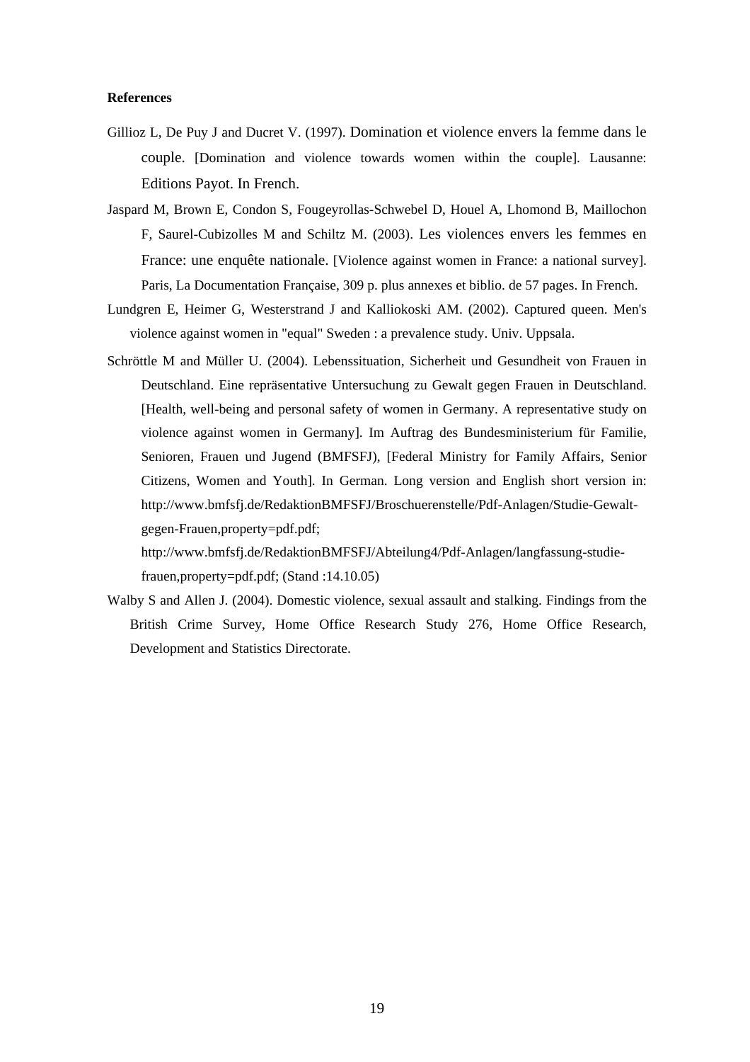**References**

Gillioz L, De Puy J and Ducret V. (1997). Domination et violence envers la femme dans le couple. [Domination and violence towards women within the couple]. Lausanne: Editions Payot. In French.

Jaspard M, Brown E, Condon S, Fougeyrollas-Schwebel D, Houel A, Lhomond B, Maillochon F, Saurel-Cubizolles M and Schiltz M. (2003). Les violences envers les femmes en France: une enquête nationale. [Violence against women in France: a national survey]. Paris, La Documentation Française, 309 p. plus annexes et biblio. de 57 pages. In French.

Lundgren E, Heimer G, Westerstrand J and Kalliokoski AM. (2002). Captured queen. Men's violence against women in "equal" Sweden : a prevalence study. Univ. Uppsala.

Schröttle M and Müller U. (2004). Lebenssituation, Sicherheit und Gesundheit von Frauen in Deutschland. Eine repräsentative Untersuchung zu Gewalt gegen Frauen in Deutschland. [Health, well-being and personal safety of women in Germany. A representative study on violence against women in Germany]. Im Auftrag des Bundesministerium für Familie, Senioren, Frauen und Jugend (BMFSFJ), [Federal Ministry for Family Affairs, Senior Citizens, Women and Youth]. In German. Long version and English short version in: http://www.bmfsfj.de/RedaktionBMFSFJ/Broschuerenstelle/Pdf-Anlagen/Studie-Gewalt-gegen-Frauen,property=pdf.pdf; http://www.bmfsfj.de/RedaktionBMFSFJ/Abteilung4/Pdf-Anlagen/langfassung-studie-frauen,property=pdf.pdf; (Stand :14.10.05)

Walby S and Allen J. (2004). Domestic violence, sexual assault and stalking. Findings from the British Crime Survey, Home Office Research Study 276, Home Office Research, Development and Statistics Directorate.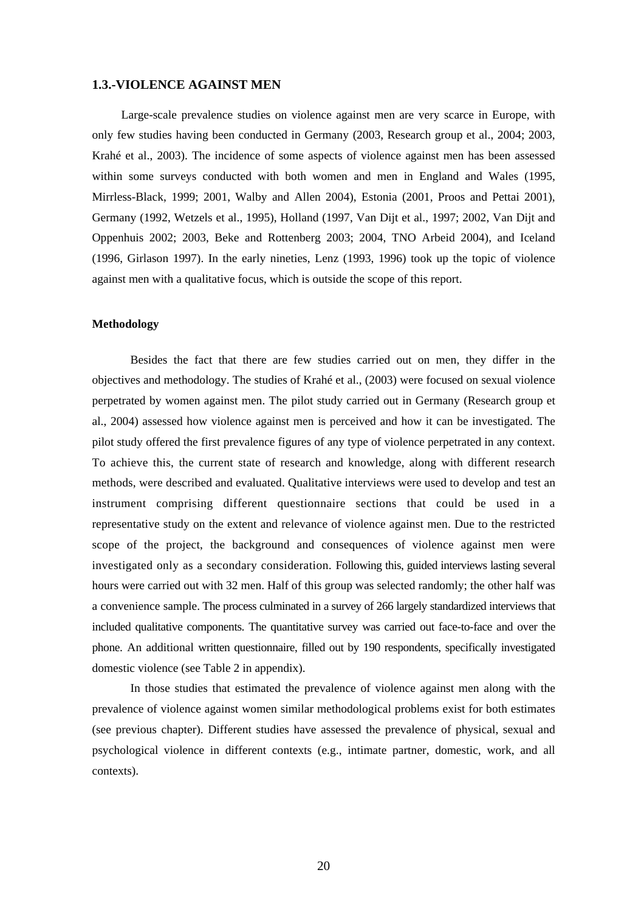### 1.3.-VIOLENCE AGAINST MEN

Large-scale prevalence studies on violence against men are very scarce in Europe, with only few studies having been conducted in Germany (2003, Research group et al., 2004; 2003, Krahé et al., 2003). The incidence of some aspects of violence against men has been assessed within some surveys conducted with both women and men in England and Wales (1995, Mirrless-Black, 1999; 2001, Walby and Allen 2004), Estonia (2001, Proos and Pettai 2001), Germany (1992, Wetzels et al., 1995), Holland (1997, Van Dijt et al., 1997; 2002, Van Dijt and Oppenhuis 2002; 2003, Beke and Rottenberg 2003; 2004, TNO Arbeid 2004), and Iceland (1996, Girlason 1997). In the early nineties, Lenz (1993, 1996) took up the topic of violence against men with a qualitative focus, which is outside the scope of this report.

#### Methodology

Besides the fact that there are few studies carried out on men, they differ in the objectives and methodology. The studies of Krahé et al., (2003) were focused on sexual violence perpetrated by women against men. The pilot study carried out in Germany (Research group et al., 2004) assessed how violence against men is perceived and how it can be investigated. The pilot study offered the first prevalence figures of any type of violence perpetrated in any context. To achieve this, the current state of research and knowledge, along with different research methods, were described and evaluated. Qualitative interviews were used to develop and test an instrument comprising different questionnaire sections that could be used in a representative study on the extent and relevance of violence against men. Due to the restricted scope of the project, the background and consequences of violence against men were investigated only as a secondary consideration. Following this, guided interviews lasting several hours were carried out with 32 men. Half of this group was selected randomly; the other half was a convenience sample. The process culminated in a survey of 266 largely standardized interviews that included qualitative components. The quantitative survey was carried out face-to-face and over the phone. An additional written questionnaire, filled out by 190 respondents, specifically investigated domestic violence (see Table 2 in appendix).

In those studies that estimated the prevalence of violence against men along with the prevalence of violence against women similar methodological problems exist for both estimates (see previous chapter). Different studies have assessed the prevalence of physical, sexual and psychological violence in different contexts (e.g., intimate partner, domestic, work, and all contexts).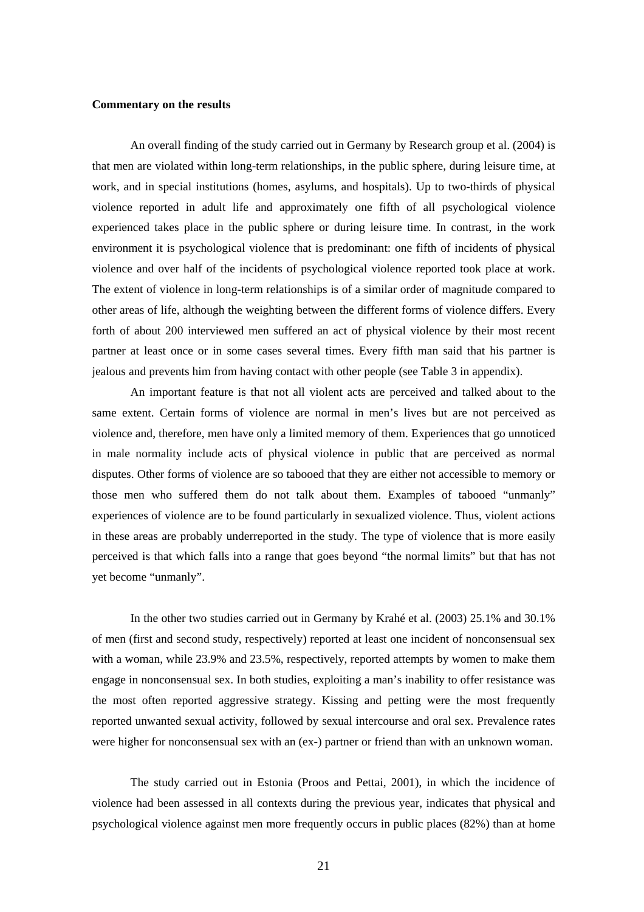**Commentary on the results**

An overall finding of the study carried out in Germany by Research group et al. (2004) is that men are violated within long-term relationships, in the public sphere, during leisure time, at work, and in special institutions (homes, asylums, and hospitals). Up to two-thirds of physical violence reported in adult life and approximately one fifth of all psychological violence experienced takes place in the public sphere or during leisure time. In contrast, in the work environment it is psychological violence that is predominant: one fifth of incidents of physical violence and over half of the incidents of psychological violence reported took place at work. The extent of violence in long-term relationships is of a similar order of magnitude compared to other areas of life, although the weighting between the different forms of violence differs. Every forth of about 200 interviewed men suffered an act of physical violence by their most recent partner at least once or in some cases several times. Every fifth man said that his partner is jealous and prevents him from having contact with other people (see Table 3 in appendix).

An important feature is that not all violent acts are perceived and talked about to the same extent. Certain forms of violence are normal in men's lives but are not perceived as violence and, therefore, men have only a limited memory of them. Experiences that go unnoticed in male normality include acts of physical violence in public that are perceived as normal disputes. Other forms of violence are so tabooed that they are either not accessible to memory or those men who suffered them do not talk about them. Examples of tabooed "unmanly" experiences of violence are to be found particularly in sexualized violence. Thus, violent actions in these areas are probably underreported in the study. The type of violence that is more easily perceived is that which falls into a range that goes beyond "the normal limits" but that has not yet become "unmanly".

In the other two studies carried out in Germany by Krahé et al. (2003) 25.1% and 30.1% of men (first and second study, respectively) reported at least one incident of nonconsensual sex with a woman, while 23.9% and 23.5%, respectively, reported attempts by women to make them engage in nonconsensual sex. In both studies, exploiting a man's inability to offer resistance was the most often reported aggressive strategy. Kissing and petting were the most frequently reported unwanted sexual activity, followed by sexual intercourse and oral sex. Prevalence rates were higher for nonconsensual sex with an (ex-) partner or friend than with an unknown woman.

The study carried out in Estonia (Proos and Pettai, 2001), in which the incidence of violence had been assessed in all contexts during the previous year, indicates that physical and psychological violence against men more frequently occurs in public places (82%) than at home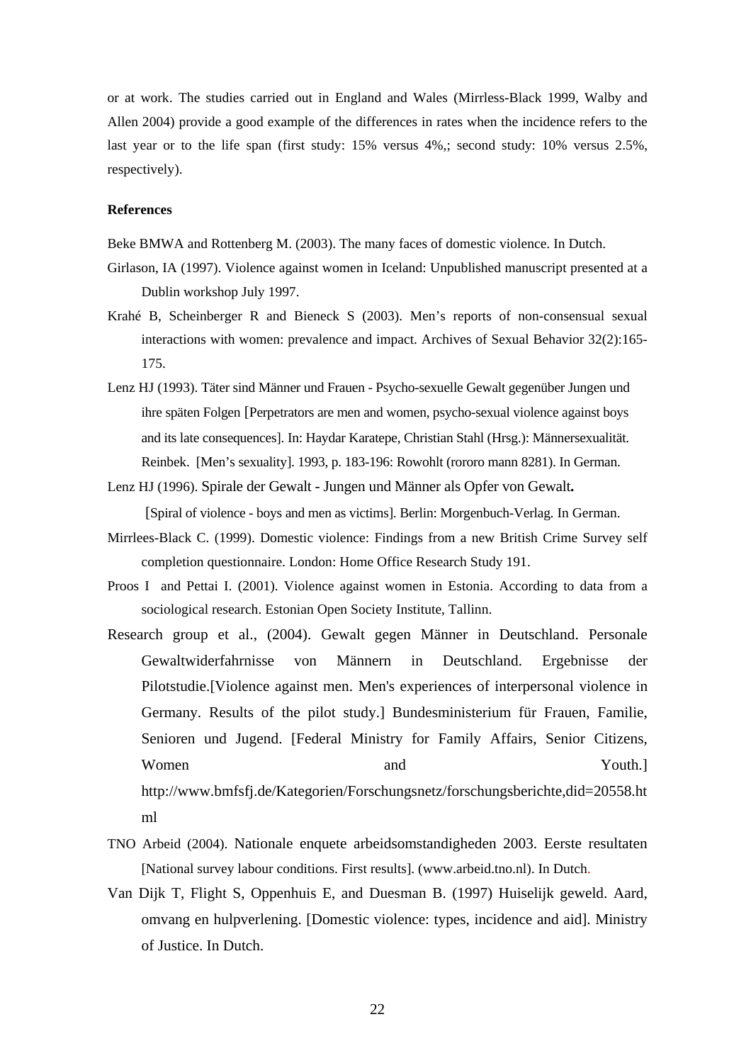or at work. The studies carried out in England and Wales (Mirrless-Black 1999, Walby and Allen 2004) provide a good example of the differences in rates when the incidence refers to the last year or to the life span (first study: 15% versus 4%,; second study: 10% versus 2.5%, respectively).

**References**

Beke BMWA and Rottenberg M. (2003). The many faces of domestic violence. In Dutch.

Girlason, IA (1997). Violence against women in Iceland: Unpublished manuscript presented at a Dublin workshop July 1997.

Krahé B, Scheinberger R and Bieneck S (2003). Men's reports of non-consensual sexual interactions with women: prevalence and impact. Archives of Sexual Behavior 32(2):165-175.

Lenz HJ (1993). Täter sind Männer und Frauen - Psycho-sexuelle Gewalt gegenüber Jungen und ihre späten Folgen [Perpetrators are men and women, psycho-sexual violence against boys and its late consequences]. In: Haydar Karatepe, Christian Stahl (Hrsg.): Männersexualität. Reinbek. [Men's sexuality]. 1993, p. 183-196: Rowohlt (rororo mann 8281). In German.

Lenz HJ (1996). Spirale der Gewalt - Jungen und Männer als Opfer von Gewalt**.** [Spiral of violence - boys and men as victims]. Berlin: Morgenbuch-Verlag. In German.

Mirrlees-Black C. (1999). Domestic violence: Findings from a new British Crime Survey self completion questionnaire. London: Home Office Research Study 191.

Proos I and Pettai I. (2001). Violence against women in Estonia. According to data from a sociological research. Estonian Open Society Institute, Tallinn.

Research group et al., (2004). Gewalt gegen Männer in Deutschland. Personale Gewaltwiderfahrnisse von Männern in Deutschland. Ergebnisse der Pilotstudie.[Violence against men. Men's experiences of interpersonal violence in Germany. Results of the pilot study.] Bundesministerium für Frauen, Familie, Senioren und Jugend. [Federal Ministry for Family Affairs, Senior Citizens, Women and Youth.] http://www.bmfsfj.de/Kategorien/Forschungsnetz/forschungsberichte,did=20558.html

TNO Arbeid (2004). Nationale enquete arbeidsomstandigheden 2003. Eerste resultaten [National survey labour conditions. First results]. (www.arbeid.tno.nl). In Dutch.

Van Dijk T, Flight S, Oppenhuis E, and Duesman B. (1997) Huiselijk geweld. Aard, omvang en hulpverlening. [Domestic violence: types, incidence and aid]. Ministry of Justice. In Dutch.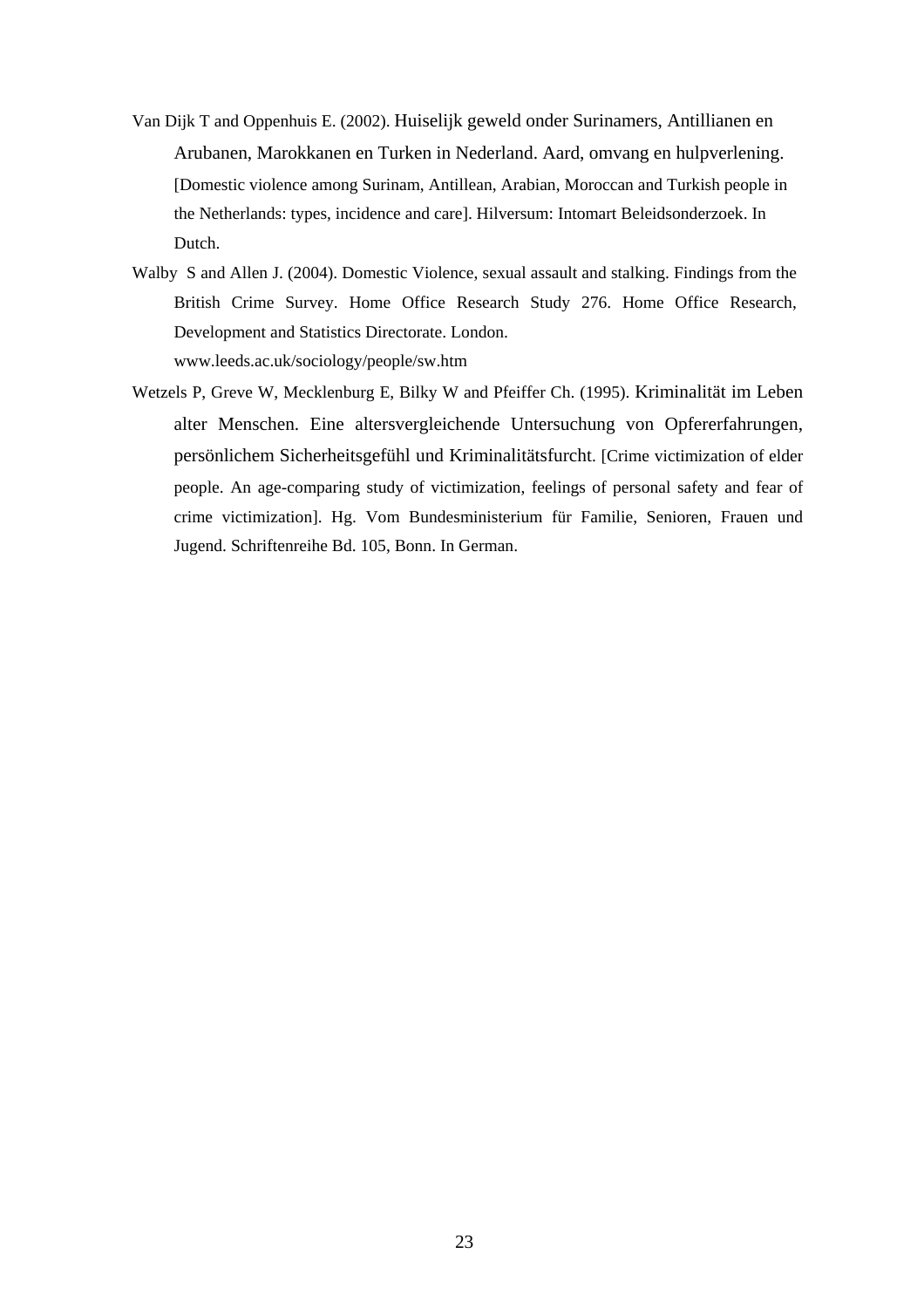Van Dijk T and Oppenhuis E. (2002). Huiselijk geweld onder Surinamers, Antillianen en Arubanen, Marokkanen en Turken in Nederland. Aard, omvang en hulpverlening. [Domestic violence among Surinam, Antillean, Arabian, Moroccan and Turkish people in the Netherlands: types, incidence and care]. Hilversum: Intomart Beleidsonderzoek. In Dutch.

Walby S and Allen J. (2004). Domestic Violence, sexual assault and stalking. Findings from the British Crime Survey. Home Office Research Study 276. Home Office Research, Development and Statistics Directorate. London. www.leeds.ac.uk/sociology/people/sw.htm

Wetzels P, Greve W, Mecklenburg E, Bilky W and Pfeiffer Ch. (1995). Kriminalität im Leben alter Menschen. Eine altersvergleichende Untersuchung von Opfererfahrungen, persönlichem Sicherheitsgefühl und Kriminalitätsfurcht. [Crime victimization of elder people. An age-comparing study of victimization, feelings of personal safety and fear of crime victimization]. Hg. Vom Bundesministerium für Familie, Senioren, Frauen und Jugend. Schriftenreihe Bd. 105, Bonn. In German.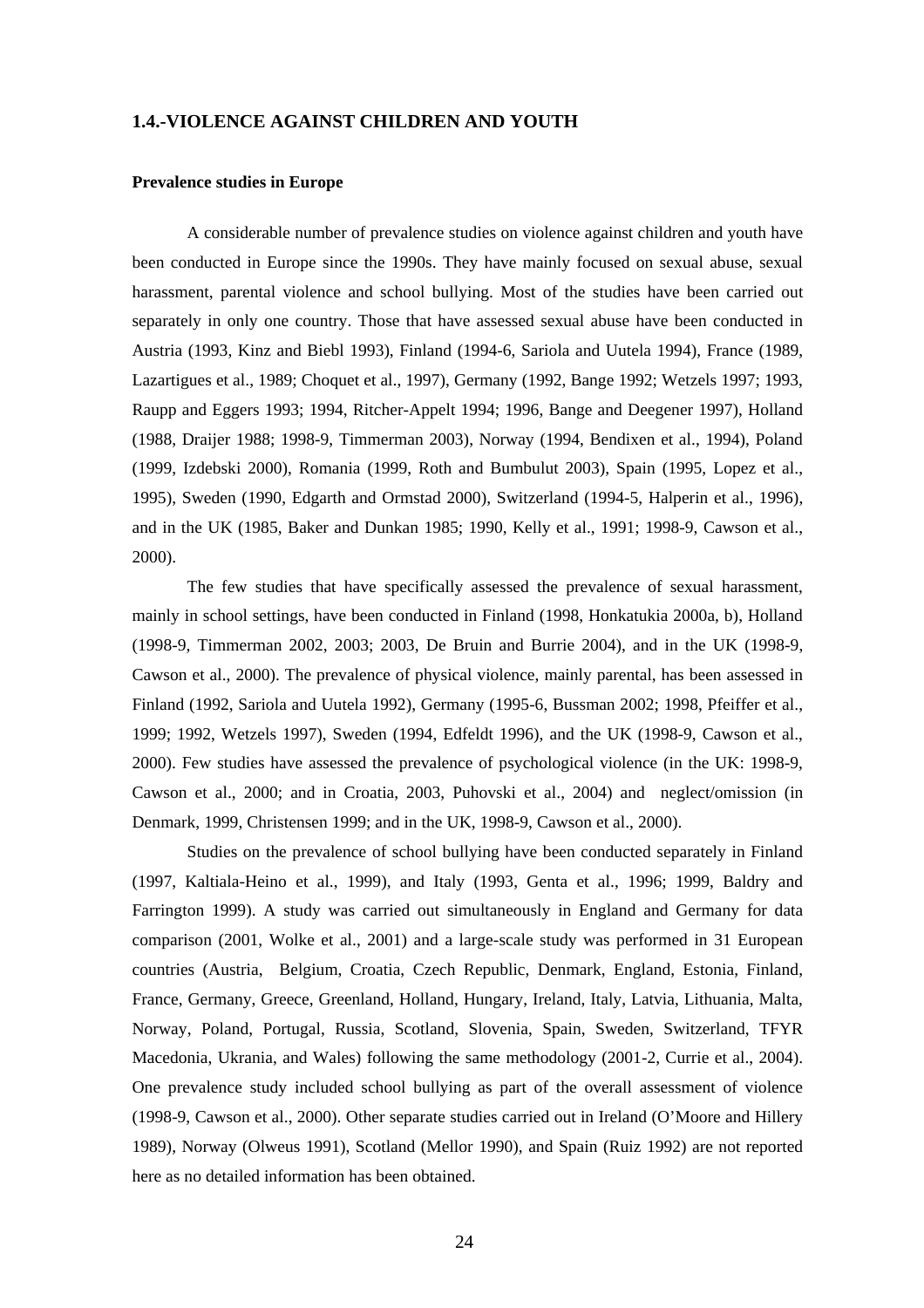## 1.4.-VIOLENCE AGAINST CHILDREN AND YOUTH

### Prevalence studies in Europe

A considerable number of prevalence studies on violence against children and youth have been conducted in Europe since the 1990s. They have mainly focused on sexual abuse, sexual harassment, parental violence and school bullying. Most of the studies have been carried out separately in only one country. Those that have assessed sexual abuse have been conducted in Austria (1993, Kinz and Biebl 1993), Finland (1994-6, Sariola and Uutela 1994), France (1989, Lazartigues et al., 1989; Choquet et al., 1997), Germany (1992, Bange 1992; Wetzels 1997; 1993, Raupp and Eggers 1993; 1994, Ritcher-Appelt 1994; 1996, Bange and Deegener 1997), Holland (1988, Draijer 1988; 1998-9, Timmerman 2003), Norway (1994, Bendixen et al., 1994), Poland (1999, Izdebski 2000), Romania (1999, Roth and Bumbulut 2003), Spain (1995, Lopez et al., 1995), Sweden (1990, Edgarth and Ormstad 2000), Switzerland (1994-5, Halperin et al., 1996), and in the UK (1985, Baker and Dunkan 1985; 1990, Kelly et al., 1991; 1998-9, Cawson et al., 2000).

The few studies that have specifically assessed the prevalence of sexual harassment, mainly in school settings, have been conducted in Finland (1998, Honkatukia 2000a, b), Holland (1998-9, Timmerman 2002, 2003; 2003, De Bruin and Burrie 2004), and in the UK (1998-9, Cawson et al., 2000). The prevalence of physical violence, mainly parental, has been assessed in Finland (1992, Sariola and Uutela 1992), Germany (1995-6, Bussman 2002; 1998, Pfeiffer et al., 1999; 1992, Wetzels 1997), Sweden (1994, Edfeldt 1996), and the UK (1998-9, Cawson et al., 2000). Few studies have assessed the prevalence of psychological violence (in the UK: 1998-9, Cawson et al., 2000; and in Croatia, 2003, Puhovski et al., 2004) and neglect/omission (in Denmark, 1999, Christensen 1999; and in the UK, 1998-9, Cawson et al., 2000).

Studies on the prevalence of school bullying have been conducted separately in Finland (1997, Kaltiala-Heino et al., 1999), and Italy (1993, Genta et al., 1996; 1999, Baldry and Farrington 1999). A study was carried out simultaneously in England and Germany for data comparison (2001, Wolke et al., 2001) and a large-scale study was performed in 31 European countries (Austria, Belgium, Croatia, Czech Republic, Denmark, England, Estonia, Finland, France, Germany, Greece, Greenland, Holland, Hungary, Ireland, Italy, Latvia, Lithuania, Malta, Norway, Poland, Portugal, Russia, Scotland, Slovenia, Spain, Sweden, Switzerland, TFYR Macedonia, Ukrania, and Wales) following the same methodology (2001-2, Currie et al., 2004). One prevalence study included school bullying as part of the overall assessment of violence (1998-9, Cawson et al., 2000). Other separate studies carried out in Ireland (O'Moore and Hillery 1989), Norway (Olweus 1991), Scotland (Mellor 1990), and Spain (Ruiz 1992) are not reported here as no detailed information has been obtained.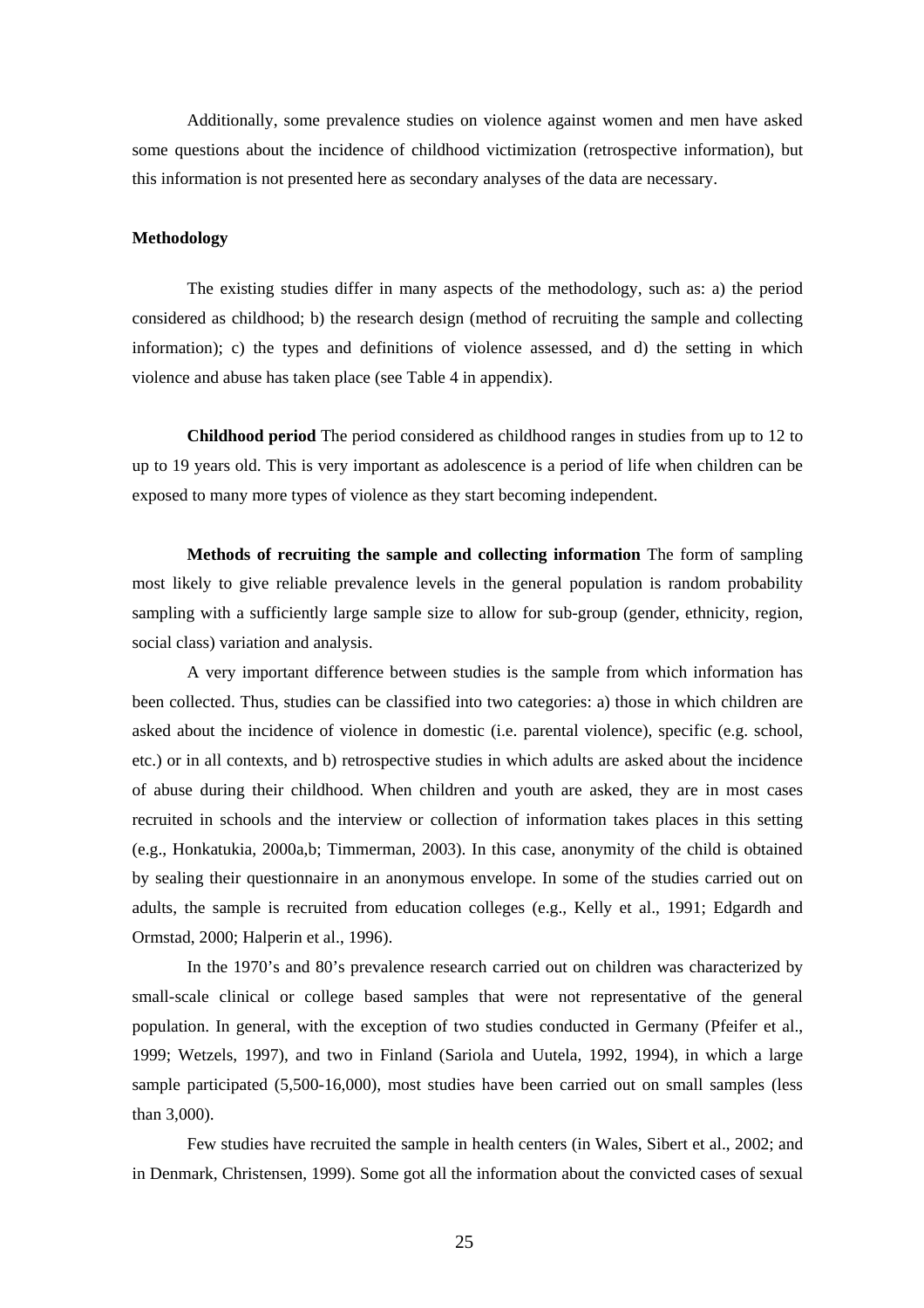Additionally, some prevalence studies on violence against women and men have asked some questions about the incidence of childhood victimization (retrospective information), but this information is not presented here as secondary analyses of the data are necessary.

**Methodology**

The existing studies differ in many aspects of the methodology, such as: a) the period considered as childhood; b) the research design (method of recruiting the sample and collecting information); c) the types and definitions of violence assessed, and d) the setting in which violence and abuse has taken place (see Table 4 in appendix).

**Childhood period** The period considered as childhood ranges in studies from up to 12 to up to 19 years old. This is very important as adolescence is a period of life when children can be exposed to many more types of violence as they start becoming independent.

**Methods of recruiting the sample and collecting information** The form of sampling most likely to give reliable prevalence levels in the general population is random probability sampling with a sufficiently large sample size to allow for sub-group (gender, ethnicity, region, social class) variation and analysis.

A very important difference between studies is the sample from which information has been collected. Thus, studies can be classified into two categories: a) those in which children are asked about the incidence of violence in domestic (i.e. parental violence), specific (e.g. school, etc.) or in all contexts, and b) retrospective studies in which adults are asked about the incidence of abuse during their childhood. When children and youth are asked, they are in most cases recruited in schools and the interview or collection of information takes places in this setting (e.g., Honkatukia, 2000a,b; Timmerman, 2003). In this case, anonymity of the child is obtained by sealing their questionnaire in an anonymous envelope. In some of the studies carried out on adults, the sample is recruited from education colleges (e.g., Kelly et al., 1991; Edgardh and Ormstad, 2000; Halperin et al., 1996).

In the 1970's and 80's prevalence research carried out on children was characterized by small-scale clinical or college based samples that were not representative of the general population. In general, with the exception of two studies conducted in Germany (Pfeifer et al., 1999; Wetzels, 1997), and two in Finland (Sariola and Uutela, 1992, 1994), in which a large sample participated (5,500-16,000), most studies have been carried out on small samples (less than 3,000).

Few studies have recruited the sample in health centers (in Wales, Sibert et al., 2002; and in Denmark, Christensen, 1999). Some got all the information about the convicted cases of sexual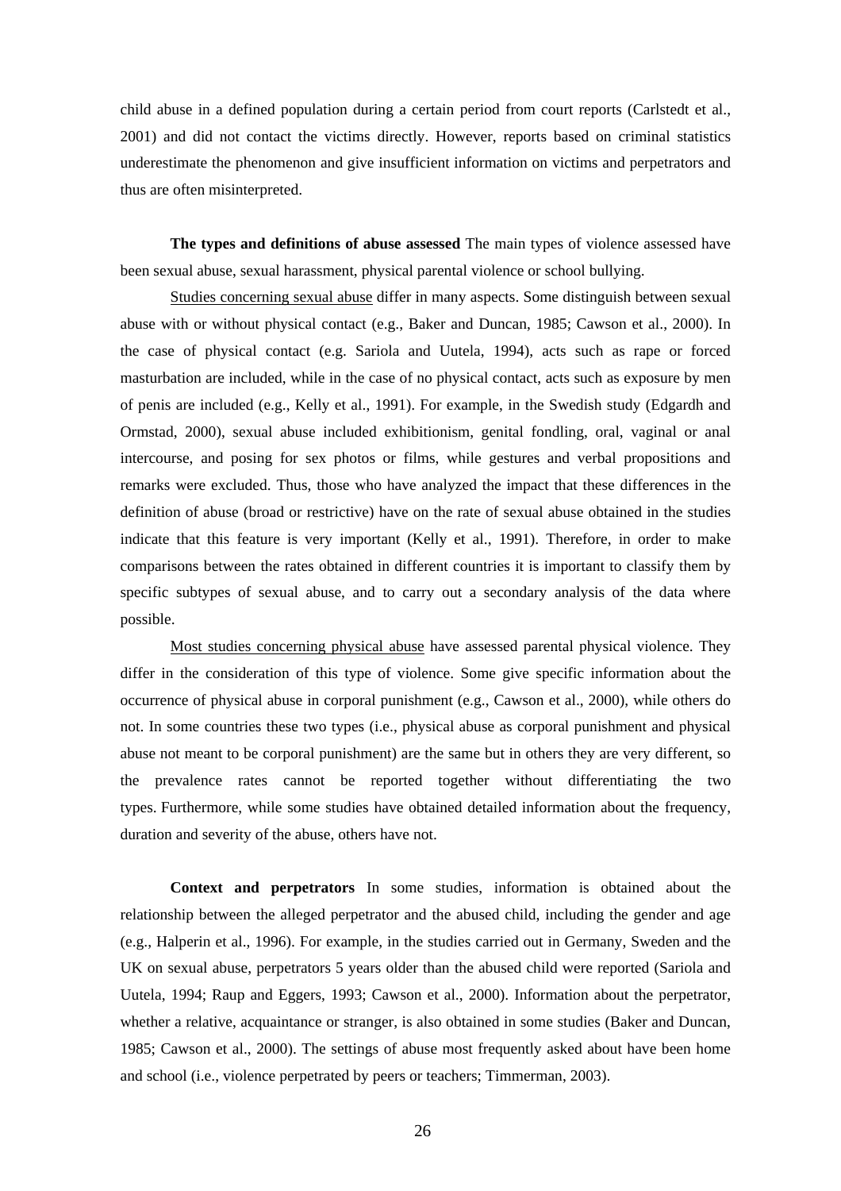child abuse in a defined population during a certain period from court reports (Carlstedt et al., 2001) and did not contact the victims directly. However, reports based on criminal statistics underestimate the phenomenon and give insufficient information on victims and perpetrators and thus are often misinterpreted.

**The types and definitions of abuse assessed** The main types of violence assessed have been sexual abuse, sexual harassment, physical parental violence or school bullying.

Studies concerning sexual abuse differ in many aspects. Some distinguish between sexual abuse with or without physical contact (e.g., Baker and Duncan, 1985; Cawson et al., 2000). In the case of physical contact (e.g. Sariola and Uutela, 1994), acts such as rape or forced masturbation are included, while in the case of no physical contact, acts such as exposure by men of penis are included (e.g., Kelly et al., 1991). For example, in the Swedish study (Edgardh and Ormstad, 2000), sexual abuse included exhibitionism, genital fondling, oral, vaginal or anal intercourse, and posing for sex photos or films, while gestures and verbal propositions and remarks were excluded. Thus, those who have analyzed the impact that these differences in the definition of abuse (broad or restrictive) have on the rate of sexual abuse obtained in the studies indicate that this feature is very important (Kelly et al., 1991). Therefore, in order to make comparisons between the rates obtained in different countries it is important to classify them by specific subtypes of sexual abuse, and to carry out a secondary analysis of the data where possible.

Most studies concerning physical abuse have assessed parental physical violence. They differ in the consideration of this type of violence. Some give specific information about the occurrence of physical abuse in corporal punishment (e.g., Cawson et al., 2000), while others do not. In some countries these two types (i.e., physical abuse as corporal punishment and physical abuse not meant to be corporal punishment) are the same but in others they are very different, so the prevalence rates cannot be reported together without differentiating the two types. Furthermore, while some studies have obtained detailed information about the frequency, duration and severity of the abuse, others have not.

**Context and perpetrators** In some studies, information is obtained about the relationship between the alleged perpetrator and the abused child, including the gender and age (e.g., Halperin et al., 1996). For example, in the studies carried out in Germany, Sweden and the UK on sexual abuse, perpetrators 5 years older than the abused child were reported (Sariola and Uutela, 1994; Raup and Eggers, 1993; Cawson et al., 2000). Information about the perpetrator, whether a relative, acquaintance or stranger, is also obtained in some studies (Baker and Duncan, 1985; Cawson et al., 2000). The settings of abuse most frequently asked about have been home and school (i.e., violence perpetrated by peers or teachers; Timmerman, 2003).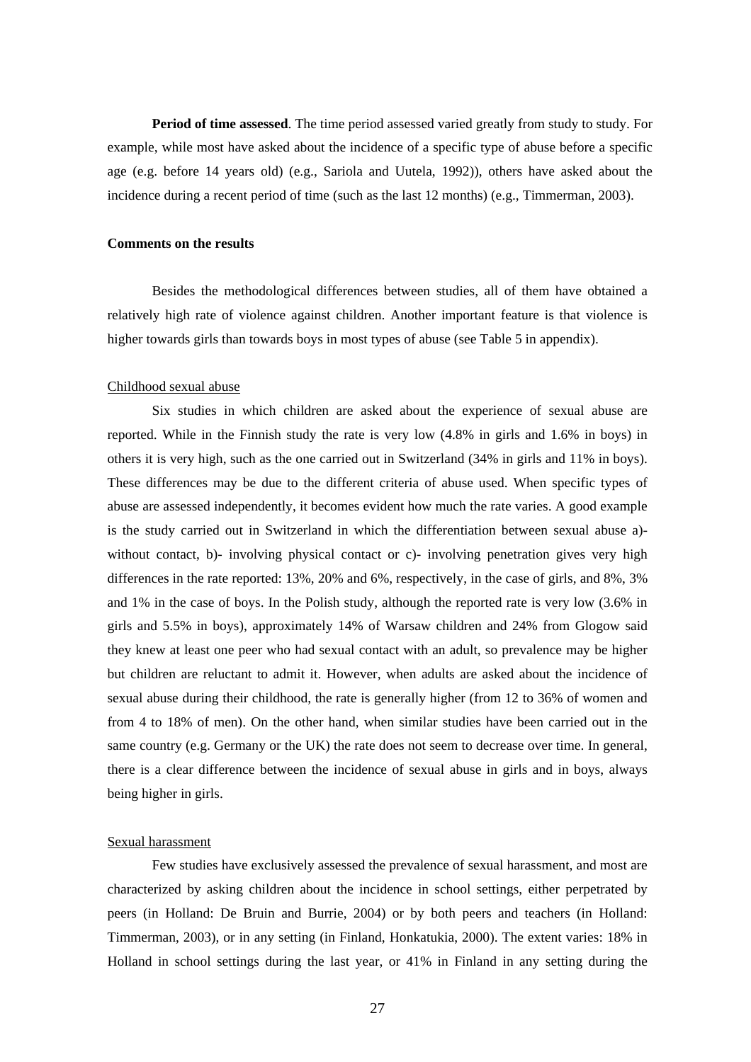**Period of time assessed**. The time period assessed varied greatly from study to study. For example, while most have asked about the incidence of a specific type of abuse before a specific age (e.g. before 14 years old) (e.g., Sariola and Uutela, 1992)), others have asked about the incidence during a recent period of time (such as the last 12 months) (e.g., Timmerman, 2003).

### Comments on the results

Besides the methodological differences between studies, all of them have obtained a relatively high rate of violence against children. Another important feature is that violence is higher towards girls than towards boys in most types of abuse (see Table 5 in appendix).

#### Childhood sexual abuse

Six studies in which children are asked about the experience of sexual abuse are reported. While in the Finnish study the rate is very low (4.8% in girls and 1.6% in boys) in others it is very high, such as the one carried out in Switzerland (34% in girls and 11% in boys). These differences may be due to the different criteria of abuse used. When specific types of abuse are assessed independently, it becomes evident how much the rate varies. A good example is the study carried out in Switzerland in which the differentiation between sexual abuse a)- without contact, b)- involving physical contact or c)- involving penetration gives very high differences in the rate reported: 13%, 20% and 6%, respectively, in the case of girls, and 8%, 3% and 1% in the case of boys. In the Polish study, although the reported rate is very low (3.6% in girls and 5.5% in boys), approximately 14% of Warsaw children and 24% from Glogow said they knew at least one peer who had sexual contact with an adult, so prevalence may be higher but children are reluctant to admit it. However, when adults are asked about the incidence of sexual abuse during their childhood, the rate is generally higher (from 12 to 36% of women and from 4 to 18% of men). On the other hand, when similar studies have been carried out in the same country (e.g. Germany or the UK) the rate does not seem to decrease over time. In general, there is a clear difference between the incidence of sexual abuse in girls and in boys, always being higher in girls.

#### Sexual harassment

Few studies have exclusively assessed the prevalence of sexual harassment, and most are characterized by asking children about the incidence in school settings, either perpetrated by peers (in Holland: De Bruin and Burrie, 2004) or by both peers and teachers (in Holland: Timmerman, 2003), or in any setting (in Finland, Honkatukia, 2000). The extent varies: 18% in Holland in school settings during the last year, or 41% in Finland in any setting during the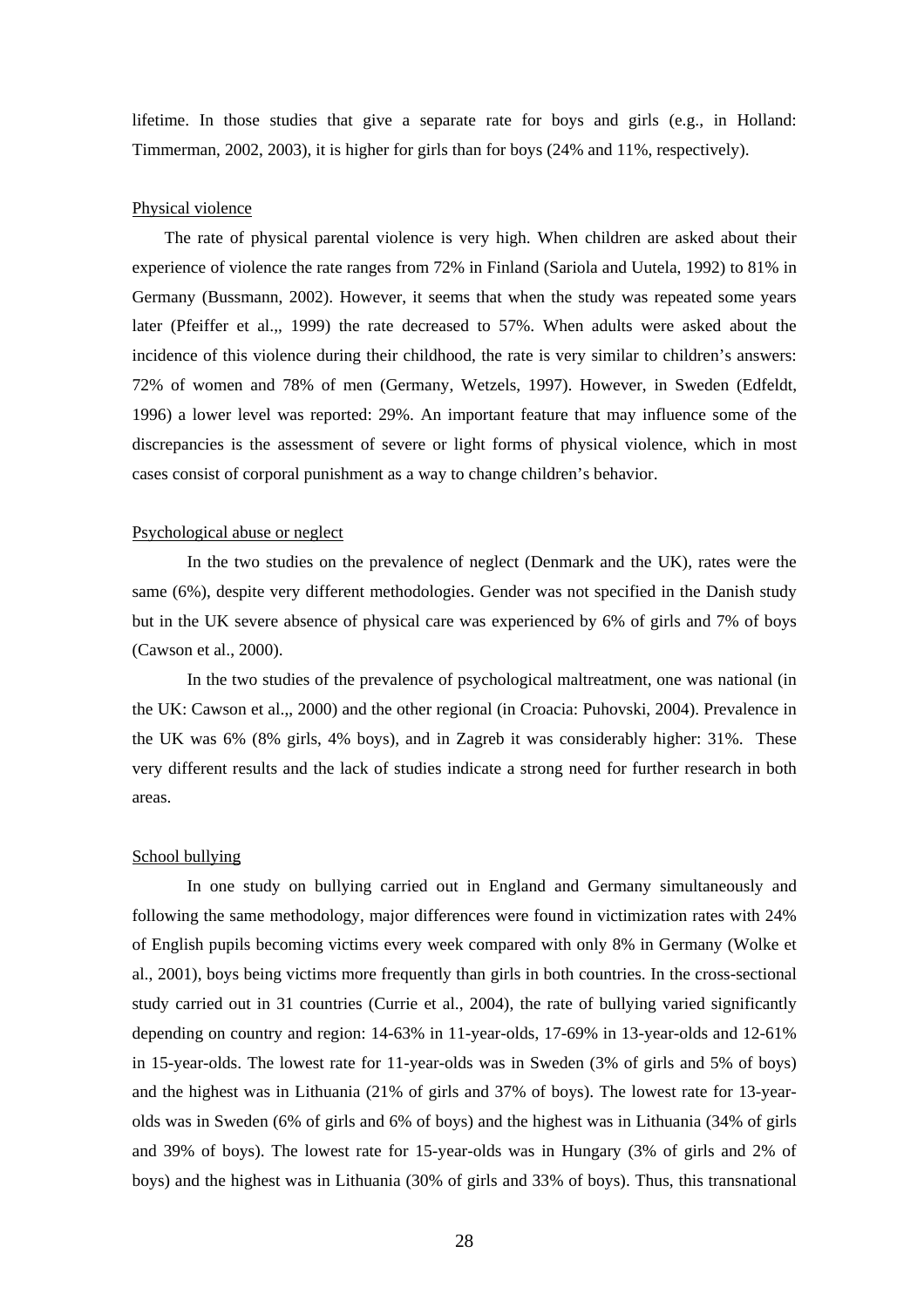lifetime. In those studies that give a separate rate for boys and girls (e.g., in Holland: Timmerman, 2002, 2003), it is higher for girls than for boys (24% and 11%, respectively).

Physical violence

The rate of physical parental violence is very high. When children are asked about their experience of violence the rate ranges from 72% in Finland (Sariola and Uutela, 1992) to 81% in Germany (Bussmann, 2002). However, it seems that when the study was repeated some years later (Pfeiffer et al.,, 1999) the rate decreased to 57%. When adults were asked about the incidence of this violence during their childhood, the rate is very similar to children's answers: 72% of women and 78% of men (Germany, Wetzels, 1997). However, in Sweden (Edfeldt, 1996) a lower level was reported: 29%. An important feature that may influence some of the discrepancies is the assessment of severe or light forms of physical violence, which in most cases consist of corporal punishment as a way to change children's behavior.

Psychological abuse or neglect

In the two studies on the prevalence of neglect (Denmark and the UK), rates were the same (6%), despite very different methodologies. Gender was not specified in the Danish study but in the UK severe absence of physical care was experienced by 6% of girls and 7% of boys (Cawson et al., 2000).

In the two studies of the prevalence of psychological maltreatment, one was national (in the UK: Cawson et al.,, 2000) and the other regional (in Croacia: Puhovski, 2004). Prevalence in the UK was 6% (8% girls, 4% boys), and in Zagreb it was considerably higher: 31%. These very different results and the lack of studies indicate a strong need for further research in both areas.

School bullying

In one study on bullying carried out in England and Germany simultaneously and following the same methodology, major differences were found in victimization rates with 24% of English pupils becoming victims every week compared with only 8% in Germany (Wolke et al., 2001), boys being victims more frequently than girls in both countries. In the cross-sectional study carried out in 31 countries (Currie et al., 2004), the rate of bullying varied significantly depending on country and region: 14-63% in 11-year-olds, 17-69% in 13-year-olds and 12-61% in 15-year-olds. The lowest rate for 11-year-olds was in Sweden (3% of girls and 5% of boys) and the highest was in Lithuania (21% of girls and 37% of boys). The lowest rate for 13-year-olds was in Sweden (6% of girls and 6% of boys) and the highest was in Lithuania (34% of girls and 39% of boys). The lowest rate for 15-year-olds was in Hungary (3% of girls and 2% of boys) and the highest was in Lithuania (30% of girls and 33% of boys). Thus, this transnational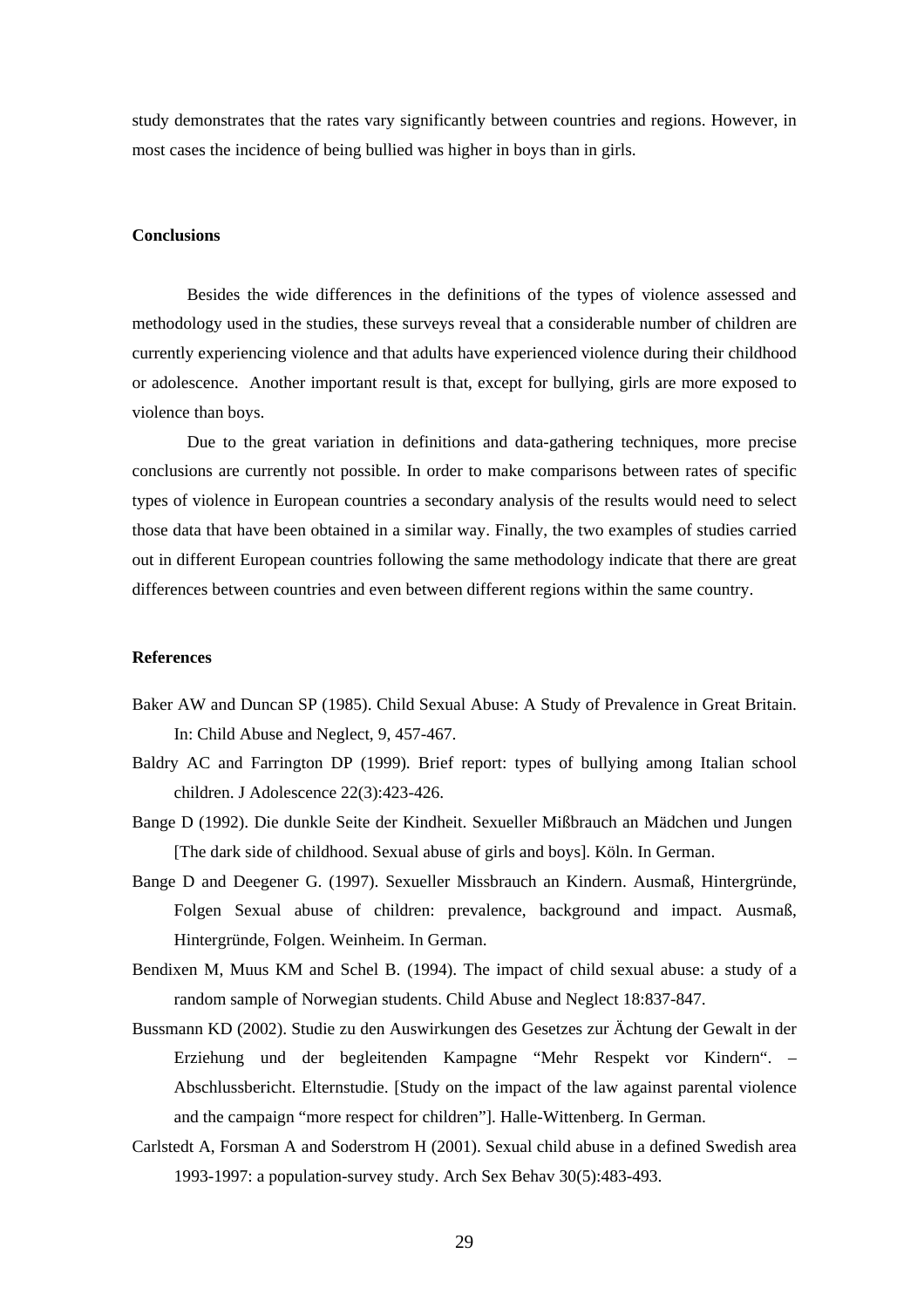study demonstrates that the rates vary significantly between countries and regions. However, in most cases the incidence of being bullied was higher in boys than in girls.

**Conclusions**

Besides the wide differences in the definitions of the types of violence assessed and methodology used in the studies, these surveys reveal that a considerable number of children are currently experiencing violence and that adults have experienced violence during their childhood or adolescence. Another important result is that, except for bullying, girls are more exposed to violence than boys.

Due to the great variation in definitions and data-gathering techniques, more precise conclusions are currently not possible. In order to make comparisons between rates of specific types of violence in European countries a secondary analysis of the results would need to select those data that have been obtained in a similar way. Finally, the two examples of studies carried out in different European countries following the same methodology indicate that there are great differences between countries and even between different regions within the same country.

**References**

Baker AW and Duncan SP (1985). Child Sexual Abuse: A Study of Prevalence in Great Britain. In: Child Abuse and Neglect, 9, 457-467.

Baldry AC and Farrington DP (1999). Brief report: types of bullying among Italian school children. J Adolescence 22(3):423-426.

Bange D (1992). Die dunkle Seite der Kindheit. Sexueller Mißbrauch an Mädchen und Jungen [The dark side of childhood. Sexual abuse of girls and boys]. Köln. In German.

Bange D and Deegener G. (1997). Sexueller Missbrauch an Kindern. Ausmaß, Hintergründe, Folgen Sexual abuse of children: prevalence, background and impact. Ausmaß, Hintergründe, Folgen. Weinheim. In German.

Bendixen M, Muus KM and Schel B. (1994). The impact of child sexual abuse: a study of a random sample of Norwegian students. Child Abuse and Neglect 18:837-847.

Bussmann KD (2002). Studie zu den Auswirkungen des Gesetzes zur Ächtung der Gewalt in der Erziehung und der begleitenden Kampagne "Mehr Respekt vor Kindern". – Abschlussbericht. Elternstudie. [Study on the impact of the law against parental violence and the campaign "more respect for children"]. Halle-Wittenberg. In German.

Carlstedt A, Forsman A and Soderstrom H (2001). Sexual child abuse in a defined Swedish area 1993-1997: a population-survey study. Arch Sex Behav 30(5):483-493.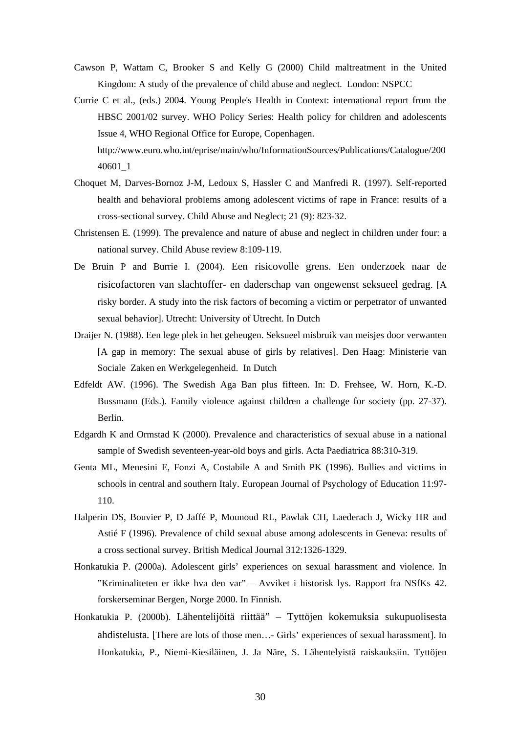Cawson P, Wattam C, Brooker S and Kelly G (2000) Child maltreatment in the United Kingdom: A study of the prevalence of child abuse and neglect. London: NSPCC

Currie C et al., (eds.) 2004. Young People's Health in Context: international report from the HBSC 2001/02 survey. WHO Policy Series: Health policy for children and adolescents Issue 4, WHO Regional Office for Europe, Copenhagen. http://www.euro.who.int/eprise/main/who/InformationSources/Publications/Catalogue/20040601_1

Choquet M, Darves-Bornoz J-M, Ledoux S, Hassler C and Manfredi R. (1997). Self-reported health and behavioral problems among adolescent victims of rape in France: results of a cross-sectional survey. Child Abuse and Neglect; 21 (9): 823-32.

Christensen E. (1999). The prevalence and nature of abuse and neglect in children under four: a national survey. Child Abuse review 8:109-119.

De Bruin P and Burrie I. (2004). Een risicovolle grens. Een onderzoek naar de risicofactoren van slachtoffer- en daderschap van ongewenst seksueel gedrag. [A risky border. A study into the risk factors of becoming a victim or perpetrator of unwanted sexual behavior]. Utrecht: University of Utrecht. In Dutch

Draijer N. (1988). Een lege plek in het geheugen. Seksueel misbruik van meisjes door verwanten [A gap in memory: The sexual abuse of girls by relatives]. Den Haag: Ministerie van Sociale Zaken en Werkgelegenheid. In Dutch

Edfeldt AW. (1996). The Swedish Aga Ban plus fifteen. In: D. Frehsee, W. Horn, K.-D. Bussmann (Eds.). Family violence against children a challenge for society (pp. 27-37). Berlin.

Edgardh K and Ormstad K (2000). Prevalence and characteristics of sexual abuse in a national sample of Swedish seventeen-year-old boys and girls. Acta Paediatrica 88:310-319.

Genta ML, Menesini E, Fonzi A, Costabile A and Smith PK (1996). Bullies and victims in schools in central and southern Italy. European Journal of Psychology of Education 11:97-110.

Halperin DS, Bouvier P, D Jaffé P, Mounoud RL, Pawlak CH, Laederach J, Wicky HR and Astié F (1996). Prevalence of child sexual abuse among adolescents in Geneva: results of a cross sectional survey. British Medical Journal 312:1326-1329.

Honkatukia P. (2000a). Adolescent girls' experiences on sexual harassment and violence. In "Kriminaliteten er ikke hva den var" – Avviket i historisk lys. Rapport fra NSfKs 42. forskerseminar Bergen, Norge 2000. In Finnish.

Honkatukia P. (2000b). Lähentelijöitä riittää" – Tyttöjen kokemuksia sukupuolisesta ahdistelusta. [There are lots of those men…- Girls' experiences of sexual harassment]. In Honkatukia, P., Niemi-Kiesiläinen, J. Ja Näre, S. Lähentelyistä raiskauksiin. Tyttöjen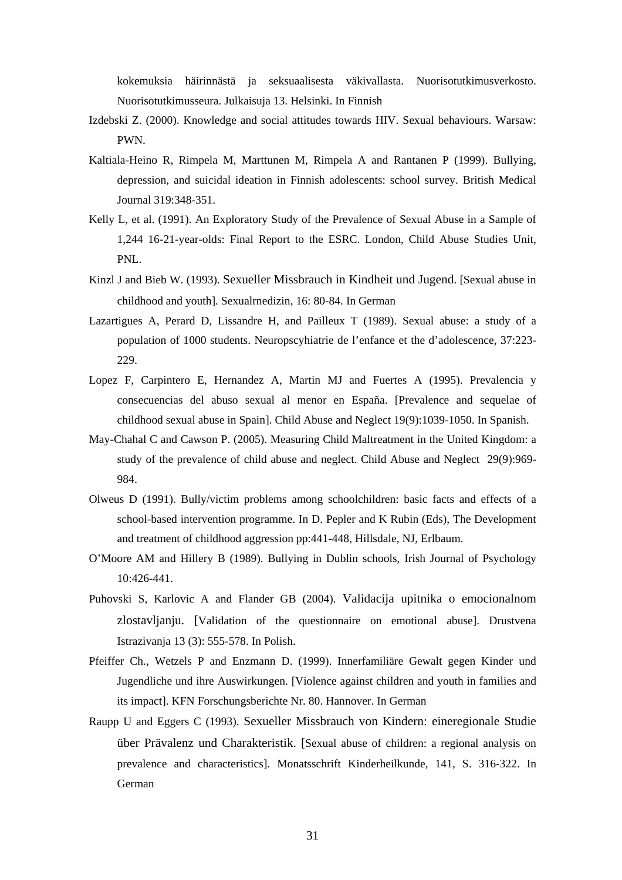kokemuksia häirinnästä ja seksuaalisesta väkivallasta. Nuorisotutkimusverkosto. Nuorisotutkimusseura. Julkaisuja 13. Helsinki. In Finnish

Izdebski Z. (2000). Knowledge and social attitudes towards HIV. Sexual behaviours. Warsaw: PWN.

Kaltiala-Heino R, Rimpela M, Marttunen M, Rimpela A and Rantanen P (1999). Bullying, depression, and suicidal ideation in Finnish adolescents: school survey. British Medical Journal 319:348-351.

Kelly L, et al. (1991). An Exploratory Study of the Prevalence of Sexual Abuse in a Sample of 1,244 16-21-year-olds: Final Report to the ESRC. London, Child Abuse Studies Unit, PNL.

Kinzl J and Bieb W. (1993). Sexueller Missbrauch in Kindheit und Jugend. [Sexual abuse in childhood and youth]. Sexualrnedizin, 16: 80-84. In German

Lazartigues A, Perard D, Lissandre H, and Pailleux T (1989). Sexual abuse: a study of a population of 1000 students. Neuropscyhiatrie de l'enfance et the d'adolescence, 37:223-229.

Lopez F, Carpintero E, Hernandez A, Martin MJ and Fuertes A (1995). Prevalencia y consecuencias del abuso sexual al menor en España. [Prevalence and sequelae of childhood sexual abuse in Spain]. Child Abuse and Neglect 19(9):1039-1050. In Spanish.

May-Chahal C and Cawson P. (2005). Measuring Child Maltreatment in the United Kingdom: a study of the prevalence of child abuse and neglect. Child Abuse and Neglect 29(9):969-984.

Olweus D (1991). Bully/victim problems among schoolchildren: basic facts and effects of a school-based intervention programme. In D. Pepler and K Rubin (Eds), The Development and treatment of childhood aggression pp:441-448, Hillsdale, NJ, Erlbaum.

O'Moore AM and Hillery B (1989). Bullying in Dublin schools, Irish Journal of Psychology 10:426-441.

Puhovski S, Karlovic A and Flander GB (2004). Validacija upitnika o emocionalnom zlostavljanju. [Validation of the questionnaire on emotional abuse]. Drustvena Istrazivanja 13 (3): 555-578. In Polish.

Pfeiffer Ch., Wetzels P and Enzmann D. (1999). Innerfamiliäre Gewalt gegen Kinder und Jugendliche und ihre Auswirkungen. [Violence against children and youth in families and its impact]. KFN Forschungsberichte Nr. 80. Hannover. In German

Raupp U and Eggers C (1993). Sexueller Missbrauch von Kindern: eineregionale Studie über Prävalenz und Charakteristik. [Sexual abuse of children: a regional analysis on prevalence and characteristics]. Monatsschrift Kinderheilkunde, 141, S. 316-322. In German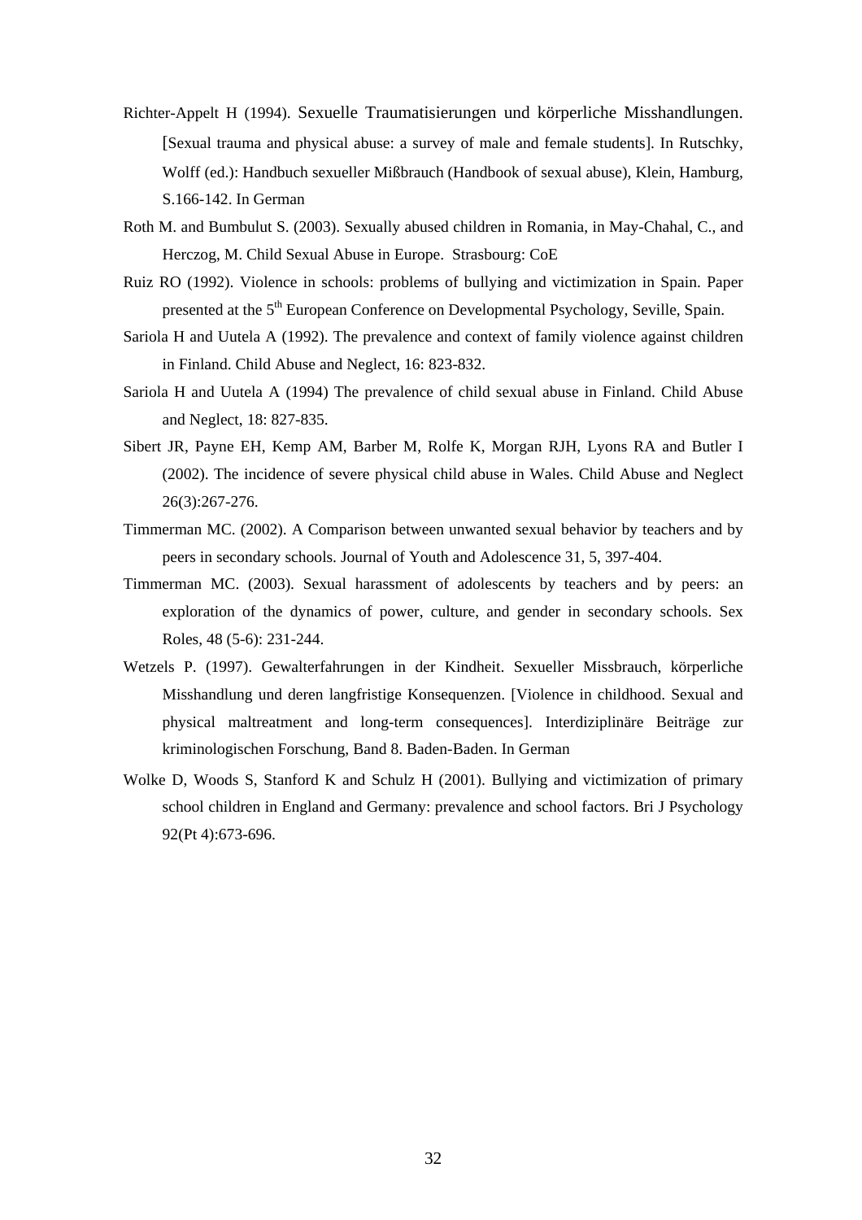Richter-Appelt H (1994). Sexuelle Traumatisierungen und körperliche Misshandlungen. [Sexual trauma and physical abuse: a survey of male and female students]. In Rutschky, Wolff (ed.): Handbuch sexueller Mißbrauch (Handbook of sexual abuse), Klein, Hamburg, S.166-142. In German

Roth M. and Bumbulut S. (2003). Sexually abused children in Romania, in May-Chahal, C., and Herczog, M. Child Sexual Abuse in Europe. Strasbourg: CoE

Ruiz RO (1992). Violence in schools: problems of bullying and victimization in Spain. Paper presented at the 5th European Conference on Developmental Psychology, Seville, Spain.

Sariola H and Uutela A (1992). The prevalence and context of family violence against children in Finland. Child Abuse and Neglect, 16: 823-832.

Sariola H and Uutela A (1994) The prevalence of child sexual abuse in Finland. Child Abuse and Neglect, 18: 827-835.

Sibert JR, Payne EH, Kemp AM, Barber M, Rolfe K, Morgan RJH, Lyons RA and Butler I (2002). The incidence of severe physical child abuse in Wales. Child Abuse and Neglect 26(3):267-276.

Timmerman MC. (2002). A Comparison between unwanted sexual behavior by teachers and by peers in secondary schools. Journal of Youth and Adolescence 31, 5, 397-404.

Timmerman MC. (2003). Sexual harassment of adolescents by teachers and by peers: an exploration of the dynamics of power, culture, and gender in secondary schools. Sex Roles, 48 (5-6): 231-244.

Wetzels P. (1997). Gewalterfahrungen in der Kindheit. Sexueller Missbrauch, körperliche Misshandlung und deren langfristige Konsequenzen. [Violence in childhood. Sexual and physical maltreatment and long-term consequences]. Interdiziplinäre Beiträge zur kriminologischen Forschung, Band 8. Baden-Baden. In German

Wolke D, Woods S, Stanford K and Schulz H (2001). Bullying and victimization of primary school children in England and Germany: prevalence and school factors. Bri J Psychology 92(Pt 4):673-696.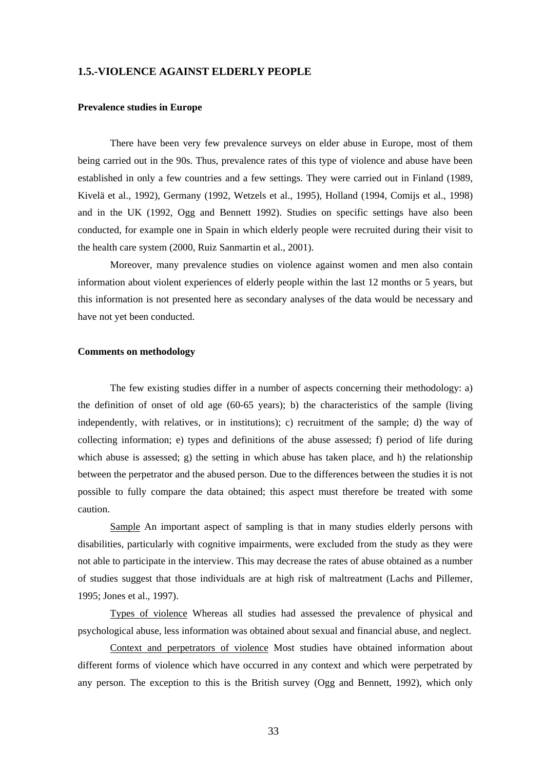## 1.5.-VIOLENCE AGAINST ELDERLY PEOPLE

### Prevalence studies in Europe

There have been very few prevalence surveys on elder abuse in Europe, most of them being carried out in the 90s. Thus, prevalence rates of this type of violence and abuse have been established in only a few countries and a few settings. They were carried out in Finland (1989, Kivelä et al., 1992), Germany (1992, Wetzels et al., 1995), Holland (1994, Comijs et al., 1998) and in the UK (1992, Ogg and Bennett 1992). Studies on specific settings have also been conducted, for example one in Spain in which elderly people were recruited during their visit to the health care system (2000, Ruiz Sanmartin et al., 2001).

Moreover, many prevalence studies on violence against women and men also contain information about violent experiences of elderly people within the last 12 months or 5 years, but this information is not presented here as secondary analyses of the data would be necessary and have not yet been conducted.

### Comments on methodology

The few existing studies differ in a number of aspects concerning their methodology: a) the definition of onset of old age (60-65 years); b) the characteristics of the sample (living independently, with relatives, or in institutions); c) recruitment of the sample; d) the way of collecting information; e) types and definitions of the abuse assessed; f) period of life during which abuse is assessed; g) the setting in which abuse has taken place, and h) the relationship between the perpetrator and the abused person. Due to the differences between the studies it is not possible to fully compare the data obtained; this aspect must therefore be treated with some caution.

Sample An important aspect of sampling is that in many studies elderly persons with disabilities, particularly with cognitive impairments, were excluded from the study as they were not able to participate in the interview. This may decrease the rates of abuse obtained as a number of studies suggest that those individuals are at high risk of maltreatment (Lachs and Pillemer, 1995; Jones et al., 1997).

Types of violence Whereas all studies had assessed the prevalence of physical and psychological abuse, less information was obtained about sexual and financial abuse, and neglect.

Context and perpetrators of violence Most studies have obtained information about different forms of violence which have occurred in any context and which were perpetrated by any person. The exception to this is the British survey (Ogg and Bennett, 1992), which only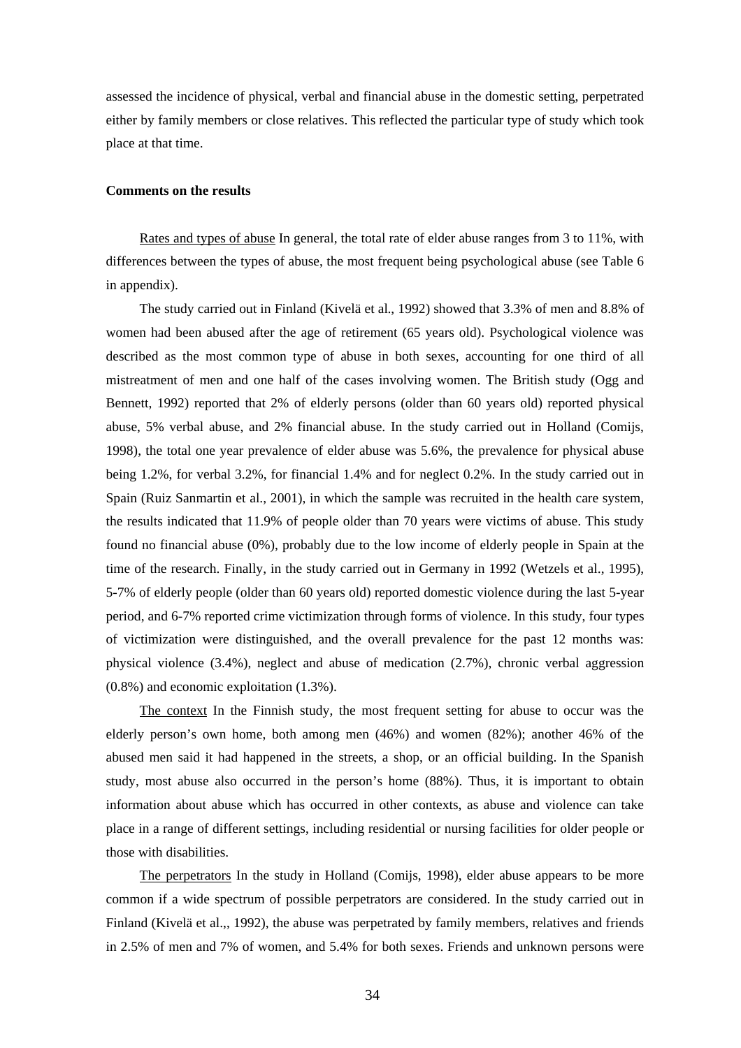assessed the incidence of physical, verbal and financial abuse in the domestic setting, perpetrated either by family members or close relatives. This reflected the particular type of study which took place at that time.

**Comments on the results**

Rates and types of abuse In general, the total rate of elder abuse ranges from 3 to 11%, with differences between the types of abuse, the most frequent being psychological abuse (see Table 6 in appendix).

The study carried out in Finland (Kivelä et al., 1992) showed that 3.3% of men and 8.8% of women had been abused after the age of retirement (65 years old). Psychological violence was described as the most common type of abuse in both sexes, accounting for one third of all mistreatment of men and one half of the cases involving women. The British study (Ogg and Bennett, 1992) reported that 2% of elderly persons (older than 60 years old) reported physical abuse, 5% verbal abuse, and 2% financial abuse. In the study carried out in Holland (Comijs, 1998), the total one year prevalence of elder abuse was 5.6%, the prevalence for physical abuse being 1.2%, for verbal 3.2%, for financial 1.4% and for neglect 0.2%. In the study carried out in Spain (Ruiz Sanmartin et al., 2001), in which the sample was recruited in the health care system, the results indicated that 11.9% of people older than 70 years were victims of abuse. This study found no financial abuse (0%), probably due to the low income of elderly people in Spain at the time of the research. Finally, in the study carried out in Germany in 1992 (Wetzels et al., 1995), 5-7% of elderly people (older than 60 years old) reported domestic violence during the last 5-year period, and 6-7% reported crime victimization through forms of violence. In this study, four types of victimization were distinguished, and the overall prevalence for the past 12 months was: physical violence (3.4%), neglect and abuse of medication (2.7%), chronic verbal aggression (0.8%) and economic exploitation (1.3%).

The context In the Finnish study, the most frequent setting for abuse to occur was the elderly person's own home, both among men (46%) and women (82%); another 46% of the abused men said it had happened in the streets, a shop, or an official building. In the Spanish study, most abuse also occurred in the person's home (88%). Thus, it is important to obtain information about abuse which has occurred in other contexts, as abuse and violence can take place in a range of different settings, including residential or nursing facilities for older people or those with disabilities.

The perpetrators In the study in Holland (Comijs, 1998), elder abuse appears to be more common if a wide spectrum of possible perpetrators are considered. In the study carried out in Finland (Kivelä et al.,, 1992), the abuse was perpetrated by family members, relatives and friends in 2.5% of men and 7% of women, and 5.4% for both sexes. Friends and unknown persons were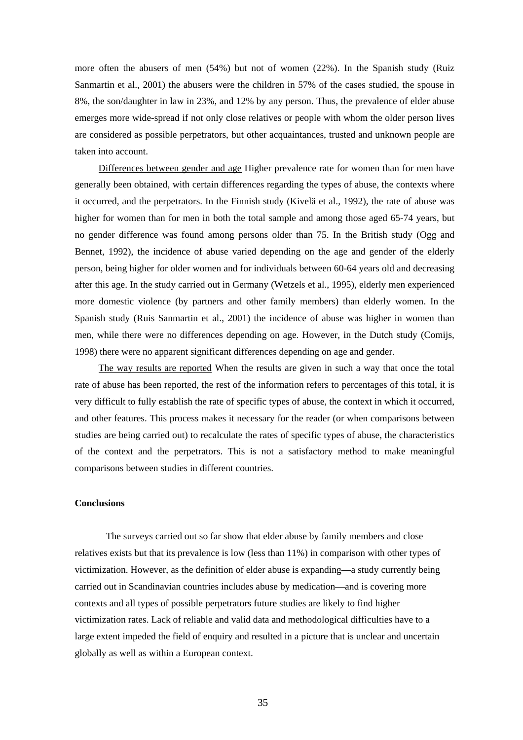more often the abusers of men (54%) but not of women (22%). In the Spanish study (Ruiz Sanmartin et al., 2001) the abusers were the children in 57% of the cases studied, the spouse in 8%, the son/daughter in law in 23%, and 12% by any person. Thus, the prevalence of elder abuse emerges more wide-spread if not only close relatives or people with whom the older person lives are considered as possible perpetrators, but other acquaintances, trusted and unknown people are taken into account.

<u>Differences between gender and age</u> Higher prevalence rate for women than for men have generally been obtained, with certain differences regarding the types of abuse, the contexts where it occurred, and the perpetrators. In the Finnish study (Kivelä et al., 1992), the rate of abuse was higher for women than for men in both the total sample and among those aged 65-74 years, but no gender difference was found among persons older than 75. In the British study (Ogg and Bennet, 1992), the incidence of abuse varied depending on the age and gender of the elderly person, being higher for older women and for individuals between 60-64 years old and decreasing after this age. In the study carried out in Germany (Wetzels et al., 1995), elderly men experienced more domestic violence (by partners and other family members) than elderly women. In the Spanish study (Ruis Sanmartin et al., 2001) the incidence of abuse was higher in women than men, while there were no differences depending on age. However, in the Dutch study (Comijs, 1998) there were no apparent significant differences depending on age and gender.

<u>The way results are reported</u> When the results are given in such a way that once the total rate of abuse has been reported, the rest of the information refers to percentages of this total, it is very difficult to fully establish the rate of specific types of abuse, the context in which it occurred, and other features. This process makes it necessary for the reader (or when comparisons between studies are being carried out) to recalculate the rates of specific types of abuse, the characteristics of the context and the perpetrators. This is not a satisfactory method to make meaningful comparisons between studies in different countries.

**Conclusions**

The surveys carried out so far show that elder abuse by family members and close relatives exists but that its prevalence is low (less than 11%) in comparison with other types of victimization. However, as the definition of elder abuse is expanding—a study currently being carried out in Scandinavian countries includes abuse by medication—and is covering more contexts and all types of possible perpetrators future studies are likely to find higher victimization rates. Lack of reliable and valid data and methodological difficulties have to a large extent impeded the field of enquiry and resulted in a picture that is unclear and uncertain globally as well as within a European context.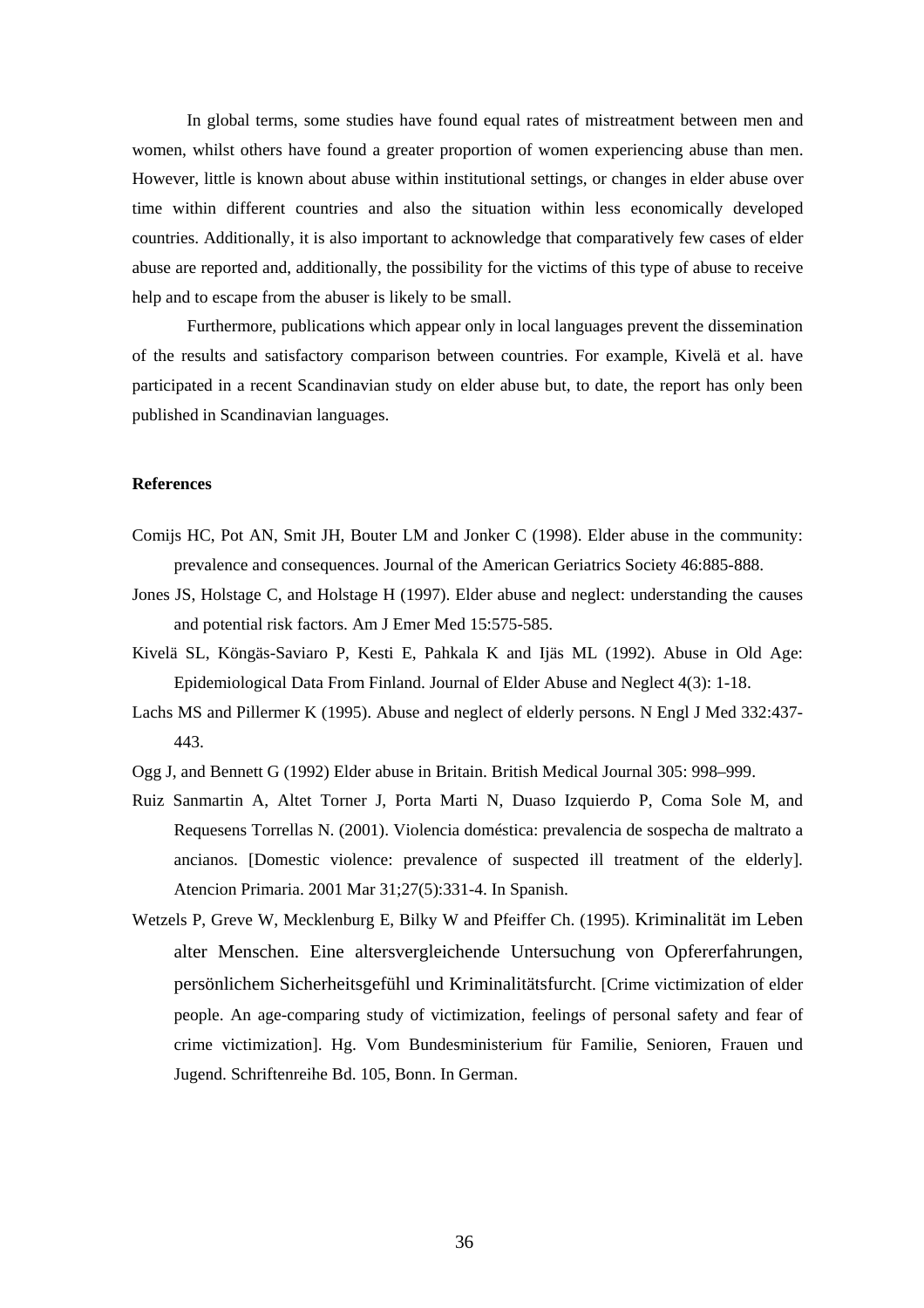In global terms, some studies have found equal rates of mistreatment between men and women, whilst others have found a greater proportion of women experiencing abuse than men. However, little is known about abuse within institutional settings, or changes in elder abuse over time within different countries and also the situation within less economically developed countries. Additionally, it is also important to acknowledge that comparatively few cases of elder abuse are reported and, additionally, the possibility for the victims of this type of abuse to receive help and to escape from the abuser is likely to be small.

Furthermore, publications which appear only in local languages prevent the dissemination of the results and satisfactory comparison between countries. For example, Kivelä et al. have participated in a recent Scandinavian study on elder abuse but, to date, the report has only been published in Scandinavian languages.

**References**

Comijs HC, Pot AN, Smit JH, Bouter LM and Jonker C (1998). Elder abuse in the community: prevalence and consequences. Journal of the American Geriatrics Society 46:885-888.

Jones JS, Holstage C, and Holstage H (1997). Elder abuse and neglect: understanding the causes and potential risk factors. Am J Emer Med 15:575-585.

Kivelä SL, Köngäs-Saviaro P, Kesti E, Pahkala K and Ijäs ML (1992). Abuse in Old Age: Epidemiological Data From Finland. Journal of Elder Abuse and Neglect 4(3): 1-18.

Lachs MS and Pillermer K (1995). Abuse and neglect of elderly persons. N Engl J Med 332:437-443.

Ogg J, and Bennett G (1992) Elder abuse in Britain. British Medical Journal 305: 998–999.

Ruiz Sanmartin A, Altet Torner J, Porta Marti N, Duaso Izquierdo P, Coma Sole M, and Requesens Torrellas N. (2001). Violencia doméstica: prevalencia de sospecha de maltrato a ancianos. [Domestic violence: prevalence of suspected ill treatment of the elderly]. Atencion Primaria. 2001 Mar 31;27(5):331-4. In Spanish.

Wetzels P, Greve W, Mecklenburg E, Bilky W and Pfeiffer Ch. (1995). Kriminalität im Leben alter Menschen. Eine altersvergleichende Untersuchung von Opfererfahrungen, persönlichem Sicherheitsgefühl und Kriminalitätsfurcht. [Crime victimization of elder people. An age-comparing study of victimization, feelings of personal safety and fear of crime victimization]. Hg. Vom Bundesministerium für Familie, Senioren, Frauen und Jugend. Schriftenreihe Bd. 105, Bonn. In German.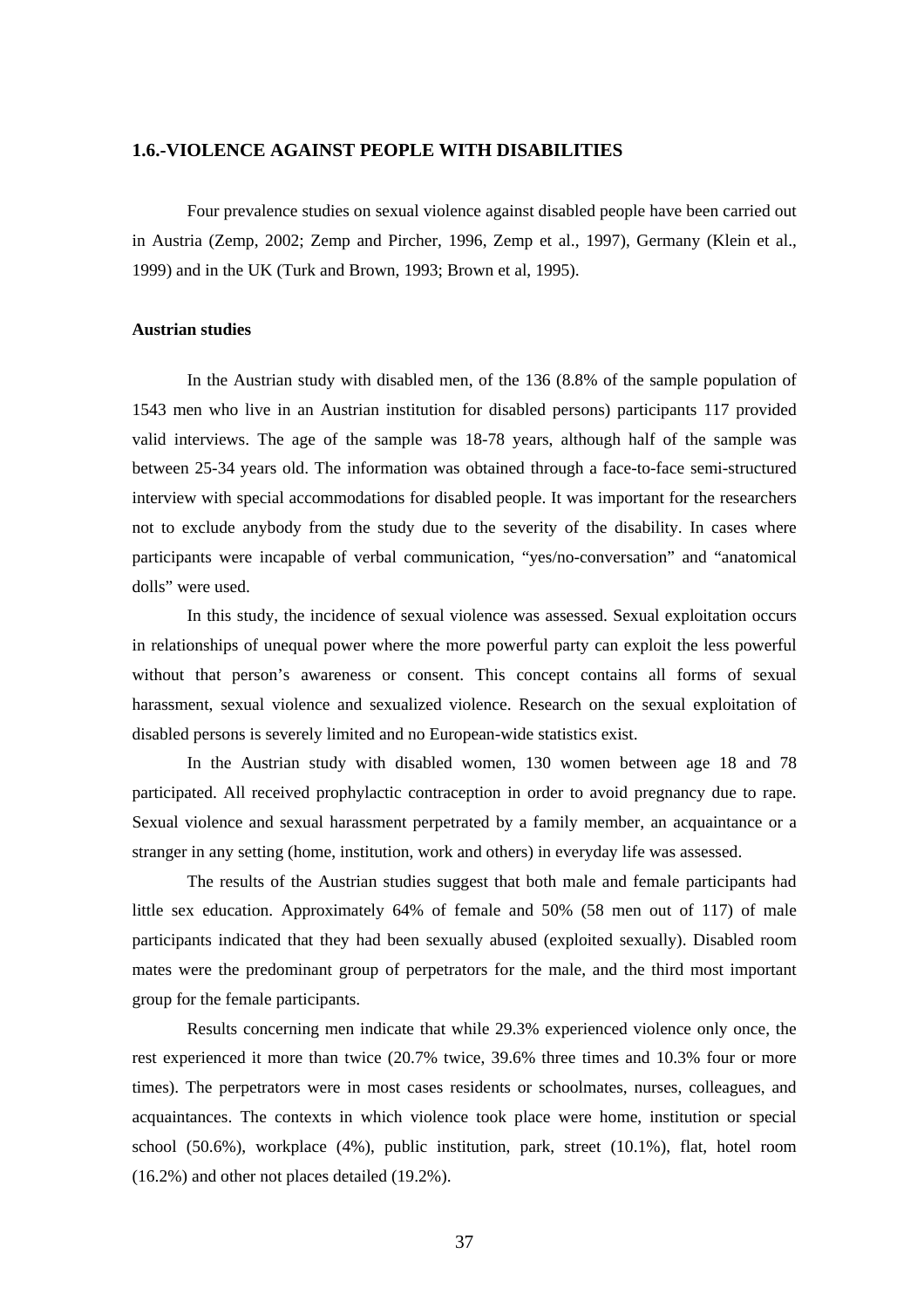## 1.6.-VIOLENCE AGAINST PEOPLE WITH DISABILITIES

Four prevalence studies on sexual violence against disabled people have been carried out in Austria (Zemp, 2002; Zemp and Pircher, 1996, Zemp et al., 1997), Germany (Klein et al., 1999) and in the UK (Turk and Brown, 1993; Brown et al, 1995).

### Austrian studies

In the Austrian study with disabled men, of the 136 (8.8% of the sample population of 1543 men who live in an Austrian institution for disabled persons) participants 117 provided valid interviews. The age of the sample was 18-78 years, although half of the sample was between 25-34 years old. The information was obtained through a face-to-face semi-structured interview with special accommodations for disabled people. It was important for the researchers not to exclude anybody from the study due to the severity of the disability. In cases where participants were incapable of verbal communication, "yes/no-conversation" and "anatomical dolls" were used.

In this study, the incidence of sexual violence was assessed. Sexual exploitation occurs in relationships of unequal power where the more powerful party can exploit the less powerful without that person's awareness or consent. This concept contains all forms of sexual harassment, sexual violence and sexualized violence. Research on the sexual exploitation of disabled persons is severely limited and no European-wide statistics exist.

In the Austrian study with disabled women, 130 women between age 18 and 78 participated. All received prophylactic contraception in order to avoid pregnancy due to rape. Sexual violence and sexual harassment perpetrated by a family member, an acquaintance or a stranger in any setting (home, institution, work and others) in everyday life was assessed.

The results of the Austrian studies suggest that both male and female participants had little sex education. Approximately 64% of female and 50% (58 men out of 117) of male participants indicated that they had been sexually abused (exploited sexually). Disabled room mates were the predominant group of perpetrators for the male, and the third most important group for the female participants.

Results concerning men indicate that while 29.3% experienced violence only once, the rest experienced it more than twice (20.7% twice, 39.6% three times and 10.3% four or more times). The perpetrators were in most cases residents or schoolmates, nurses, colleagues, and acquaintances. The contexts in which violence took place were home, institution or special school (50.6%), workplace (4%), public institution, park, street (10.1%), flat, hotel room (16.2%) and other not places detailed (19.2%).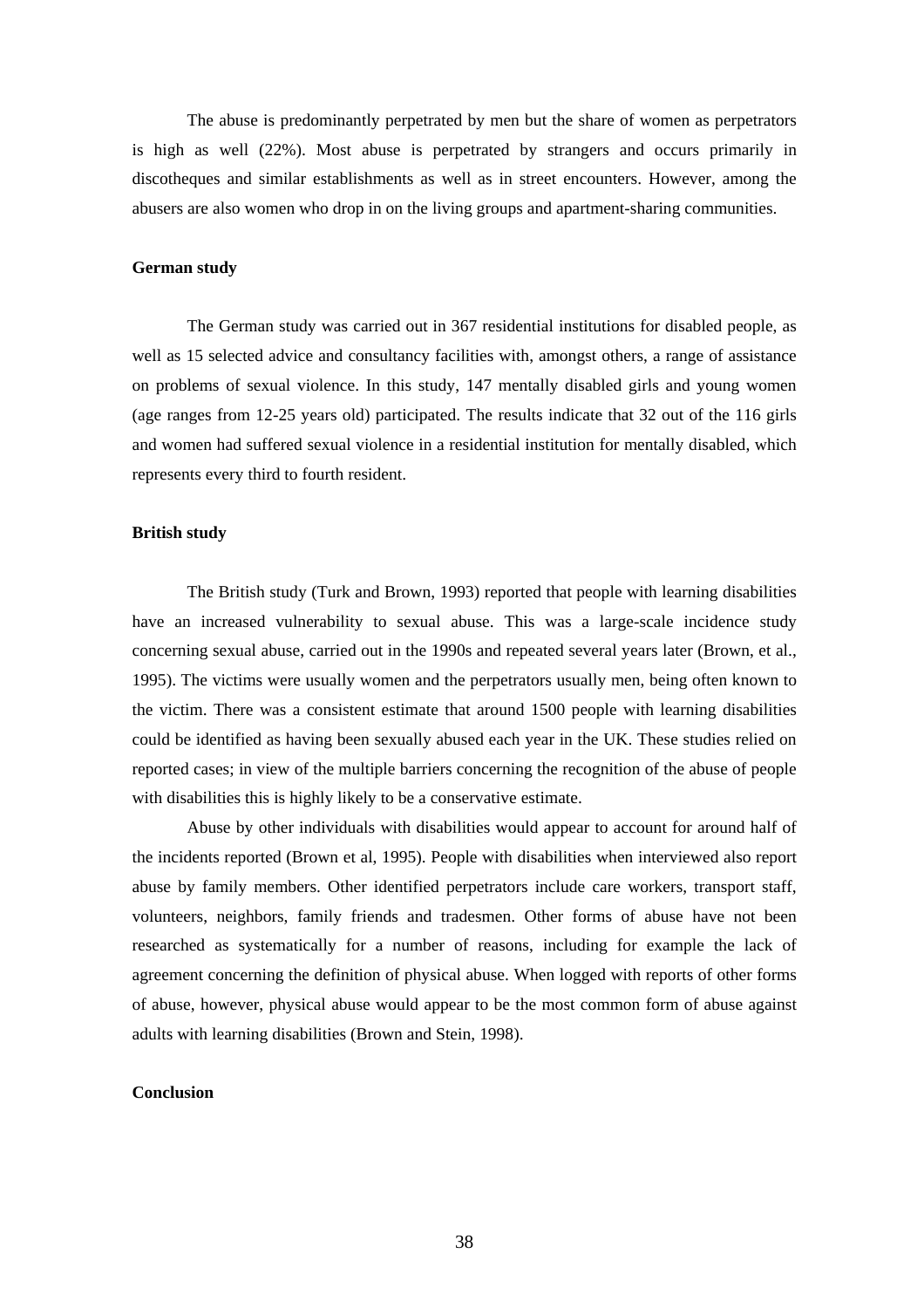The abuse is predominantly perpetrated by men but the share of women as perpetrators is high as well (22%). Most abuse is perpetrated by strangers and occurs primarily in discotheques and similar establishments as well as in street encounters. However, among the abusers are also women who drop in on the living groups and apartment-sharing communities.

**German study**

The German study was carried out in 367 residential institutions for disabled people, as well as 15 selected advice and consultancy facilities with, amongst others, a range of assistance on problems of sexual violence. In this study, 147 mentally disabled girls and young women (age ranges from 12-25 years old) participated. The results indicate that 32 out of the 116 girls and women had suffered sexual violence in a residential institution for mentally disabled, which represents every third to fourth resident.

**British study**

The British study (Turk and Brown, 1993) reported that people with learning disabilities have an increased vulnerability to sexual abuse. This was a large-scale incidence study concerning sexual abuse, carried out in the 1990s and repeated several years later (Brown, et al., 1995). The victims were usually women and the perpetrators usually men, being often known to the victim. There was a consistent estimate that around 1500 people with learning disabilities could be identified as having been sexually abused each year in the UK. These studies relied on reported cases; in view of the multiple barriers concerning the recognition of the abuse of people with disabilities this is highly likely to be a conservative estimate.

Abuse by other individuals with disabilities would appear to account for around half of the incidents reported (Brown et al, 1995). People with disabilities when interviewed also report abuse by family members. Other identified perpetrators include care workers, transport staff, volunteers, neighbors, family friends and tradesmen. Other forms of abuse have not been researched as systematically for a number of reasons, including for example the lack of agreement concerning the definition of physical abuse. When logged with reports of other forms of abuse, however, physical abuse would appear to be the most common form of abuse against adults with learning disabilities (Brown and Stein, 1998).

**Conclusion**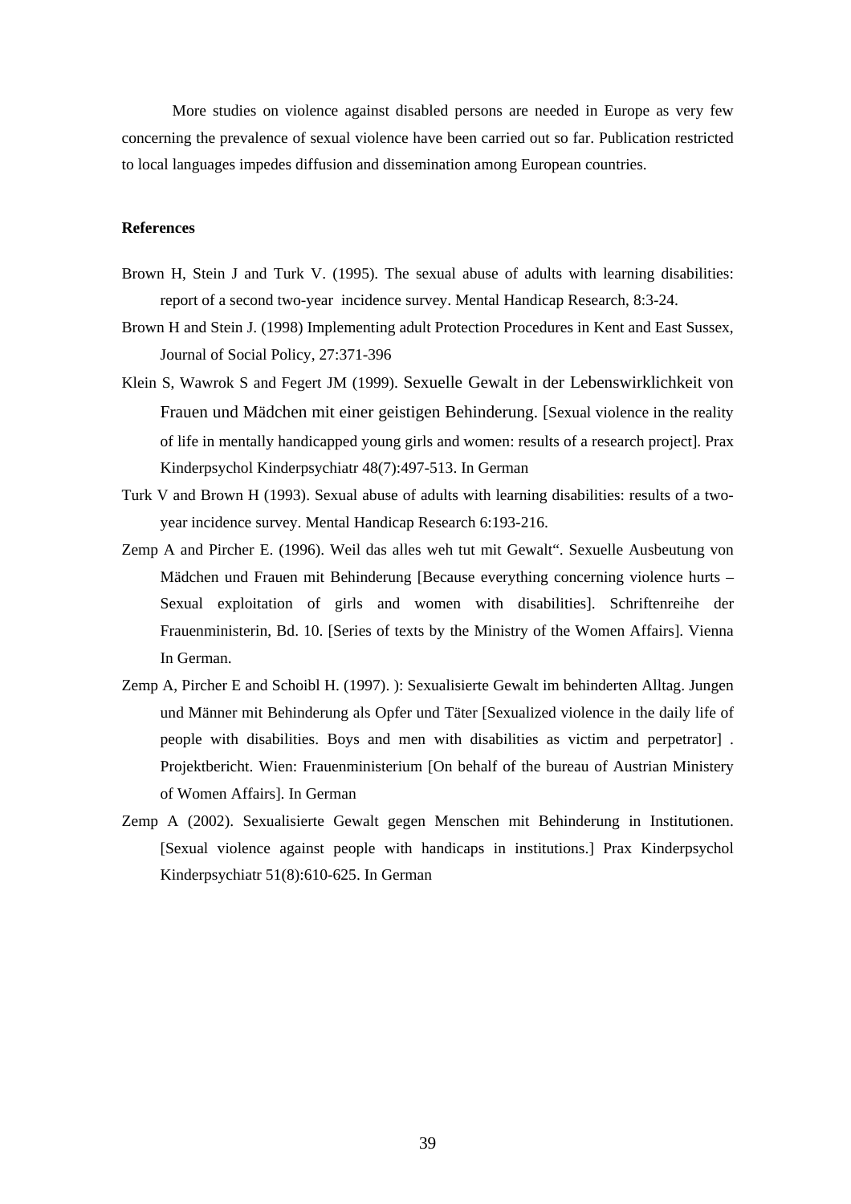More studies on violence against disabled persons are needed in Europe as very few concerning the prevalence of sexual violence have been carried out so far. Publication restricted to local languages impedes diffusion and dissemination among European countries.

**References**

Brown H, Stein J and Turk V. (1995). The sexual abuse of adults with learning disabilities: report of a second two-year incidence survey. Mental Handicap Research, 8:3-24.

Brown H and Stein J. (1998) Implementing adult Protection Procedures in Kent and East Sussex, Journal of Social Policy, 27:371-396

Klein S, Wawrok S and Fegert JM (1999). Sexuelle Gewalt in der Lebenswirklichkeit von Frauen und Mädchen mit einer geistigen Behinderung. [Sexual violence in the reality of life in mentally handicapped young girls and women: results of a research project]. Prax Kinderpsychol Kinderpsychiatr 48(7):497-513. In German

Turk V and Brown H (1993). Sexual abuse of adults with learning disabilities: results of a two-year incidence survey. Mental Handicap Research 6:193-216.

Zemp A and Pircher E. (1996). Weil das alles weh tut mit Gewalt". Sexuelle Ausbeutung von Mädchen und Frauen mit Behinderung [Because everything concerning violence hurts – Sexual exploitation of girls and women with disabilities]. Schriftenreihe der Frauenministerin, Bd. 10. [Series of texts by the Ministry of the Women Affairs]. Vienna In German.

Zemp A, Pircher E and Schoibl H. (1997). ): Sexualisierte Gewalt im behinderten Alltag. Jungen und Männer mit Behinderung als Opfer und Täter [Sexualized violence in the daily life of people with disabilities. Boys and men with disabilities as victim and perpetrator] . Projektbericht. Wien: Frauenministerium [On behalf of the bureau of Austrian Ministery of Women Affairs]. In German

Zemp A (2002). Sexualisierte Gewalt gegen Menschen mit Behinderung in Institutionen. [Sexual violence against people with handicaps in institutions.] Prax Kinderpsychol Kinderpsychiatr 51(8):610-625. In German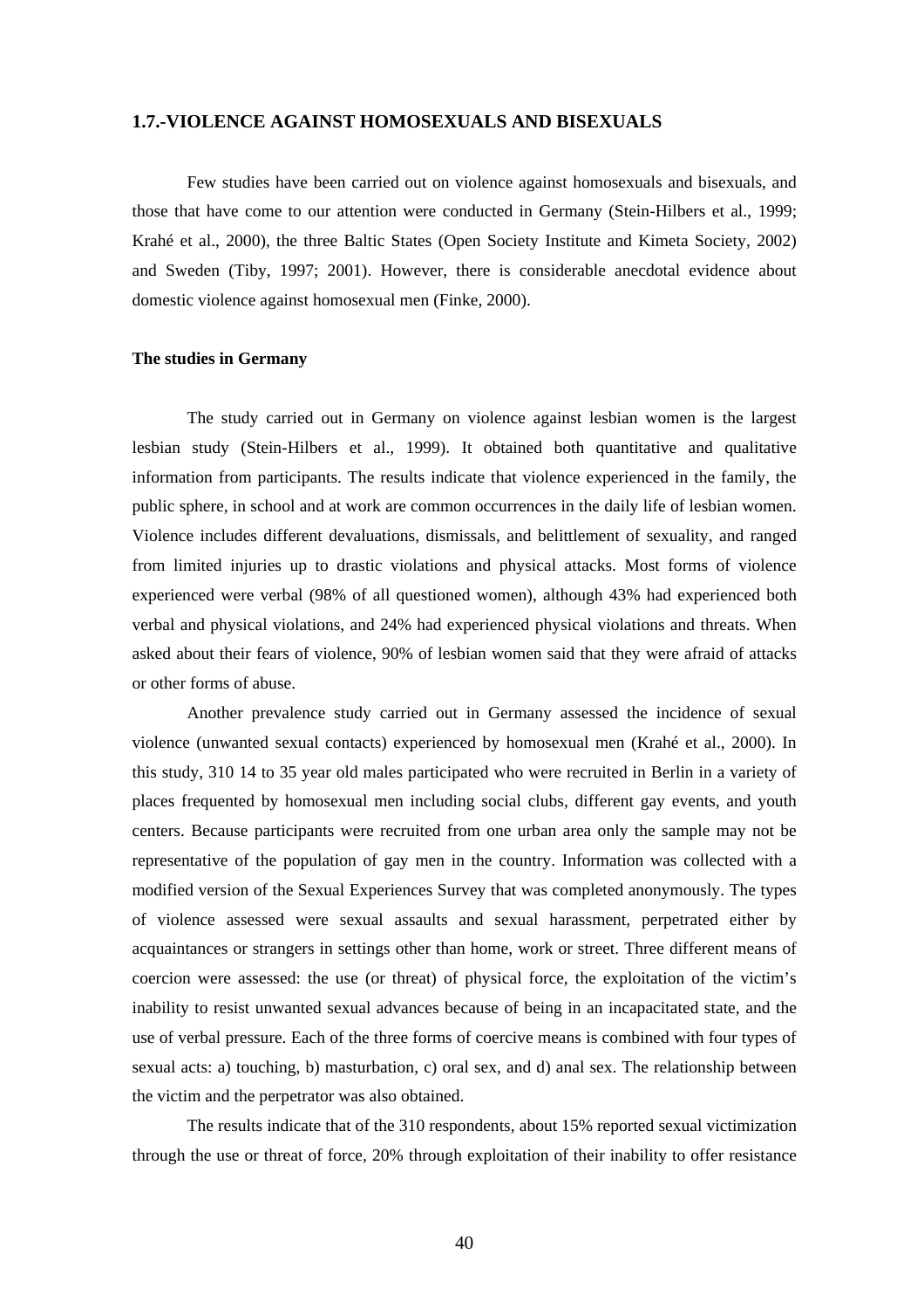## 1.7.-VIOLENCE AGAINST HOMOSEXUALS AND BISEXUALS

Few studies have been carried out on violence against homosexuals and bisexuals, and those that have come to our attention were conducted in Germany (Stein-Hilbers et al., 1999; Krahé et al., 2000), the three Baltic States (Open Society Institute and Kimeta Society, 2002) and Sweden (Tiby, 1997; 2001). However, there is considerable anecdotal evidence about domestic violence against homosexual men (Finke, 2000).

### The studies in Germany

The study carried out in Germany on violence against lesbian women is the largest lesbian study (Stein-Hilbers et al., 1999). It obtained both quantitative and qualitative information from participants. The results indicate that violence experienced in the family, the public sphere, in school and at work are common occurrences in the daily life of lesbian women. Violence includes different devaluations, dismissals, and belittlement of sexuality, and ranged from limited injuries up to drastic violations and physical attacks. Most forms of violence experienced were verbal (98% of all questioned women), although 43% had experienced both verbal and physical violations, and 24% had experienced physical violations and threats. When asked about their fears of violence, 90% of lesbian women said that they were afraid of attacks or other forms of abuse.

Another prevalence study carried out in Germany assessed the incidence of sexual violence (unwanted sexual contacts) experienced by homosexual men (Krahé et al., 2000). In this study, 310 14 to 35 year old males participated who were recruited in Berlin in a variety of places frequented by homosexual men including social clubs, different gay events, and youth centers. Because participants were recruited from one urban area only the sample may not be representative of the population of gay men in the country. Information was collected with a modified version of the Sexual Experiences Survey that was completed anonymously. The types of violence assessed were sexual assaults and sexual harassment, perpetrated either by acquaintances or strangers in settings other than home, work or street. Three different means of coercion were assessed: the use (or threat) of physical force, the exploitation of the victim's inability to resist unwanted sexual advances because of being in an incapacitated state, and the use of verbal pressure. Each of the three forms of coercive means is combined with four types of sexual acts: a) touching, b) masturbation, c) oral sex, and d) anal sex. The relationship between the victim and the perpetrator was also obtained.

The results indicate that of the 310 respondents, about 15% reported sexual victimization through the use or threat of force, 20% through exploitation of their inability to offer resistance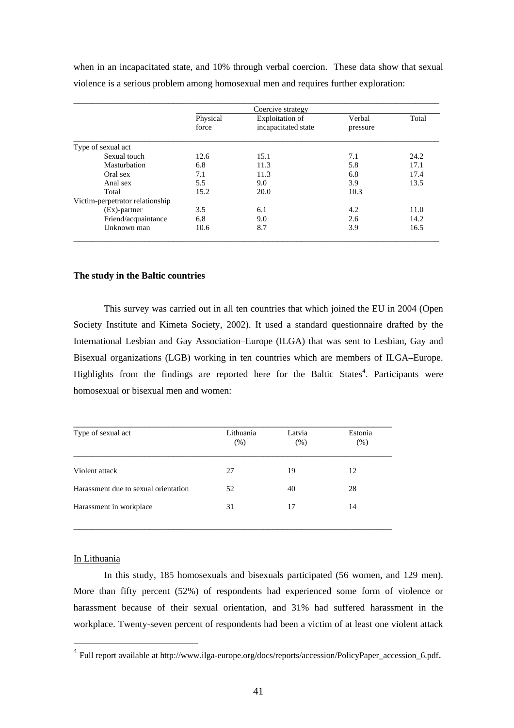when in an incapacitated state, and 10% through verbal coercion. These data show that sexual violence is a serious problem among homosexual men and requires further exploration:

| | Coercive strategy | | | |
|---|---|---|---|---|
| | Physical force | Exploitation of incapacitated state | Verbal pressure | Total |
| Type of sexual act | | | | |
| Sexual touch | 12.6 | 15.1 | 7.1 | 24.2 |
| Masturbation | 6.8 | 11.3 | 5.8 | 17.1 |
| Oral sex | 7.1 | 11.3 | 6.8 | 17.4 |
| Anal sex | 5.5 | 9.0 | 3.9 | 13.5 |
| Total | 15.2 | 20.0 | 10.3 | |
| Victim-perpetrator relationship | | | | |
| (Ex)-partner | 3.5 | 6.1 | 4.2 | 11.0 |
| Friend/acquaintance | 6.8 | 9.0 | 2.6 | 14.2 |
| Unknown man | 10.6 | 8.7 | 3.9 | 16.5 |

**The study in the Baltic countries**

This survey was carried out in all ten countries that which joined the EU in 2004 (Open Society Institute and Kimeta Society, 2002). It used a standard questionnaire drafted by the International Lesbian and Gay Association–Europe (ILGA) that was sent to Lesbian, Gay and Bisexual organizations (LGB) working in ten countries which are members of ILGA–Europe. Highlights from the findings are reported here for the Baltic States[4]. Participants were homosexual or bisexual men and women:

| Type of sexual act | Lithuania (%) | Latvia (%) | Estonia (%) |
|---|---|---|---|
| Violent attack | 27 | 19 | 12 |
| Harassment due to sexual orientation | 52 | 40 | 28 |
| Harassment in workplace | 31 | 17 | 14 |

In Lithuania

In this study, 185 homosexuals and bisexuals participated (56 women, and 129 men). More than fifty percent (52%) of respondents had experienced some form of violence or harassment because of their sexual orientation, and 31% had suffered harassment in the workplace. Twenty-seven percent of respondents had been a victim of at least one violent attack

[4] Full report available at http://www.ilga-europe.org/docs/reports/accession/PolicyPaper_accession_6.pdf.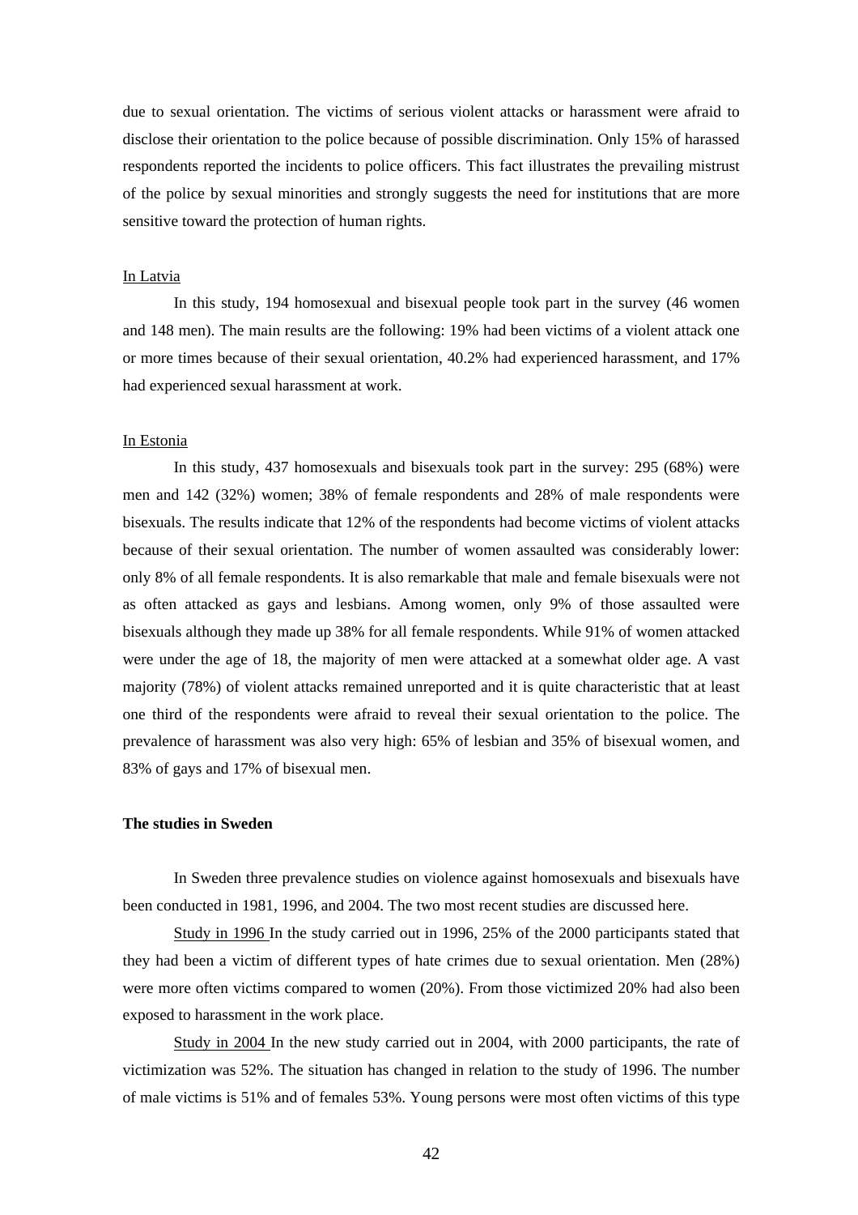due to sexual orientation. The victims of serious violent attacks or harassment were afraid to disclose their orientation to the police because of possible discrimination. Only 15% of harassed respondents reported the incidents to police officers. This fact illustrates the prevailing mistrust of the police by sexual minorities and strongly suggests the need for institutions that are more sensitive toward the protection of human rights.

In Latvia

In this study, 194 homosexual and bisexual people took part in the survey (46 women and 148 men). The main results are the following: 19% had been victims of a violent attack one or more times because of their sexual orientation, 40.2% had experienced harassment, and 17% had experienced sexual harassment at work.

In Estonia

In this study, 437 homosexuals and bisexuals took part in the survey: 295 (68%) were men and 142 (32%) women; 38% of female respondents and 28% of male respondents were bisexuals. The results indicate that 12% of the respondents had become victims of violent attacks because of their sexual orientation. The number of women assaulted was considerably lower: only 8% of all female respondents. It is also remarkable that male and female bisexuals were not as often attacked as gays and lesbians. Among women, only 9% of those assaulted were bisexuals although they made up 38% for all female respondents. While 91% of women attacked were under the age of 18, the majority of men were attacked at a somewhat older age. A vast majority (78%) of violent attacks remained unreported and it is quite characteristic that at least one third of the respondents were afraid to reveal their sexual orientation to the police. The prevalence of harassment was also very high: 65% of lesbian and 35% of bisexual women, and 83% of gays and 17% of bisexual men.

**The studies in Sweden**

In Sweden three prevalence studies on violence against homosexuals and bisexuals have been conducted in 1981, 1996, and 2004. The two most recent studies are discussed here.

Study in 1996 In the study carried out in 1996, 25% of the 2000 participants stated that they had been a victim of different types of hate crimes due to sexual orientation. Men (28%) were more often victims compared to women (20%). From those victimized 20% had also been exposed to harassment in the work place.

Study in 2004 In the new study carried out in 2004, with 2000 participants, the rate of victimization was 52%. The situation has changed in relation to the study of 1996. The number of male victims is 51% and of females 53%. Young persons were most often victims of this type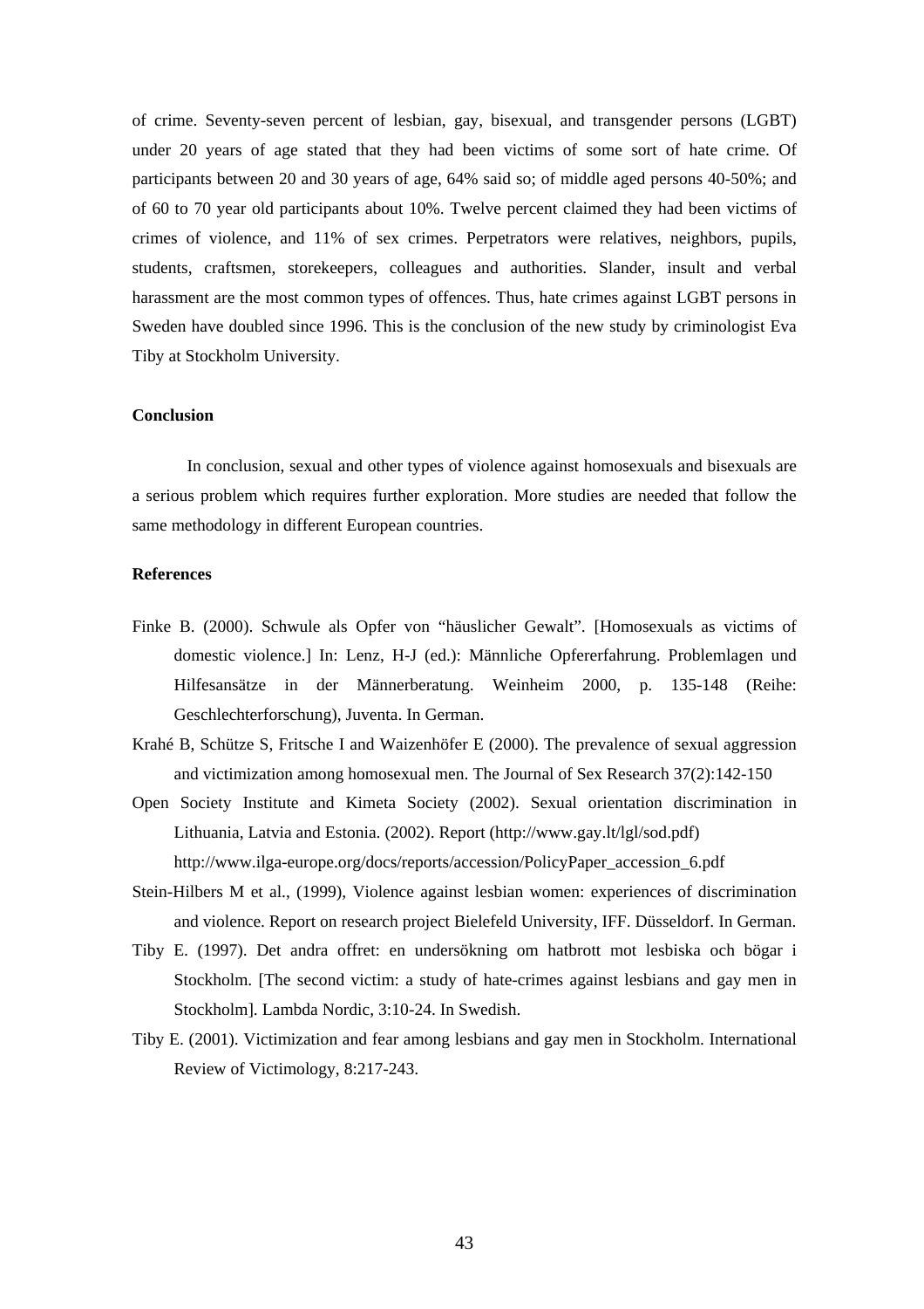of crime. Seventy-seven percent of lesbian, gay, bisexual, and transgender persons (LGBT) under 20 years of age stated that they had been victims of some sort of hate crime. Of participants between 20 and 30 years of age, 64% said so; of middle aged persons 40-50%; and of 60 to 70 year old participants about 10%. Twelve percent claimed they had been victims of crimes of violence, and 11% of sex crimes. Perpetrators were relatives, neighbors, pupils, students, craftsmen, storekeepers, colleagues and authorities. Slander, insult and verbal harassment are the most common types of offences. Thus, hate crimes against LGBT persons in Sweden have doubled since 1996. This is the conclusion of the new study by criminologist Eva Tiby at Stockholm University.

**Conclusion**

In conclusion, sexual and other types of violence against homosexuals and bisexuals are a serious problem which requires further exploration. More studies are needed that follow the same methodology in different European countries.

**References**

Finke B. (2000). Schwule als Opfer von "häuslicher Gewalt". [Homosexuals as victims of domestic violence.] In: Lenz, H-J (ed.): Männliche Opfererfahrung. Problemlagen und Hilfesansätze in der Männerberatung. Weinheim 2000, p. 135-148 (Reihe: Geschlechterforschung), Juventa. In German.

Krahé B, Schütze S, Fritsche I and Waizenhöfer E (2000). The prevalence of sexual aggression and victimization among homosexual men. The Journal of Sex Research 37(2):142-150

Open Society Institute and Kimeta Society (2002). Sexual orientation discrimination in Lithuania, Latvia and Estonia. (2002). Report (http://www.gay.lt/lgl/sod.pdf) http://www.ilga-europe.org/docs/reports/accession/PolicyPaper_accession_6.pdf

Stein-Hilbers M et al., (1999), Violence against lesbian women: experiences of discrimination and violence. Report on research project Bielefeld University, IFF. Düsseldorf. In German.

Tiby E. (1997). Det andra offret: en undersökning om hatbrott mot lesbiska och bögar i Stockholm. [The second victim: a study of hate-crimes against lesbians and gay men in Stockholm]. Lambda Nordic, 3:10-24. In Swedish.

Tiby E. (2001). Victimization and fear among lesbians and gay men in Stockholm. International Review of Victimology, 8:217-243.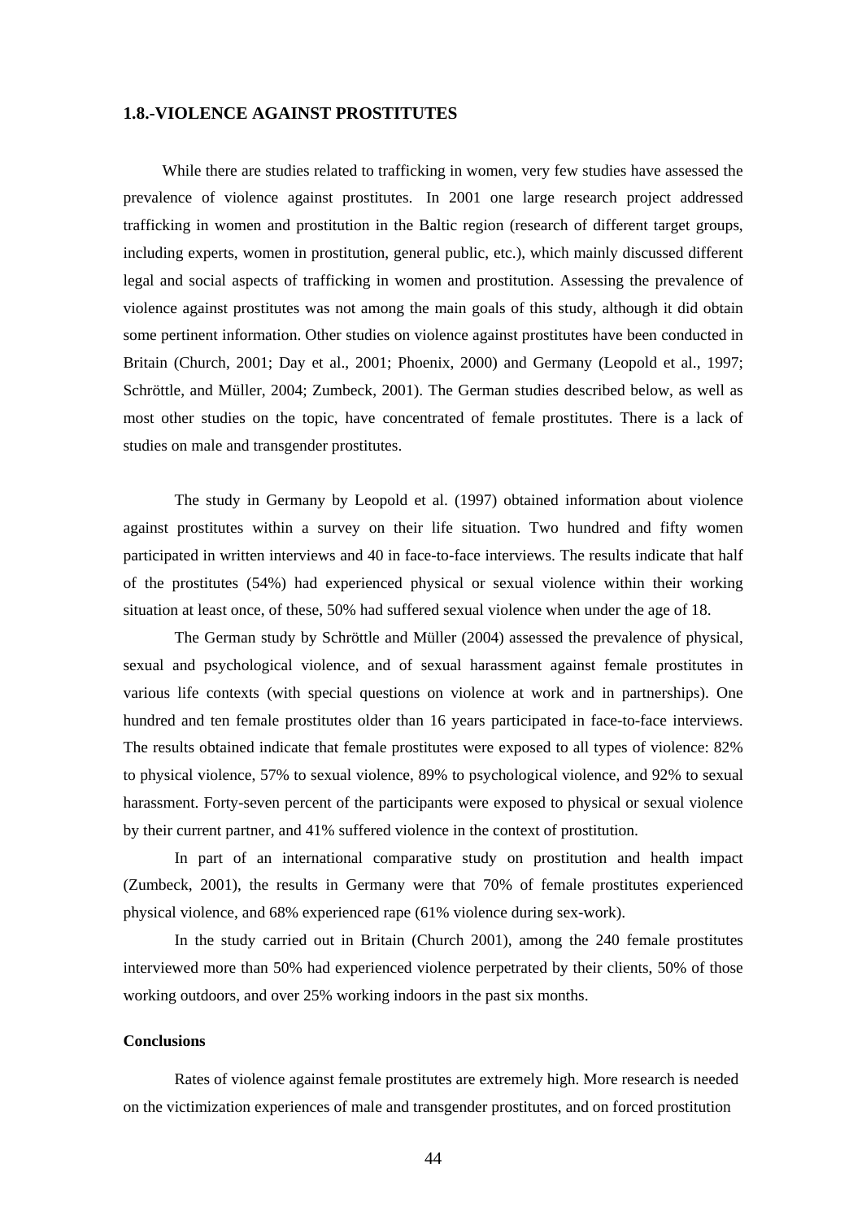## 1.8.-VIOLENCE AGAINST PROSTITUTES

While there are studies related to trafficking in women, very few studies have assessed the prevalence of violence against prostitutes. In 2001 one large research project addressed trafficking in women and prostitution in the Baltic region (research of different target groups, including experts, women in prostitution, general public, etc.), which mainly discussed different legal and social aspects of trafficking in women and prostitution. Assessing the prevalence of violence against prostitutes was not among the main goals of this study, although it did obtain some pertinent information. Other studies on violence against prostitutes have been conducted in Britain (Church, 2001; Day et al., 2001; Phoenix, 2000) and Germany (Leopold et al., 1997; Schröttle, and Müller, 2004; Zumbeck, 2001). The German studies described below, as well as most other studies on the topic, have concentrated of female prostitutes. There is a lack of studies on male and transgender prostitutes.

The study in Germany by Leopold et al. (1997) obtained information about violence against prostitutes within a survey on their life situation. Two hundred and fifty women participated in written interviews and 40 in face-to-face interviews. The results indicate that half of the prostitutes (54%) had experienced physical or sexual violence within their working situation at least once, of these, 50% had suffered sexual violence when under the age of 18.

The German study by Schröttle and Müller (2004) assessed the prevalence of physical, sexual and psychological violence, and of sexual harassment against female prostitutes in various life contexts (with special questions on violence at work and in partnerships). One hundred and ten female prostitutes older than 16 years participated in face-to-face interviews. The results obtained indicate that female prostitutes were exposed to all types of violence: 82% to physical violence, 57% to sexual violence, 89% to psychological violence, and 92% to sexual harassment. Forty-seven percent of the participants were exposed to physical or sexual violence by their current partner, and 41% suffered violence in the context of prostitution.

In part of an international comparative study on prostitution and health impact (Zumbeck, 2001), the results in Germany were that 70% of female prostitutes experienced physical violence, and 68% experienced rape (61% violence during sex-work).

In the study carried out in Britain (Church 2001), among the 240 female prostitutes interviewed more than 50% had experienced violence perpetrated by their clients, 50% of those working outdoors, and over 25% working indoors in the past six months.

**Conclusions**

Rates of violence against female prostitutes are extremely high. More research is needed on the victimization experiences of male and transgender prostitutes, and on forced prostitution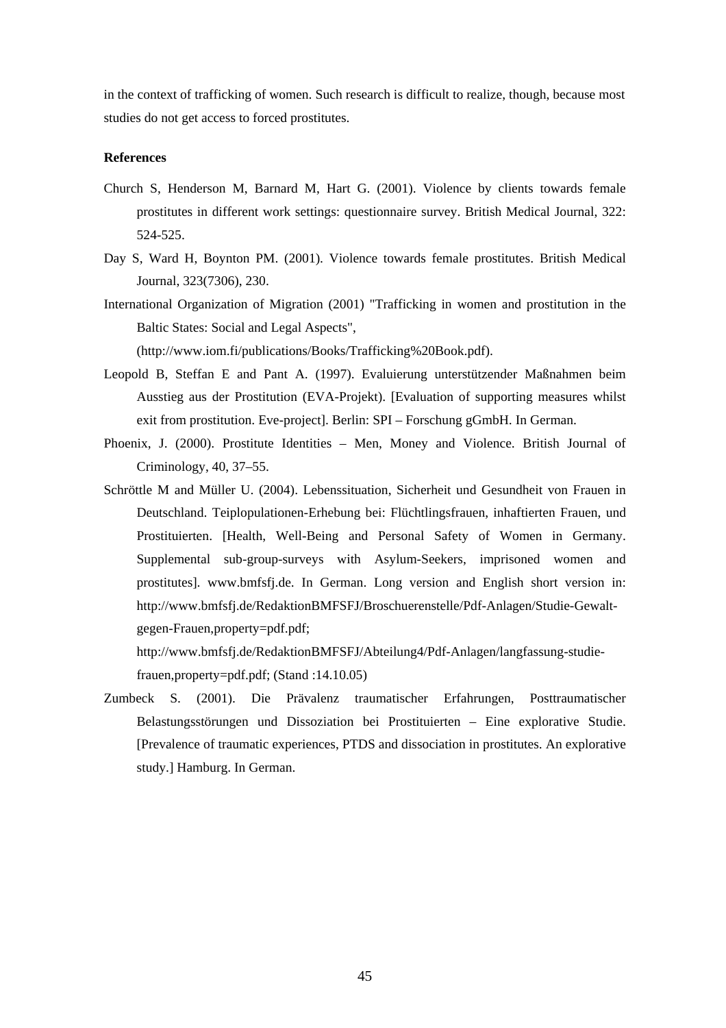in the context of trafficking of women. Such research is difficult to realize, though, because most studies do not get access to forced prostitutes.

**References**

Church S, Henderson M, Barnard M, Hart G. (2001). Violence by clients towards female prostitutes in different work settings: questionnaire survey. British Medical Journal, 322: 524-525.

Day S, Ward H, Boynton PM. (2001). Violence towards female prostitutes. British Medical Journal, 323(7306), 230.

International Organization of Migration (2001) "Trafficking in women and prostitution in the Baltic States: Social and Legal Aspects", (http://www.iom.fi/publications/Books/Trafficking%20Book.pdf).

Leopold B, Steffan E and Pant A. (1997). Evaluierung unterstützender Maßnahmen beim Ausstieg aus der Prostitution (EVA-Projekt). [Evaluation of supporting measures whilst exit from prostitution. Eve-project]. Berlin: SPI – Forschung gGmbH. In German.

Phoenix, J. (2000). Prostitute Identities – Men, Money and Violence. British Journal of Criminology, 40, 37–55.

Schröttle M and Müller U. (2004). Lebenssituation, Sicherheit und Gesundheit von Frauen in Deutschland. Teiplopulationen-Erhebung bei: Flüchtlingsfrauen, inhaftierten Frauen, und Prostituierten. [Health, Well-Being and Personal Safety of Women in Germany. Supplemental sub-group-surveys with Asylum-Seekers, imprisoned women and prostitutes]. www.bmfsfj.de. In German. Long version and English short version in: http://www.bmfsfj.de/RedaktionBMFSFJ/Broschuerenstelle/Pdf-Anlagen/Studie-Gewalt-gegen-Frauen,property=pdf.pdf; http://www.bmfsfj.de/RedaktionBMFSFJ/Abteilung4/Pdf-Anlagen/langfassung-studie-frauen,property=pdf.pdf; (Stand :14.10.05)

Zumbeck S. (2001). Die Prävalenz traumatischer Erfahrungen, Posttraumatischer Belastungsstörungen und Dissoziation bei Prostituierten – Eine explorative Studie. [Prevalence of traumatic experiences, PTDS and dissociation in prostitutes. An explorative study.] Hamburg. In German.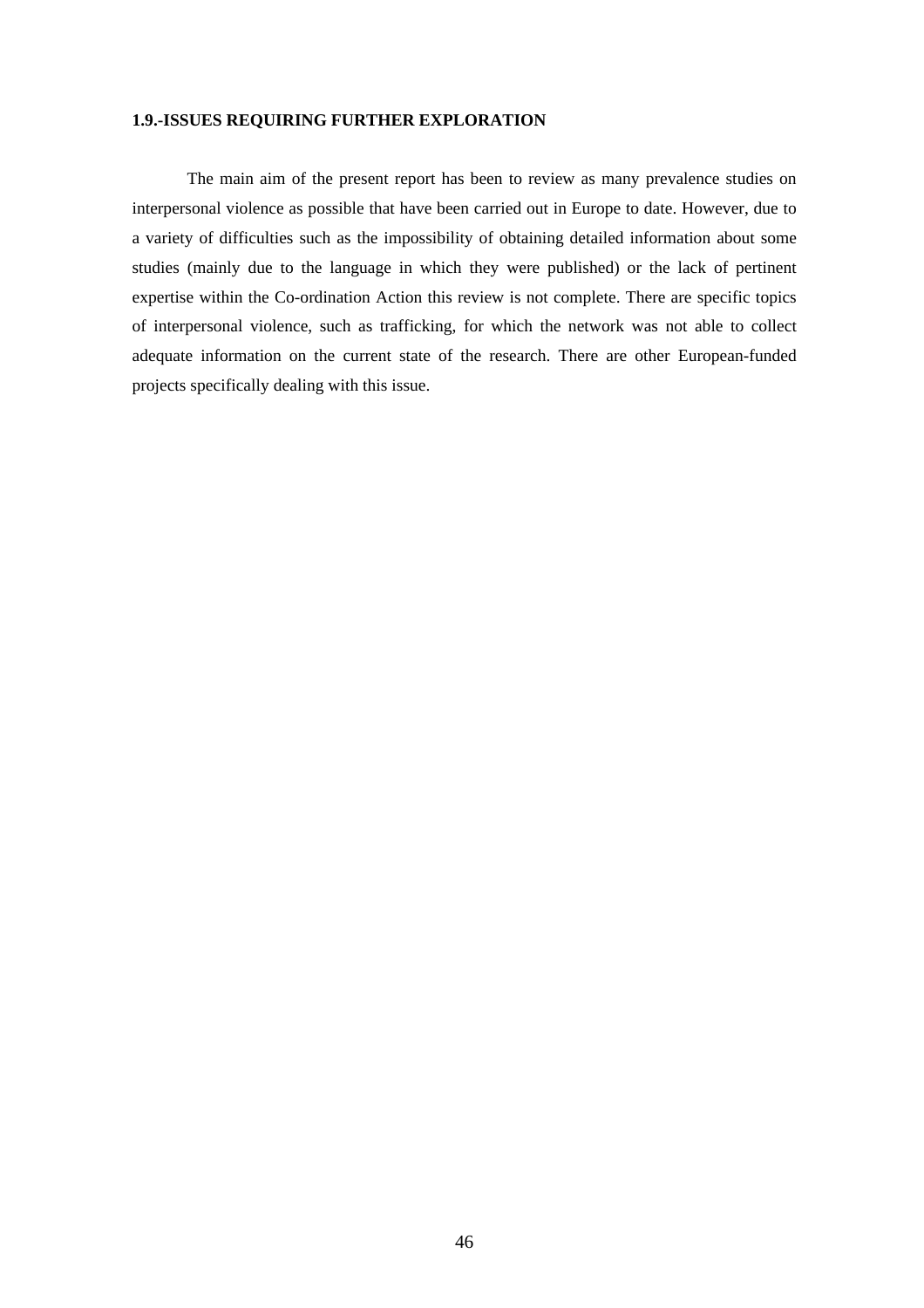### 1.9.-ISSUES REQUIRING FURTHER EXPLORATION

The main aim of the present report has been to review as many prevalence studies on interpersonal violence as possible that have been carried out in Europe to date. However, due to a variety of difficulties such as the impossibility of obtaining detailed information about some studies (mainly due to the language in which they were published) or the lack of pertinent expertise within the Co-ordination Action this review is not complete. There are specific topics of interpersonal violence, such as trafficking, for which the network was not able to collect adequate information on the current state of the research. There are other European-funded projects specifically dealing with this issue.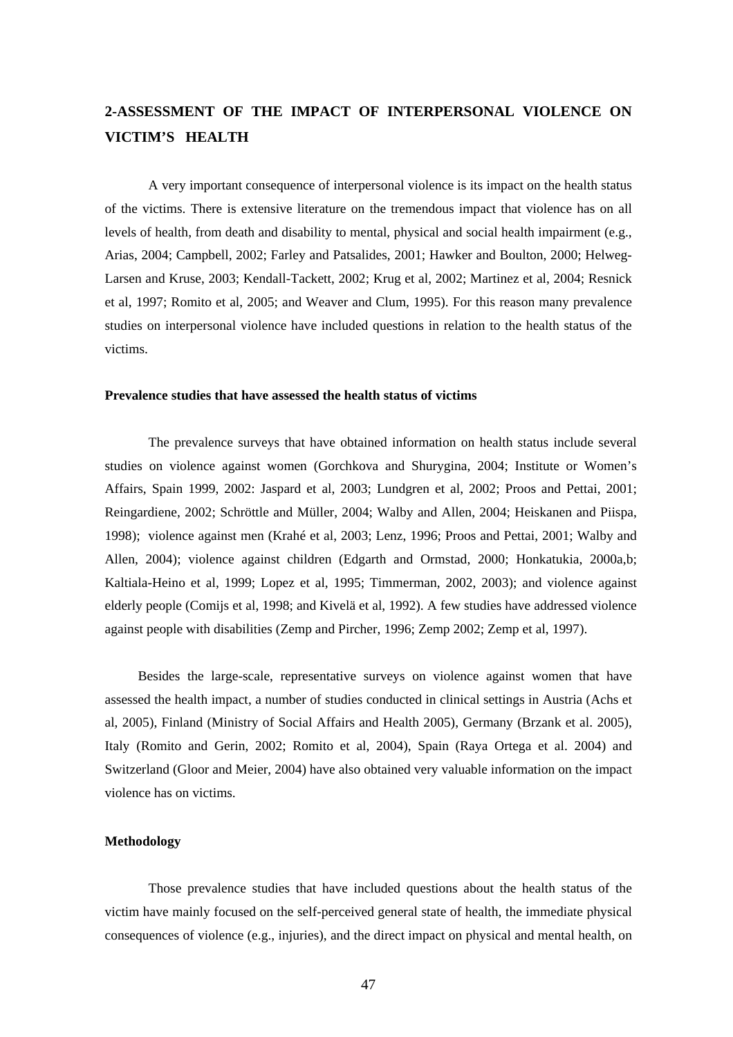## 2-ASSESSMENT OF THE IMPACT OF INTERPERSONAL VIOLENCE ON VICTIM'S HEALTH

A very important consequence of interpersonal violence is its impact on the health status of the victims. There is extensive literature on the tremendous impact that violence has on all levels of health, from death and disability to mental, physical and social health impairment (e.g., Arias, 2004; Campbell, 2002; Farley and Patsalides, 2001; Hawker and Boulton, 2000; Helweg-Larsen and Kruse, 2003; Kendall-Tackett, 2002; Krug et al, 2002; Martinez et al, 2004; Resnick et al, 1997; Romito et al, 2005; and Weaver and Clum, 1995). For this reason many prevalence studies on interpersonal violence have included questions in relation to the health status of the victims.

### Prevalence studies that have assessed the health status of victims

The prevalence surveys that have obtained information on health status include several studies on violence against women (Gorchkova and Shurygina, 2004; Institute or Women's Affairs, Spain 1999, 2002: Jaspard et al, 2003; Lundgren et al, 2002; Proos and Pettai, 2001; Reingardiene, 2002; Schröttle and Müller, 2004; Walby and Allen, 2004; Heiskanen and Piispa, 1998); violence against men (Krahé et al, 2003; Lenz, 1996; Proos and Pettai, 2001; Walby and Allen, 2004); violence against children (Edgarth and Ormstad, 2000; Honkatukia, 2000a,b; Kaltiala-Heino et al, 1999; Lopez et al, 1995; Timmerman, 2002, 2003); and violence against elderly people (Comijs et al, 1998; and Kivelä et al, 1992). A few studies have addressed violence against people with disabilities (Zemp and Pircher, 1996; Zemp 2002; Zemp et al, 1997).

Besides the large-scale, representative surveys on violence against women that have assessed the health impact, a number of studies conducted in clinical settings in Austria (Achs et al, 2005), Finland (Ministry of Social Affairs and Health 2005), Germany (Brzank et al. 2005), Italy (Romito and Gerin, 2002; Romito et al, 2004), Spain (Raya Ortega et al. 2004) and Switzerland (Gloor and Meier, 2004) have also obtained very valuable information on the impact violence has on victims.

### Methodology

Those prevalence studies that have included questions about the health status of the victim have mainly focused on the self-perceived general state of health, the immediate physical consequences of violence (e.g., injuries), and the direct impact on physical and mental health, on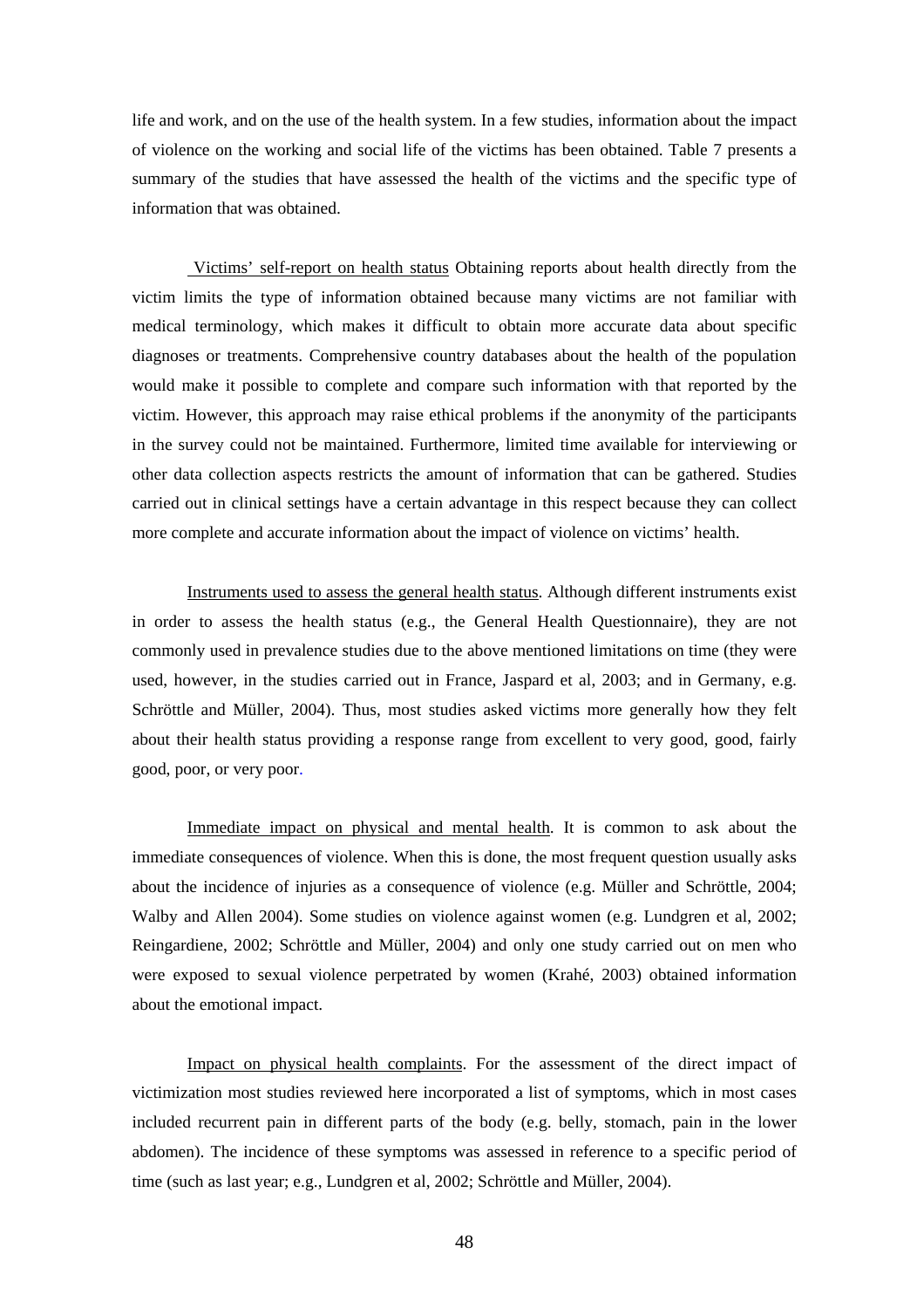life and work, and on the use of the health system. In a few studies, information about the impact of violence on the working and social life of the victims has been obtained. Table 7 presents a summary of the studies that have assessed the health of the victims and the specific type of information that was obtained.

Victims' self-report on health status Obtaining reports about health directly from the victim limits the type of information obtained because many victims are not familiar with medical terminology, which makes it difficult to obtain more accurate data about specific diagnoses or treatments. Comprehensive country databases about the health of the population would make it possible to complete and compare such information with that reported by the victim. However, this approach may raise ethical problems if the anonymity of the participants in the survey could not be maintained. Furthermore, limited time available for interviewing or other data collection aspects restricts the amount of information that can be gathered. Studies carried out in clinical settings have a certain advantage in this respect because they can collect more complete and accurate information about the impact of violence on victims' health.

Instruments used to assess the general health status. Although different instruments exist in order to assess the health status (e.g., the General Health Questionnaire), they are not commonly used in prevalence studies due to the above mentioned limitations on time (they were used, however, in the studies carried out in France, Jaspard et al, 2003; and in Germany, e.g. Schröttle and Müller, 2004). Thus, most studies asked victims more generally how they felt about their health status providing a response range from excellent to very good, good, fairly good, poor, or very poor.

Immediate impact on physical and mental health. It is common to ask about the immediate consequences of violence. When this is done, the most frequent question usually asks about the incidence of injuries as a consequence of violence (e.g. Müller and Schröttle, 2004; Walby and Allen 2004). Some studies on violence against women (e.g. Lundgren et al, 2002; Reingardiene, 2002; Schröttle and Müller, 2004) and only one study carried out on men who were exposed to sexual violence perpetrated by women (Krahé, 2003) obtained information about the emotional impact.

Impact on physical health complaints. For the assessment of the direct impact of victimization most studies reviewed here incorporated a list of symptoms, which in most cases included recurrent pain in different parts of the body (e.g. belly, stomach, pain in the lower abdomen). The incidence of these symptoms was assessed in reference to a specific period of time (such as last year; e.g., Lundgren et al, 2002; Schröttle and Müller, 2004).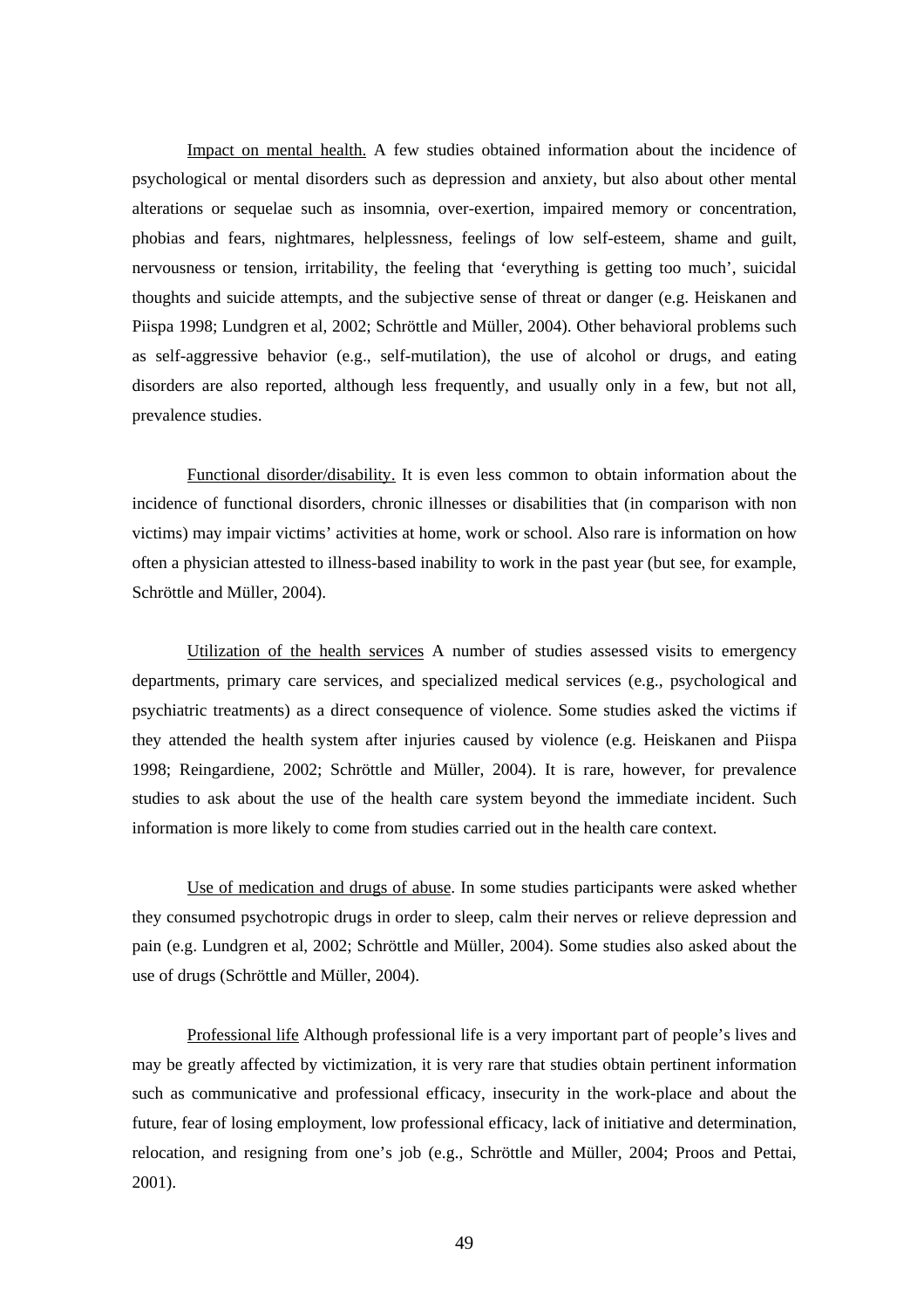<u>Impact on mental health.</u> A few studies obtained information about the incidence of psychological or mental disorders such as depression and anxiety, but also about other mental alterations or sequelae such as insomnia, over-exertion, impaired memory or concentration, phobias and fears, nightmares, helplessness, feelings of low self-esteem, shame and guilt, nervousness or tension, irritability, the feeling that 'everything is getting too much', suicidal thoughts and suicide attempts, and the subjective sense of threat or danger (e.g. Heiskanen and Piispa 1998; Lundgren et al, 2002; Schröttle and Müller, 2004). Other behavioral problems such as self-aggressive behavior (e.g., self-mutilation), the use of alcohol or drugs, and eating disorders are also reported, although less frequently, and usually only in a few, but not all, prevalence studies.

<u>Functional disorder/disability.</u> It is even less common to obtain information about the incidence of functional disorders, chronic illnesses or disabilities that (in comparison with non victims) may impair victims' activities at home, work or school. Also rare is information on how often a physician attested to illness-based inability to work in the past year (but see, for example, Schröttle and Müller, 2004).

<u>Utilization of the health services</u> A number of studies assessed visits to emergency departments, primary care services, and specialized medical services (e.g., psychological and psychiatric treatments) as a direct consequence of violence. Some studies asked the victims if they attended the health system after injuries caused by violence (e.g. Heiskanen and Piispa 1998; Reingardiene, 2002; Schröttle and Müller, 2004). It is rare, however, for prevalence studies to ask about the use of the health care system beyond the immediate incident. Such information is more likely to come from studies carried out in the health care context.

<u>Use of medication and drugs of abuse</u>. In some studies participants were asked whether they consumed psychotropic drugs in order to sleep, calm their nerves or relieve depression and pain (e.g. Lundgren et al, 2002; Schröttle and Müller, 2004). Some studies also asked about the use of drugs (Schröttle and Müller, 2004).

<u>Professional life</u> Although professional life is a very important part of people's lives and may be greatly affected by victimization, it is very rare that studies obtain pertinent information such as communicative and professional efficacy, insecurity in the work-place and about the future, fear of losing employment, low professional efficacy, lack of initiative and determination, relocation, and resigning from one's job (e.g., Schröttle and Müller, 2004; Proos and Pettai, 2001).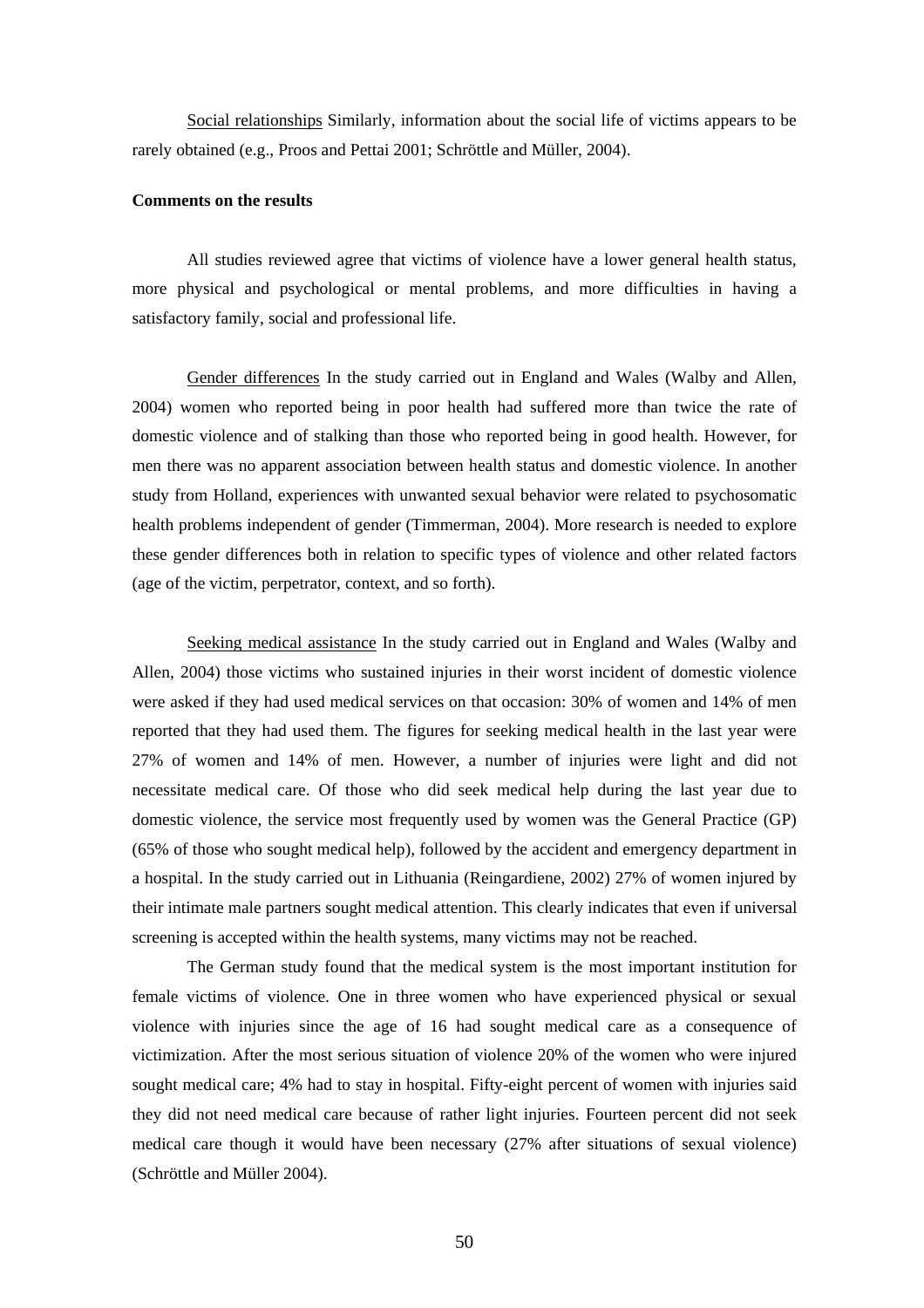Social relationships Similarly, information about the social life of victims appears to be rarely obtained (e.g., Proos and Pettai 2001; Schröttle and Müller, 2004).

**Comments on the results**

All studies reviewed agree that victims of violence have a lower general health status, more physical and psychological or mental problems, and more difficulties in having a satisfactory family, social and professional life.

Gender differences In the study carried out in England and Wales (Walby and Allen, 2004) women who reported being in poor health had suffered more than twice the rate of domestic violence and of stalking than those who reported being in good health. However, for men there was no apparent association between health status and domestic violence. In another study from Holland, experiences with unwanted sexual behavior were related to psychosomatic health problems independent of gender (Timmerman, 2004). More research is needed to explore these gender differences both in relation to specific types of violence and other related factors (age of the victim, perpetrator, context, and so forth).

Seeking medical assistance In the study carried out in England and Wales (Walby and Allen, 2004) those victims who sustained injuries in their worst incident of domestic violence were asked if they had used medical services on that occasion: 30% of women and 14% of men reported that they had used them. The figures for seeking medical health in the last year were 27% of women and 14% of men. However, a number of injuries were light and did not necessitate medical care. Of those who did seek medical help during the last year due to domestic violence, the service most frequently used by women was the General Practice (GP) (65% of those who sought medical help), followed by the accident and emergency department in a hospital. In the study carried out in Lithuania (Reingardiene, 2002) 27% of women injured by their intimate male partners sought medical attention. This clearly indicates that even if universal screening is accepted within the health systems, many victims may not be reached.

The German study found that the medical system is the most important institution for female victims of violence. One in three women who have experienced physical or sexual violence with injuries since the age of 16 had sought medical care as a consequence of victimization. After the most serious situation of violence 20% of the women who were injured sought medical care; 4% had to stay in hospital. Fifty-eight percent of women with injuries said they did not need medical care because of rather light injuries. Fourteen percent did not seek medical care though it would have been necessary (27% after situations of sexual violence) (Schröttle and Müller 2004).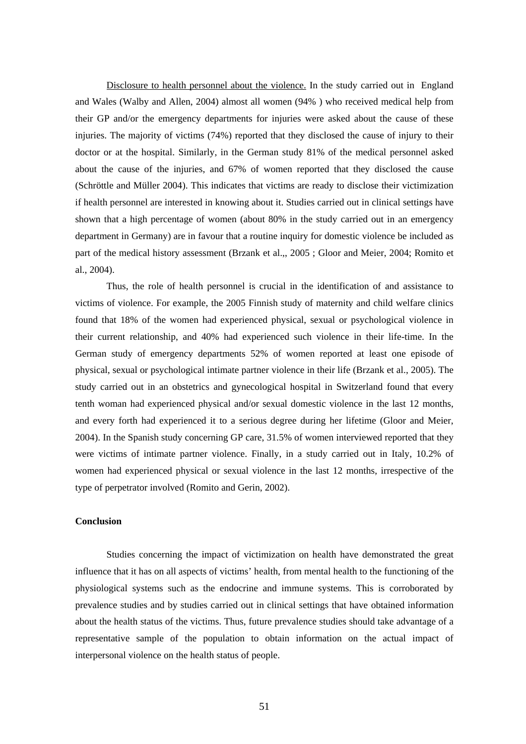Disclosure to health personnel about the violence. In the study carried out in England and Wales (Walby and Allen, 2004) almost all women (94% ) who received medical help from their GP and/or the emergency departments for injuries were asked about the cause of these injuries. The majority of victims (74%) reported that they disclosed the cause of injury to their doctor or at the hospital. Similarly, in the German study 81% of the medical personnel asked about the cause of the injuries, and 67% of women reported that they disclosed the cause (Schröttle and Müller 2004). This indicates that victims are ready to disclose their victimization if health personnel are interested in knowing about it. Studies carried out in clinical settings have shown that a high percentage of women (about 80% in the study carried out in an emergency department in Germany) are in favour that a routine inquiry for domestic violence be included as part of the medical history assessment (Brzank et al.,, 2005 ; Gloor and Meier, 2004; Romito et al., 2004).

Thus, the role of health personnel is crucial in the identification of and assistance to victims of violence. For example, the 2005 Finnish study of maternity and child welfare clinics found that 18% of the women had experienced physical, sexual or psychological violence in their current relationship, and 40% had experienced such violence in their life-time. In the German study of emergency departments 52% of women reported at least one episode of physical, sexual or psychological intimate partner violence in their life (Brzank et al., 2005). The study carried out in an obstetrics and gynecological hospital in Switzerland found that every tenth woman had experienced physical and/or sexual domestic violence in the last 12 months, and every forth had experienced it to a serious degree during her lifetime (Gloor and Meier, 2004). In the Spanish study concerning GP care, 31.5% of women interviewed reported that they were victims of intimate partner violence. Finally, in a study carried out in Italy, 10.2% of women had experienced physical or sexual violence in the last 12 months, irrespective of the type of perpetrator involved (Romito and Gerin, 2002).

**Conclusion**

Studies concerning the impact of victimization on health have demonstrated the great influence that it has on all aspects of victims' health, from mental health to the functioning of the physiological systems such as the endocrine and immune systems. This is corroborated by prevalence studies and by studies carried out in clinical settings that have obtained information about the health status of the victims. Thus, future prevalence studies should take advantage of a representative sample of the population to obtain information on the actual impact of interpersonal violence on the health status of people.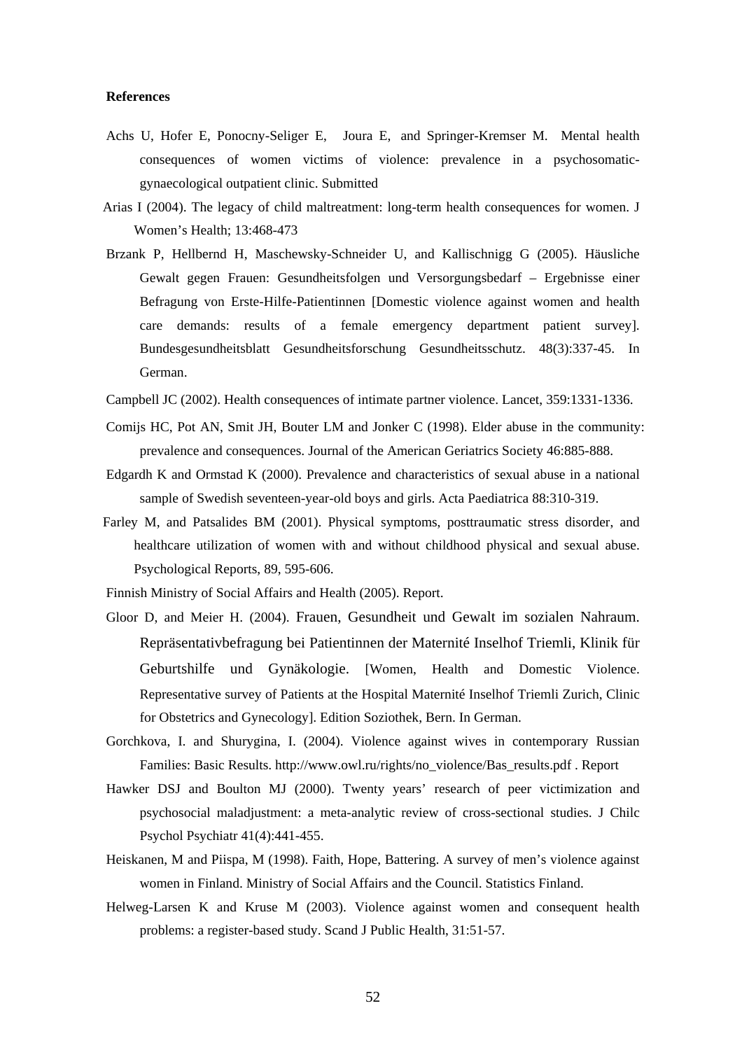**References**

Achs U, Hofer E, Ponocny-Seliger E, Joura E, and Springer-Kremser M. Mental health consequences of women victims of violence: prevalence in a psychosomatic-gynaecological outpatient clinic. Submitted

Arias I (2004). The legacy of child maltreatment: long-term health consequences for women. J Women's Health; 13:468-473

Brzank P, Hellbernd H, Maschewsky-Schneider U, and Kallischnigg G (2005). Häusliche Gewalt gegen Frauen: Gesundheitsfolgen und Versorgungsbedarf – Ergebnisse einer Befragung von Erste-Hilfe-Patientinnen [Domestic violence against women and health care demands: results of a female emergency department patient survey]. Bundesgesundheitsblatt Gesundheitsforschung Gesundheitsschutz. 48(3):337-45. In German.

Campbell JC (2002). Health consequences of intimate partner violence. Lancet, 359:1331-1336.

Comijs HC, Pot AN, Smit JH, Bouter LM and Jonker C (1998). Elder abuse in the community: prevalence and consequences. Journal of the American Geriatrics Society 46:885-888.

Edgardh K and Ormstad K (2000). Prevalence and characteristics of sexual abuse in a national sample of Swedish seventeen-year-old boys and girls. Acta Paediatrica 88:310-319.

Farley M, and Patsalides BM (2001). Physical symptoms, posttraumatic stress disorder, and healthcare utilization of women with and without childhood physical and sexual abuse. Psychological Reports, 89, 595-606.

Finnish Ministry of Social Affairs and Health (2005). Report.

Gloor D, and Meier H. (2004). Frauen, Gesundheit und Gewalt im sozialen Nahraum. Repräsentativbefragung bei Patientinnen der Maternité Inselhof Triemli, Klinik für Geburtshilfe und Gynäkologie. [Women, Health and Domestic Violence. Representative survey of Patients at the Hospital Maternité Inselhof Triemli Zurich, Clinic for Obstetrics and Gynecology]. Edition Soziothek, Bern. In German.

Gorchkova, I. and Shurygina, I. (2004). Violence against wives in contemporary Russian Families: Basic Results. http://www.owl.ru/rights/no_violence/Bas_results.pdf . Report

Hawker DSJ and Boulton MJ (2000). Twenty years' research of peer victimization and psychosocial maladjustment: a meta-analytic review of cross-sectional studies. J Chilc Psychol Psychiatr 41(4):441-455.

Heiskanen, M and Piispa, M (1998). Faith, Hope, Battering. A survey of men's violence against women in Finland. Ministry of Social Affairs and the Council. Statistics Finland.

Helweg-Larsen K and Kruse M (2003). Violence against women and consequent health problems: a register-based study. Scand J Public Health, 31:51-57.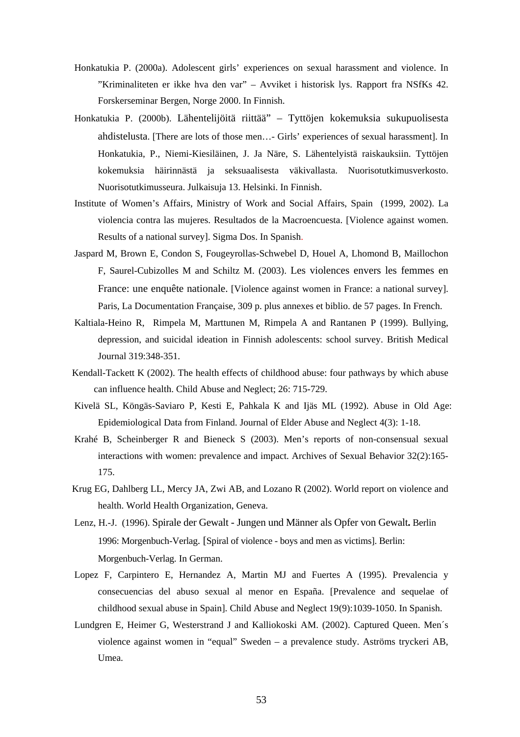Honkatukia P. (2000a). Adolescent girls' experiences on sexual harassment and violence. In "Kriminaliteten er ikke hva den var" – Avviket i historisk lys. Rapport fra NSfKs 42. Forskerseminar Bergen, Norge 2000. In Finnish.

Honkatukia P. (2000b). Lähentelijöitä riittää" – Tyttöjen kokemuksia sukupuolisesta ahdistelusta. [There are lots of those men…- Girls' experiences of sexual harassment]. In Honkatukia, P., Niemi-Kiesiläinen, J. Ja Näre, S. Lähentelyistä raiskauksiin. Tyttöjen kokemuksia häirinnästä ja seksuaalisesta väkivallasta. Nuorisotutkimusverkosto. Nuorisotutkimusseura. Julkaisuja 13. Helsinki. In Finnish.

Institute of Women's Affairs, Ministry of Work and Social Affairs, Spain (1999, 2002). La violencia contra las mujeres. Resultados de la Macroencuesta. [Violence against women. Results of a national survey]. Sigma Dos. In Spanish.

Jaspard M, Brown E, Condon S, Fougeyrollas-Schwebel D, Houel A, Lhomond B, Maillochon F, Saurel-Cubizolles M and Schiltz M. (2003). Les violences envers les femmes en France: une enquête nationale. [Violence against women in France: a national survey]. Paris, La Documentation Française, 309 p. plus annexes et biblio. de 57 pages. In French.

Kaltiala-Heino R, Rimpela M, Marttunen M, Rimpela A and Rantanen P (1999). Bullying, depression, and suicidal ideation in Finnish adolescents: school survey. British Medical Journal 319:348-351.

Kendall-Tackett K (2002). The health effects of childhood abuse: four pathways by which abuse can influence health. Child Abuse and Neglect; 26: 715-729.

Kivelä SL, Köngäs-Saviaro P, Kesti E, Pahkala K and Ijäs ML (1992). Abuse in Old Age: Epidemiological Data from Finland. Journal of Elder Abuse and Neglect 4(3): 1-18.

Krahé B, Scheinberger R and Bieneck S (2003). Men's reports of non-consensual sexual interactions with women: prevalence and impact. Archives of Sexual Behavior 32(2):165-175.

Krug EG, Dahlberg LL, Mercy JA, Zwi AB, and Lozano R (2002). World report on violence and health. World Health Organization, Geneva.

Lenz, H.-J. (1996). Spirale der Gewalt - Jungen und Männer als Opfer von Gewalt. Berlin 1996: Morgenbuch-Verlag. [Spiral of violence - boys and men as victims]. Berlin: Morgenbuch-Verlag. In German.

Lopez F, Carpintero E, Hernandez A, Martin MJ and Fuertes A (1995). Prevalencia y consecuencias del abuso sexual al menor en España. [Prevalence and sequelae of childhood sexual abuse in Spain]. Child Abuse and Neglect 19(9):1039-1050. In Spanish.

Lundgren E, Heimer G, Westerstrand J and Kalliokoski AM. (2002). Captured Queen. Men´s violence against women in "equal" Sweden – a prevalence study. Aströms tryckeri AB, Umea.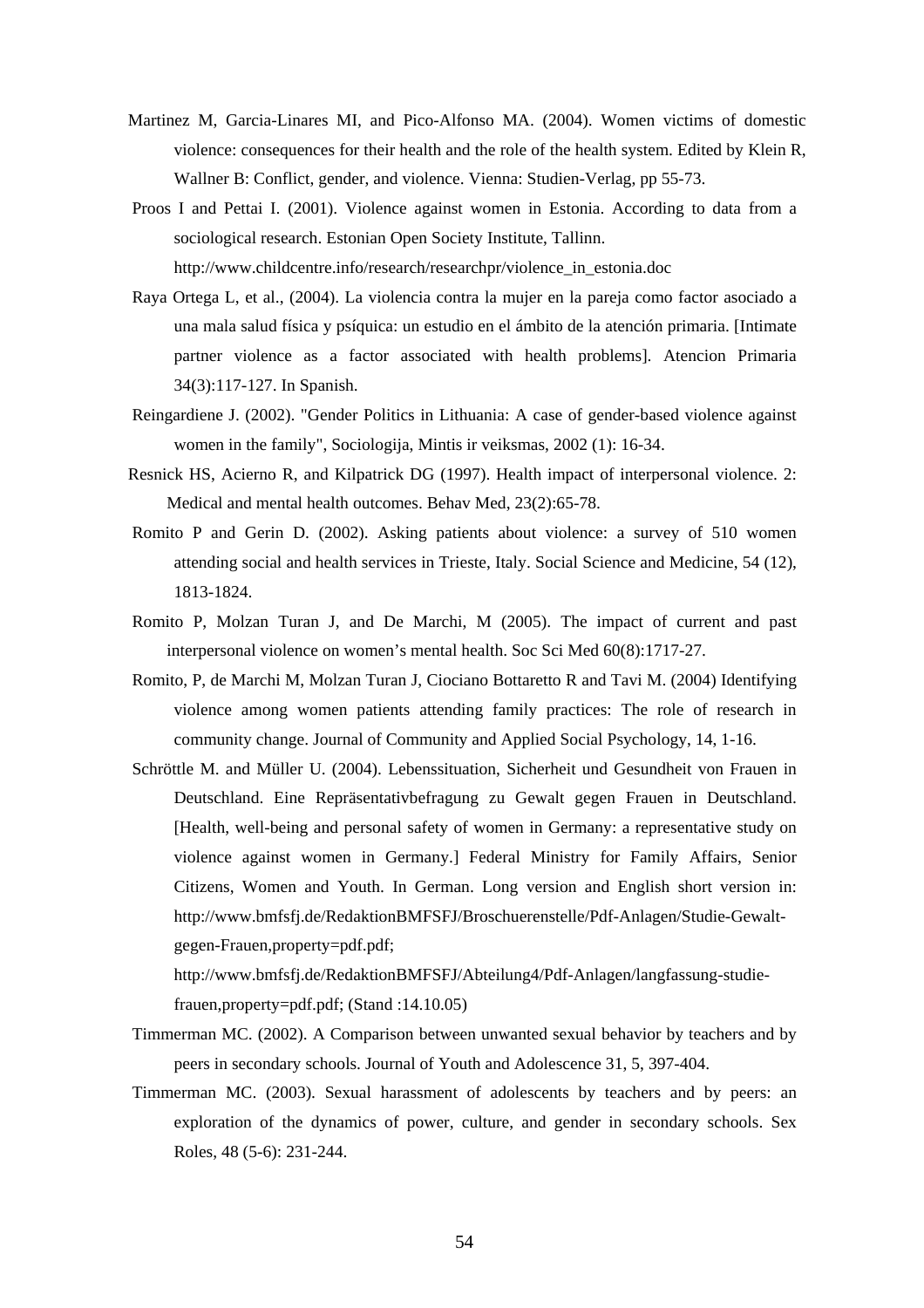Martinez M, Garcia-Linares MI, and Pico-Alfonso MA. (2004). Women victims of domestic violence: consequences for their health and the role of the health system. Edited by Klein R, Wallner B: Conflict, gender, and violence. Vienna: Studien-Verlag, pp 55-73.

Proos I and Pettai I. (2001). Violence against women in Estonia. According to data from a sociological research. Estonian Open Society Institute, Tallinn. http://www.childcentre.info/research/researchpr/violence_in_estonia.doc

Raya Ortega L, et al., (2004). La violencia contra la mujer en la pareja como factor asociado a una mala salud física y psíquica: un estudio en el ámbito de la atención primaria. [Intimate partner violence as a factor associated with health problems]. Atencion Primaria 34(3):117-127. In Spanish.

Reingardiene J. (2002). "Gender Politics in Lithuania: A case of gender-based violence against women in the family", Sociologija, Mintis ir veiksmas, 2002 (1): 16-34.

Resnick HS, Acierno R, and Kilpatrick DG (1997). Health impact of interpersonal violence. 2: Medical and mental health outcomes. Behav Med, 23(2):65-78.

Romito P and Gerin D. (2002). Asking patients about violence: a survey of 510 women attending social and health services in Trieste, Italy. Social Science and Medicine, 54 (12), 1813-1824.

Romito P, Molzan Turan J, and De Marchi, M (2005). The impact of current and past interpersonal violence on women's mental health. Soc Sci Med 60(8):1717-27.

Romito, P, de Marchi M, Molzan Turan J, Ciociano Bottaretto R and Tavi M. (2004) Identifying violence among women patients attending family practices: The role of research in community change. Journal of Community and Applied Social Psychology, 14, 1-16.

Schröttle M. and Müller U. (2004). Lebenssituation, Sicherheit und Gesundheit von Frauen in Deutschland. Eine Repräsentativbefragung zu Gewalt gegen Frauen in Deutschland. [Health, well-being and personal safety of women in Germany: a representative study on violence against women in Germany.] Federal Ministry for Family Affairs, Senior Citizens, Women and Youth. In German. Long version and English short version in: http://www.bmfsfj.de/RedaktionBMFSFJ/Broschuerenstelle/Pdf-Anlagen/Studie-Gewalt-gegen-Frauen,property=pdf.pdf;
http://www.bmfsfj.de/RedaktionBMFSFJ/Abteilung4/Pdf-Anlagen/langfassung-studie-frauen,property=pdf.pdf; (Stand :14.10.05)

Timmerman MC. (2002). A Comparison between unwanted sexual behavior by teachers and by peers in secondary schools. Journal of Youth and Adolescence 31, 5, 397-404.

Timmerman MC. (2003). Sexual harassment of adolescents by teachers and by peers: an exploration of the dynamics of power, culture, and gender in secondary schools. Sex Roles, 48 (5-6): 231-244.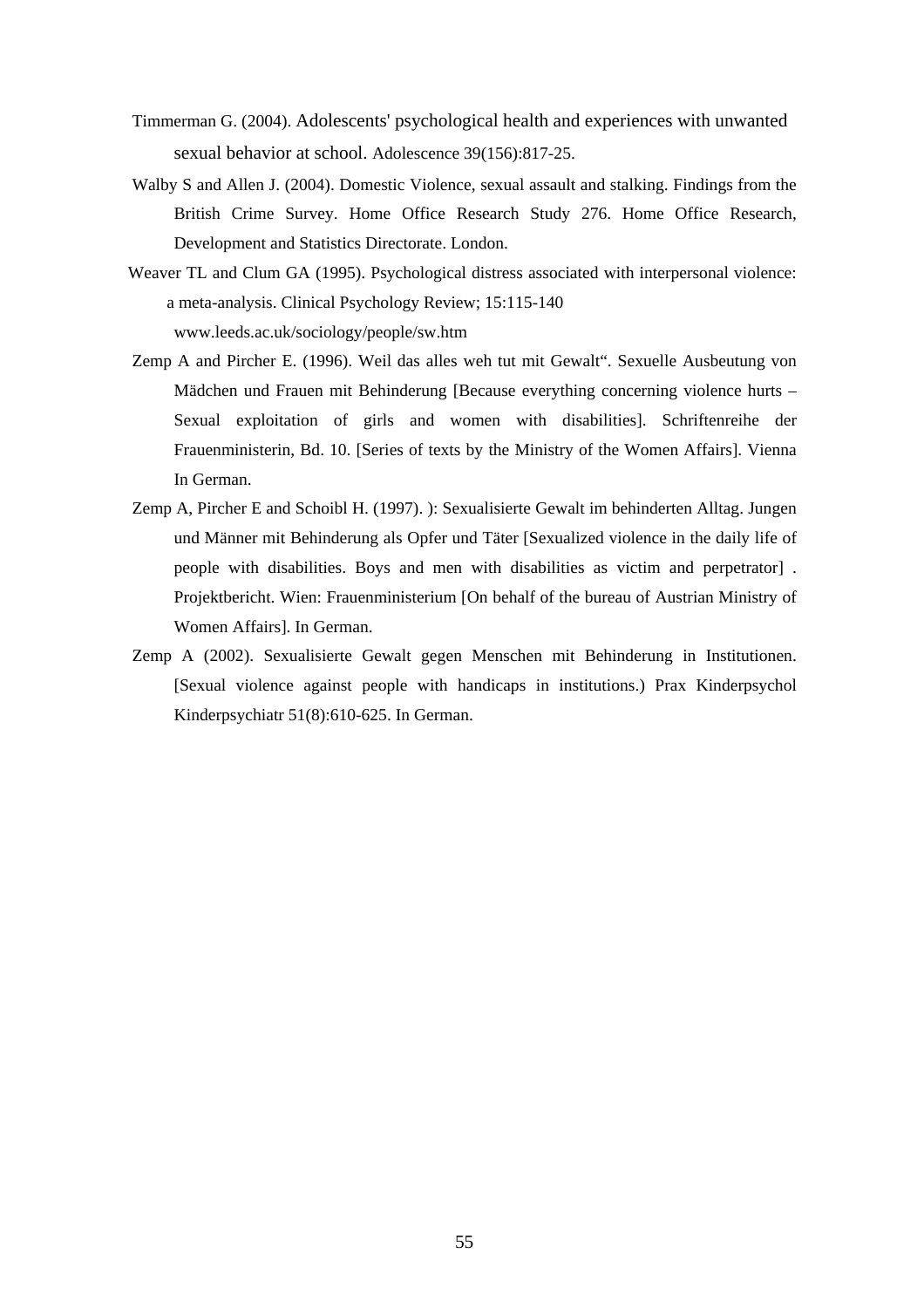Timmerman G. (2004). Adolescents' psychological health and experiences with unwanted sexual behavior at school. Adolescence 39(156):817-25.

Walby S and Allen J. (2004). Domestic Violence, sexual assault and stalking. Findings from the British Crime Survey. Home Office Research Study 276. Home Office Research, Development and Statistics Directorate. London.

Weaver TL and Clum GA (1995). Psychological distress associated with interpersonal violence: a meta-analysis. Clinical Psychology Review; 15:115-140

www.leeds.ac.uk/sociology/people/sw.htm

Zemp A and Pircher E. (1996). Weil das alles weh tut mit Gewalt“. Sexuelle Ausbeutung von Mädchen und Frauen mit Behinderung [Because everything concerning violence hurts – Sexual exploitation of girls and women with disabilities]. Schriftenreihe der Frauenministerin, Bd. 10. [Series of texts by the Ministry of the Women Affairs]. Vienna In German.

Zemp A, Pircher E and Schoibl H. (1997). ): Sexualisierte Gewalt im behinderten Alltag. Jungen und Männer mit Behinderung als Opfer und Täter [Sexualized violence in the daily life of people with disabilities. Boys and men with disabilities as victim and perpetrator] . Projektbericht. Wien: Frauenministerium [On behalf of the bureau of Austrian Ministry of Women Affairs]. In German.

Zemp A (2002). Sexualisierte Gewalt gegen Menschen mit Behinderung in Institutionen. [Sexual violence against people with handicaps in institutions.) Prax Kinderpsychol Kinderpsychiatr 51(8):610-625. In German.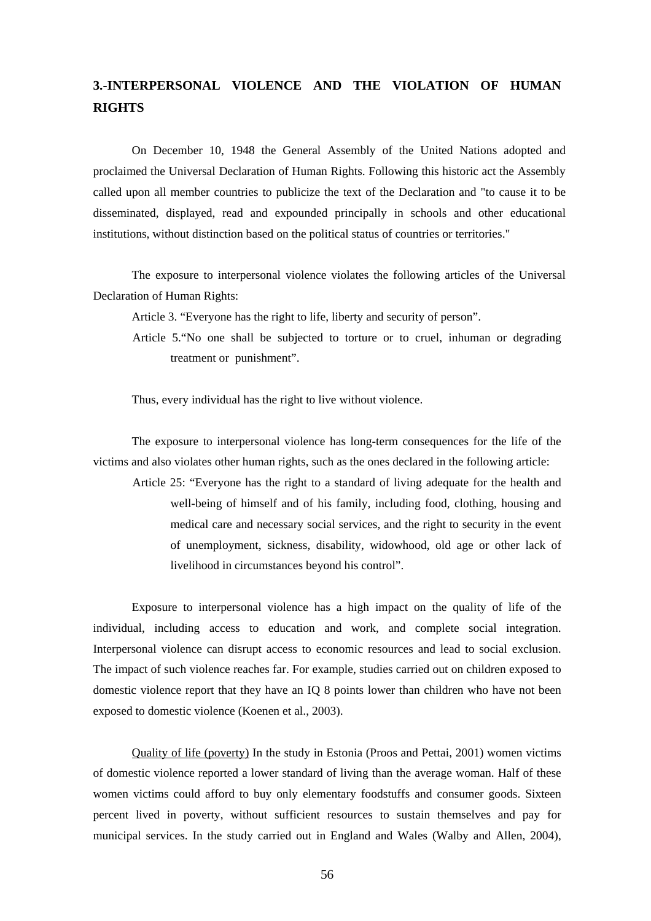## 3.-INTERPERSONAL VIOLENCE AND THE VIOLATION OF HUMAN RIGHTS

On December 10, 1948 the General Assembly of the United Nations adopted and proclaimed the Universal Declaration of Human Rights. Following this historic act the Assembly called upon all member countries to publicize the text of the Declaration and "to cause it to be disseminated, displayed, read and expounded principally in schools and other educational institutions, without distinction based on the political status of countries or territories."

The exposure to interpersonal violence violates the following articles of the Universal Declaration of Human Rights:

Article 3. "Everyone has the right to life, liberty and security of person".

Article 5."No one shall be subjected to torture or to cruel, inhuman or degrading treatment or punishment".

Thus, every individual has the right to live without violence.

The exposure to interpersonal violence has long-term consequences for the life of the victims and also violates other human rights, such as the ones declared in the following article:

Article 25: "Everyone has the right to a standard of living adequate for the health and well-being of himself and of his family, including food, clothing, housing and medical care and necessary social services, and the right to security in the event of unemployment, sickness, disability, widowhood, old age or other lack of livelihood in circumstances beyond his control".

Exposure to interpersonal violence has a high impact on the quality of life of the individual, including access to education and work, and complete social integration. Interpersonal violence can disrupt access to economic resources and lead to social exclusion. The impact of such violence reaches far. For example, studies carried out on children exposed to domestic violence report that they have an IQ 8 points lower than children who have not been exposed to domestic violence (Koenen et al., 2003).

Quality of life (poverty) In the study in Estonia (Proos and Pettai, 2001) women victims of domestic violence reported a lower standard of living than the average woman. Half of these women victims could afford to buy only elementary foodstuffs and consumer goods. Sixteen percent lived in poverty, without sufficient resources to sustain themselves and pay for municipal services. In the study carried out in England and Wales (Walby and Allen, 2004),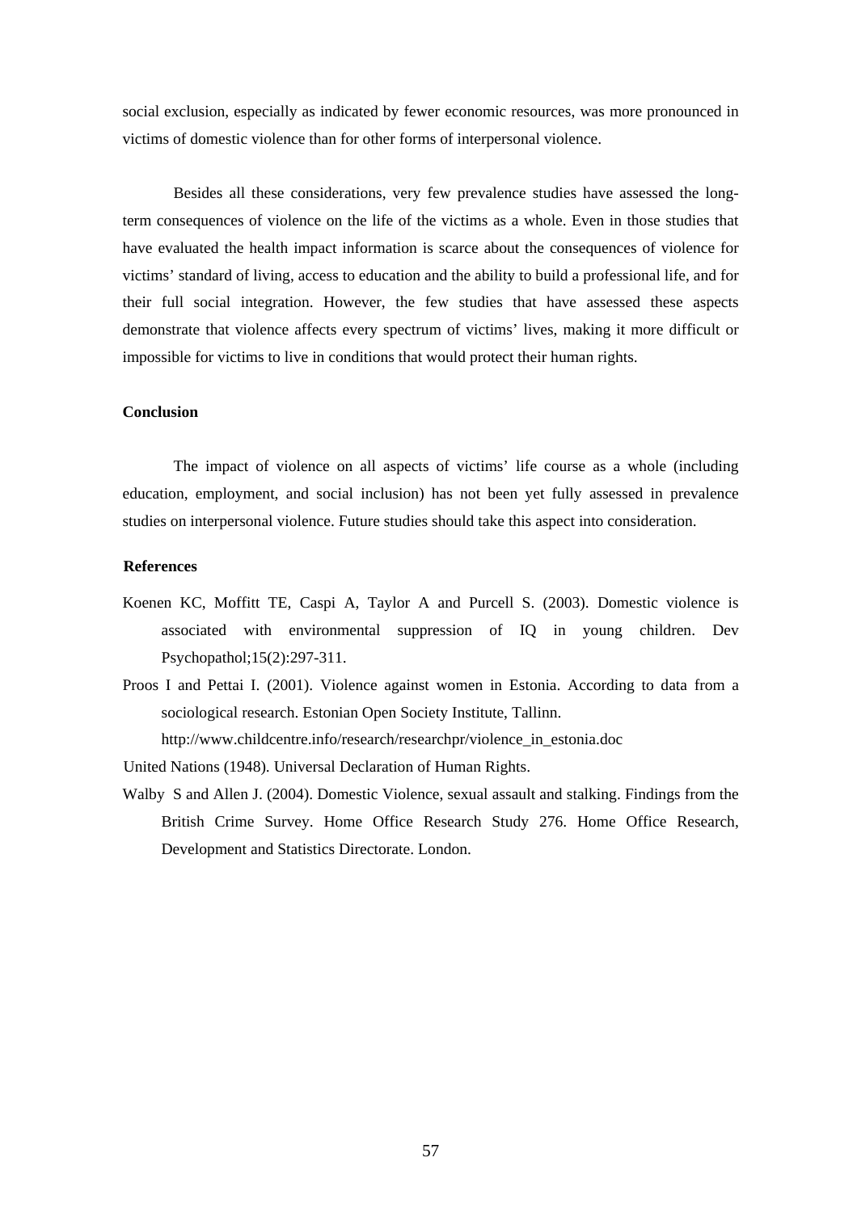social exclusion, especially as indicated by fewer economic resources, was more pronounced in victims of domestic violence than for other forms of interpersonal violence.

Besides all these considerations, very few prevalence studies have assessed the long-term consequences of violence on the life of the victims as a whole. Even in those studies that have evaluated the health impact information is scarce about the consequences of violence for victims' standard of living, access to education and the ability to build a professional life, and for their full social integration. However, the few studies that have assessed these aspects demonstrate that violence affects every spectrum of victims' lives, making it more difficult or impossible for victims to live in conditions that would protect their human rights.

### Conclusion

The impact of violence on all aspects of victims' life course as a whole (including education, employment, and social inclusion) has not been yet fully assessed in prevalence studies on interpersonal violence. Future studies should take this aspect into consideration.

### References

Koenen KC, Moffitt TE, Caspi A, Taylor A and Purcell S. (2003). Domestic violence is associated with environmental suppression of IQ in young children. Dev Psychopathol;15(2):297-311.

Proos I and Pettai I. (2001). Violence against women in Estonia. According to data from a sociological research. Estonian Open Society Institute, Tallinn. http://www.childcentre.info/research/researchpr/violence_in_estonia.doc

United Nations (1948). Universal Declaration of Human Rights.

Walby S and Allen J. (2004). Domestic Violence, sexual assault and stalking. Findings from the British Crime Survey. Home Office Research Study 276. Home Office Research, Development and Statistics Directorate. London.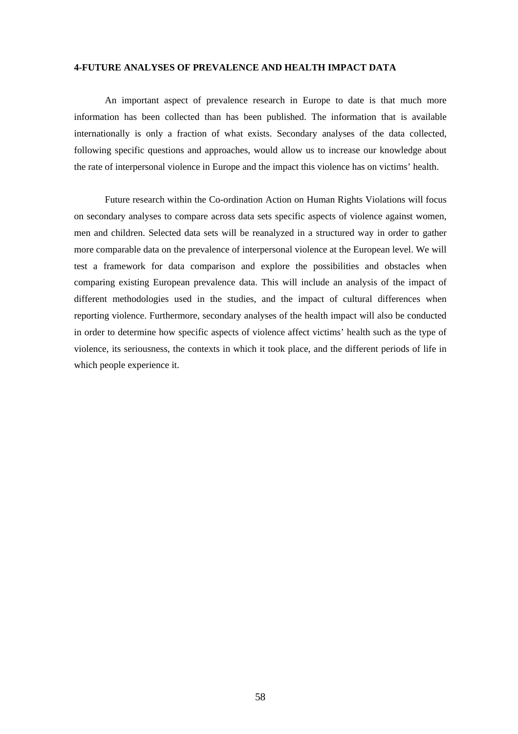## 4-FUTURE ANALYSES OF PREVALENCE AND HEALTH IMPACT DATA

An important aspect of prevalence research in Europe to date is that much more information has been collected than has been published. The information that is available internationally is only a fraction of what exists. Secondary analyses of the data collected, following specific questions and approaches, would allow us to increase our knowledge about the rate of interpersonal violence in Europe and the impact this violence has on victims' health.

Future research within the Co-ordination Action on Human Rights Violations will focus on secondary analyses to compare across data sets specific aspects of violence against women, men and children. Selected data sets will be reanalyzed in a structured way in order to gather more comparable data on the prevalence of interpersonal violence at the European level. We will test a framework for data comparison and explore the possibilities and obstacles when comparing existing European prevalence data. This will include an analysis of the impact of different methodologies used in the studies, and the impact of cultural differences when reporting violence. Furthermore, secondary analyses of the health impact will also be conducted in order to determine how specific aspects of violence affect victims' health such as the type of violence, its seriousness, the contexts in which it took place, and the different periods of life in which people experience it.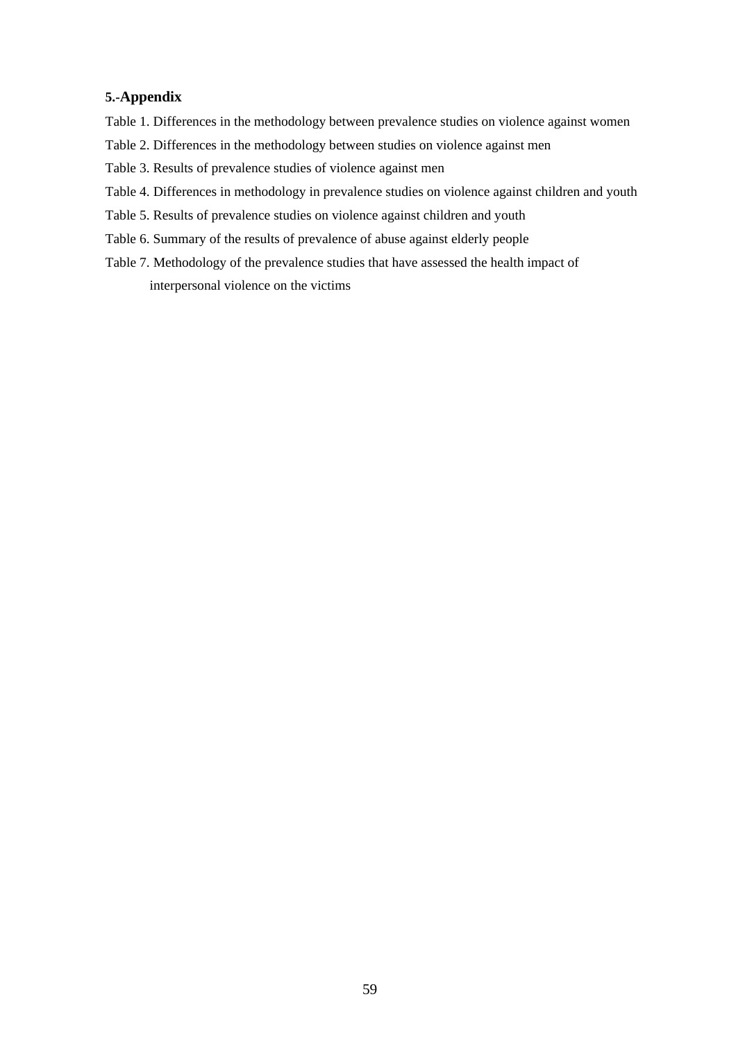## 5.-Appendix

Table 1. Differences in the methodology between prevalence studies on violence against women

Table 2. Differences in the methodology between studies on violence against men

Table 3. Results of prevalence studies of violence against men

Table 4. Differences in methodology in prevalence studies on violence against children and youth

Table 5. Results of prevalence studies on violence against children and youth

Table 6. Summary of the results of prevalence of abuse against elderly people

Table 7. Methodology of the prevalence studies that have assessed the health impact of interpersonal violence on the victims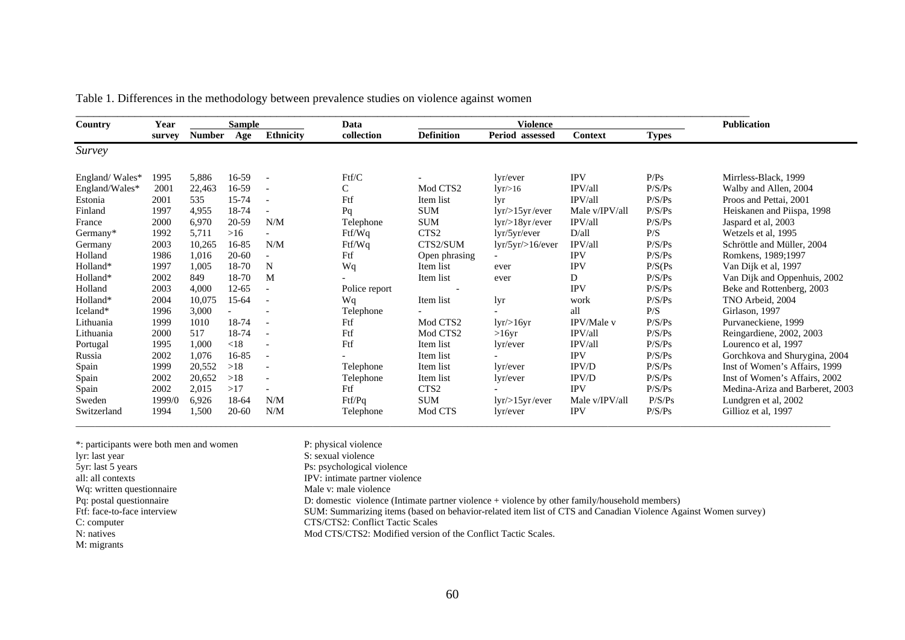Table 1. Differences in the methodology between prevalence studies on violence against women

| Country | Year | Sample | | | Data | Violence | | | | Publication |
|---|---|---|---|---|---|---|---|---|---|---|
| | survey | Number | Age | Ethnicity | collection | Definition | Period assessed | Context | Types | |
| *Survey* | | | | | | | | | | |
| England/ Wales* | 1995 | 5,886 | 16-59 | - | Ftf/C | - | lyr/ever | IPV | P/Ps | Mirrless-Black, 1999 |
| England/Wales* | 2001 | 22,463 | 16-59 | - | C | Mod CTS2 | lyr/>16 | IPV/all | P/S/Ps | Walby and Allen, 2004 |
| Estonia | 2001 | 535 | 15-74 | - | Ftf | Item list | lyr | IPV/all | P/S/Ps | Proos and Pettai, 2001 |
| Finland | 1997 | 4,955 | 18-74 | - | Pq | SUM | lyr/>15yr/ever | Male v/IPV/all | P/S/Ps | Heiskanen and Piispa, 1998 |
| France | 2000 | 6,970 | 20-59 | N/M | Telephone | SUM | lyr/>18yr/ever | IPV/all | P/S/Ps | Jaspard et al, 2003 |
| Germany* | 1992 | 5,711 | >16 | - | Ftf/Wq | CTS2 | lyr/5yr/ever | D/all | P/S | Wetzels et al, 1995 |
| Germany | 2003 | 10,265 | 16-85 | N/M | Ftf/Wq | CTS2/SUM | lyr/5yr/>16/ever | IPV/all | P/S/Ps | Schröttle and Müller, 2004 |
| Holland | 1986 | 1,016 | 20-60 | - | Ftf | Open phrasing | - | IPV | P/S/Ps | Romkens, 1989;1997 |
| Holland* | 1997 | 1,005 | 18-70 | N | Wq | Item list | ever | IPV | P/S(Ps | Van Dijk et al, 1997 |
| Holland* | 2002 | 849 | 18-70 | M | - | Item list | ever | D | P/S/Ps | Van Dijk and Oppenhuis, 2002 |
| Holland | 2003 | 4,000 | 12-65 | - | Police report | - | | IPV | P/S/Ps | Beke and Rottenberg, 2003 |
| Holland* | 2004 | 10,075 | 15-64 | - | Wq | Item list | lyr | work | P/S/Ps | TNO Arbeid, 2004 |
| Iceland* | 1996 | 3,000 | - | - | Telephone | - | - | all | P/S | Girlason, 1997 |
| Lithuania | 1999 | 1010 | 18-74 | - | Ftf | Mod CTS2 | lyr/>16yr | IPV/Male v | P/S/Ps | Purvaneckiene, 1999 |
| Lithuania | 2000 | 517 | 18-74 | - | Ftf | Mod CTS2 | >16yr | IPV/all | P/S/Ps | Reingardiene, 2002, 2003 |
| Portugal | 1995 | 1,000 | <18 | - | Ftf | Item list | lyr/ever | IPV/all | P/S/Ps | Lourenco et al, 1997 |
| Russia | 2002 | 1,076 | 16-85 | - | - | Item list | - | IPV | P/S/Ps | Gorchkova and Shurygina, 2004 |
| Spain | 1999 | 20,552 | >18 | - | Telephone | Item list | lyr/ever | IPV/D | P/S/Ps | Inst of Women's Affairs, 1999 |
| Spain | 2002 | 20,652 | >18 | - | Telephone | Item list | lyr/ever | IPV/D | P/S/Ps | Inst of Women's Affairs, 2002 |
| Spain | 2002 | 2,015 | >17 | - | Ftf | CTS2 | - | IPV | P/S/Ps | Medina-Ariza and Barberet, 2003 |
| Sweden | 1999/0 | 6,926 | 18-64 | N/M | Ftf/Pq | SUM | lyr/>15yr/ever | Male v/IPV/all | P/S/Ps | Lundgren et al, 2002 |
| Switzerland | 1994 | 1,500 | 20-60 | N/M | Telephone | Mod CTS | lyr/ever | IPV | P/S/Ps | Gillioz et al, 1997 |

*: participants were both men and women
lyr: last year
5yr: last 5 years
all: all contexts
Wq: written questionnaire
Pq: postal questionnaire
Ftf: face-to-face interview
C: computer
N: natives
M: migrants

P: physical violence
S: sexual violence
Ps: psychological violence
IPV: intimate partner violence
Male v: male violence
D: domestic violence (Intimate partner violence + violence by other family/household members)
SUM: Summarizing items (based on behavior-related item list of CTS and Canadian Violence Against Women survey)
CTS/CTS2: Conflict Tactic Scales
Mod CTS/CTS2: Modified version of the Conflict Tactic Scales.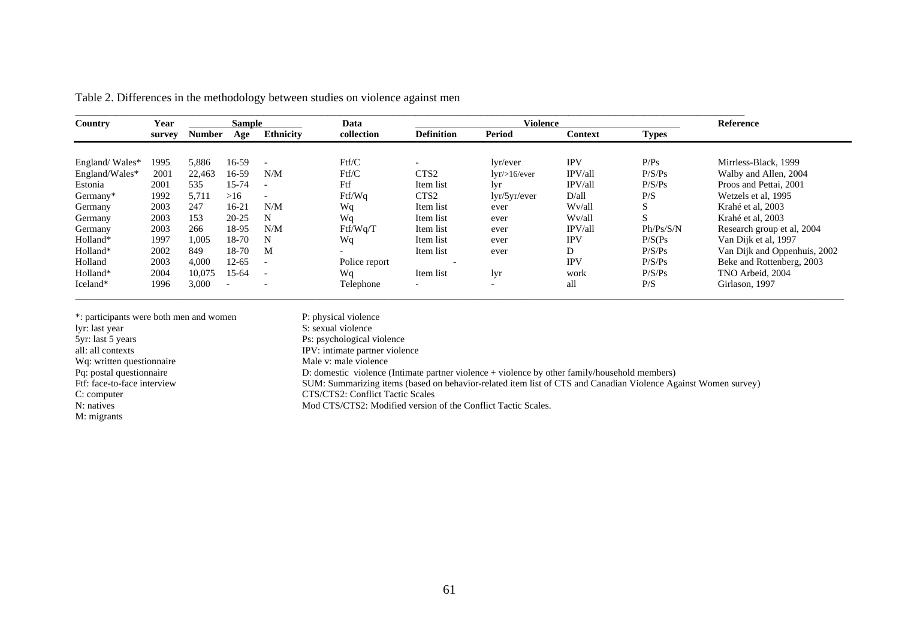Table 2. Differences in the methodology between studies on violence against men

| Country | Year survey | Sample | | | Data collection | Violence | | | | Reference |
|---|---|---|---|---|---|---|---|---|---|---|
| | | Number | Age | Ethnicity | | Definition | Period | Context | Types | |
| England/ Wales* | 1995 | 5,886 | 16-59 | - | Ftf/C | - | lyr/ever | IPV | P/Ps | Mirrless-Black, 1999 |
| England/Wales* | 2001 | 22,463 | 16-59 | N/M | Ftf/C | CTS2 | lyr/>16/ever | IPV/all | P/S/Ps | Walby and Allen, 2004 |
| Estonia | 2001 | 535 | 15-74 | - | Ftf | Item list | lyr | IPV/all | P/S/Ps | Proos and Pettai, 2001 |
| Germany* | 1992 | 5,711 | >16 | - | Ftf/Wq | CTS2 | lyr/5yr/ever | D/all | P/S | Wetzels et al, 1995 |
| Germany | 2003 | 247 | 16-21 | N/M | Wq | Item list | ever | Wv/all | S | Krahé et al, 2003 |
| Germany | 2003 | 153 | 20-25 | N | Wq | Item list | ever | Wv/all | S | Krahé et al, 2003 |
| Germany | 2003 | 266 | 18-95 | N/M | Ftf/Wq/T | Item list | ever | IPV/all | Ph/Ps/S/N | Research group et al, 2004 |
| Holland* | 1997 | 1,005 | 18-70 | N | Wq | Item list | ever | IPV | P/S(Ps | Van Dijk et al, 1997 |
| Holland* | 2002 | 849 | 18-70 | M | - | Item list | ever | D | P/S/Ps | Van Dijk and Oppenhuis, 2002 |
| Holland | 2003 | 4,000 | 12-65 | - | Police report | - | | IPV | P/S/Ps | Beke and Rottenberg, 2003 |
| Holland* | 2004 | 10,075 | 15-64 | - | Wq | Item list | lyr | work | P/S/Ps | TNO Arbeid, 2004 |
| Iceland* | 1996 | 3,000 | - | - | Telephone | - | - | all | P/S | Girlason, 1997 |

*: participants were both men and women
lyr: last year
5yr: last 5 years
all: all contexts
Wq: written questionnaire
Pq: postal questionnaire
Ftf: face-to-face interview
C: computer
N: natives
M: migrants

P: physical violence
S: sexual violence
Ps: psychological violence
IPV: intimate partner violence
Male v: male violence
D: domestic violence (Intimate partner violence + violence by other family/household members)
SUM: Summarizing items (based on behavior-related item list of CTS and Canadian Violence Against Women survey)
CTS/CTS2: Conflict Tactic Scales
Mod CTS/CTS2: Modified version of the Conflict Tactic Scales.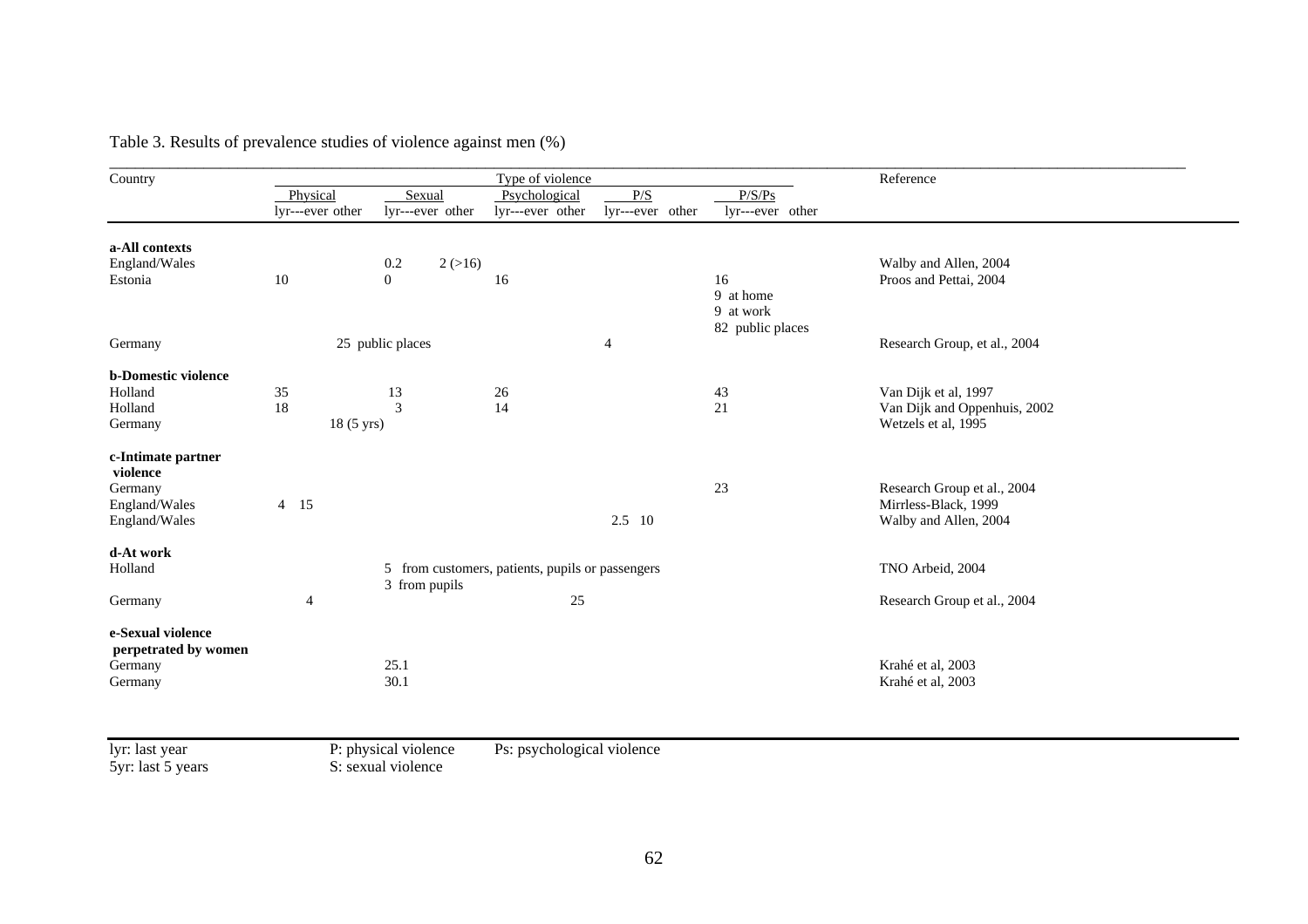Table 3. Results of prevalence studies of violence against men (%)

| Country | Physical | | | Sexual | | | Psychological | | | P/S | | | P/S/Ps | | | Reference |
|---|---|---|---|---|---|---|---|---|---|---|---|---|---|---|---|---|
| | lyr | ever | other | lyr | ever | other | lyr | ever | other | lyr | ever | other | lyr | ever | other | |
| **a-All contexts** | | | | | | | | | | | | | | | | |
| England/Wales | | | | 0.2 | | 2 (>16) | | | | | | | | | | Walby and Allen, 2004 |
| Estonia | 10 | | | 0 | | | 16 | | | | | | 16<br>9 at home<br>9 at work<br>82 public places | | | Proos and Pettai, 2004 |
| Germany | | | 25 public places | | | | | | | 4 | | | | | | Research Group, et al., 2004 |
| **b-Domestic violence** | | | | | | | | | | | | | | | | |
| Holland | 35 | | | 13 | | | 26 | | | | | | 43 | | | Van Dijk et al, 1997 |
| Holland | 18 | | | 3 | | | 14 | | | | | | 21 | | | Van Dijk and Oppenhuis, 2002 |
| Germany | | | 18 (5 yrs) | | | | | | | | | | | | | Wetzels et al, 1995 |
| **c-Intimate partner violence** | | | | | | | | | | | | | | | | |
| Germany | | | | | | | | | | | | | 23 | | | Research Group et al., 2004 |
| England/Wales | 4 | 15 | | | | | | | | | | | | | | Mirrless-Black, 1999 |
| England/Wales | | | | | | | | | | 2.5 | 10 | | | | | Walby and Allen, 2004 |
| **d-At work** | | | | | | | | | | | | | | | | |
| Holland | | | | 5 from customers, patients, pupils or passengers<br>3 from pupils | | | | | | | | | | | | TNO Arbeid, 2004 |
| Germany | | 4 | | | | | | 25 | | | | | | | | Research Group et al., 2004 |
| **e-Sexual violence perpetrated by women** | | | | | | | | | | | | | | | | |
| Germany | | | | 25.1 | | | | | | | | | | | | Krahé et al, 2003 |
| Germany | | | | 30.1 | | | | | | | | | | | | Krahé et al, 2003 |

lyr: last year
5yr: last 5 years
P: physical violence
S: sexual violence
Ps: psychological violence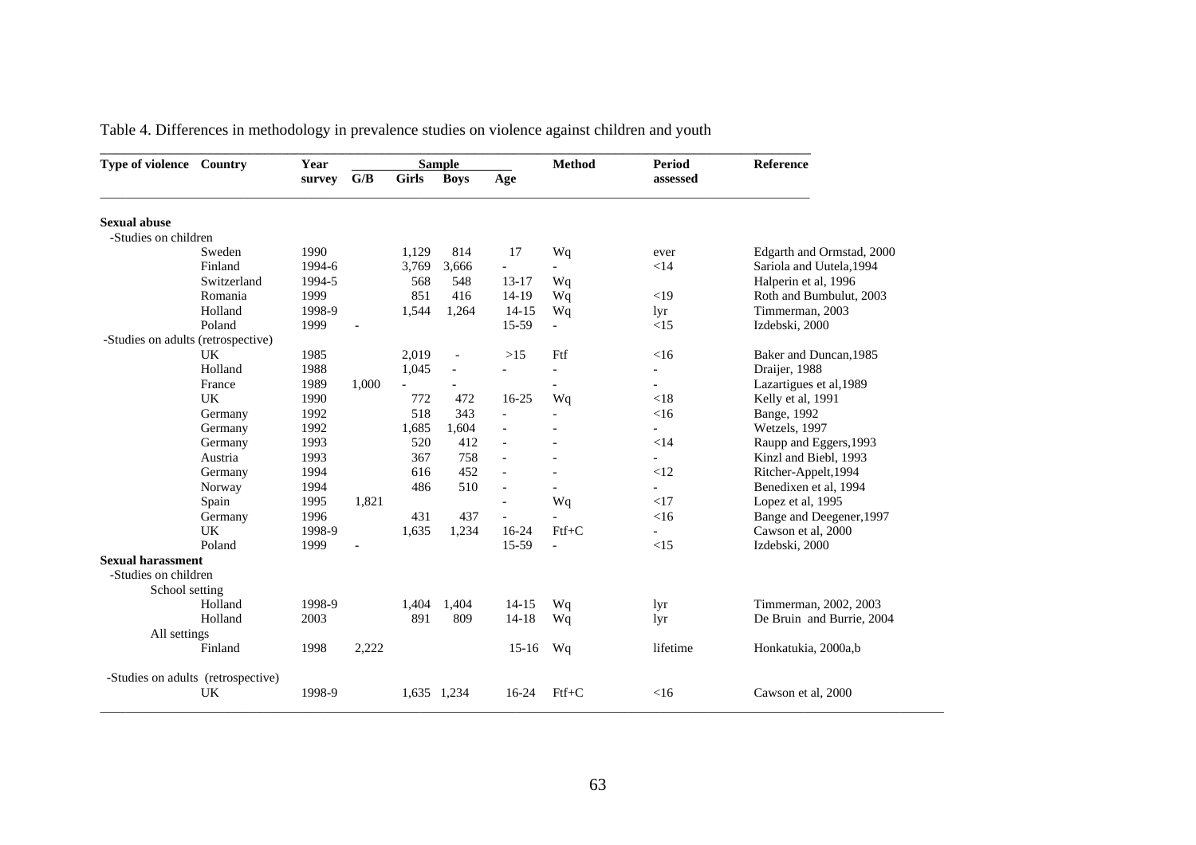Table 4. Differences in methodology in prevalence studies on violence against children and youth

| Type of violence | Country | Year survey | Sample | | | | Method | Period assessed | Reference |
|---|---|---|---|---|---|---|---|---|---|
| | | | G/B | Girls | Boys | Age | | | |
| **Sexual abuse** | | | | | | | | | |
| -Studies on children | | | | | | | | | |
| | Sweden | 1990 | | 1,129 | 814 | 17 | Wq | ever | Edgarth and Ormstad, 2000 |
| | Finland | 1994-6 | | 3,769 | 3,666 | - | - | <14 | Sariola and Uutela,1994 |
| | Switzerland | 1994-5 | | 568 | 548 | 13-17 | Wq | | Halperin et al, 1996 |
| | Romania | 1999 | | 851 | 416 | 14-19 | Wq | <19 | Roth and Bumbulut, 2003 |
| | Holland | 1998-9 | | 1,544 | 1,264 | 14-15 | Wq | lyr | Timmerman, 2003 |
| | Poland | 1999 | - | | | 15-59 | - | <15 | Izdebski, 2000 |
| -Studies on adults (retrospective) | | | | | | | | | |
| | UK | 1985 | | 2,019 | - | >15 | Ftf | <16 | Baker and Duncan,1985 |
| | Holland | 1988 | | 1,045 | - | - | - | - | Draijer, 1988 |
| | France | 1989 | 1,000 | - | - | | - | - | Lazartigues et al,1989 |
| | UK | 1990 | | 772 | 472 | 16-25 | Wq | <18 | Kelly et al, 1991 |
| | Germany | 1992 | | 518 | 343 | - | - | <16 | Bange, 1992 |
| | Germany | 1992 | | 1,685 | 1,604 | - | - | - | Wetzels, 1997 |
| | Germany | 1993 | | 520 | 412 | - | - | <14 | Raupp and Eggers,1993 |
| | Austria | 1993 | | 367 | 758 | - | - | - | Kinzl and Biebl, 1993 |
| | Germany | 1994 | | 616 | 452 | - | - | <12 | Ritcher-Appelt,1994 |
| | Norway | 1994 | | 486 | 510 | - | - | - | Benedixen et al, 1994 |
| | Spain | 1995 | 1,821 | | | - | Wq | <17 | Lopez et al, 1995 |
| | Germany | 1996 | | 431 | 437 | - | - | <16 | Bange and Deegener,1997 |
| | UK | 1998-9 | | 1,635 | 1,234 | 16-24 | Ftf+C | - | Cawson et al, 2000 |
| | Poland | 1999 | - | | | 15-59 | - | <15 | Izdebski, 2000 |
| **Sexual harassment** | | | | | | | | | |
| -Studies on children | | | | | | | | | |
| School setting | | | | | | | | | |
| | Holland | 1998-9 | | 1,404 | 1,404 | 14-15 | Wq | lyr | Timmerman, 2002, 2003 |
| | Holland | 2003 | | 891 | 809 | 14-18 | Wq | lyr | De Bruin and Burrie, 2004 |
| All settings | | | | | | | | | |
| | Finland | 1998 | 2,222 | | | 15-16 | Wq | lifetime | Honkatukia, 2000a,b |
| -Studies on adults (retrospective) | | | | | | | | | |
| | UK | 1998-9 | | 1,635 | 1,234 | 16-24 | Ftf+C | <16 | Cawson et al, 2000 |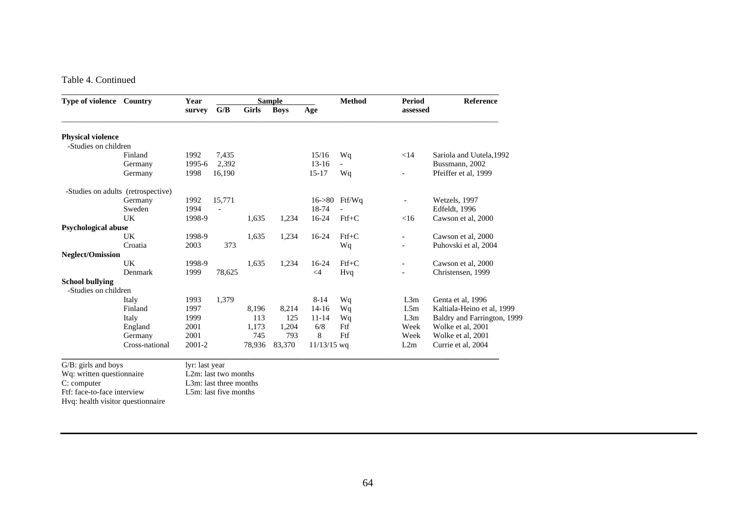Table 4. Continued

| Type of violence | Country | Year survey | Sample G/B | Girls | Boys | Age | Method | Period assessed | Reference |
|---|---|---|---|---|---|---|---|---|---|
| **Physical violence** | | | | | | | | | |
| -Studies on children | | | | | | | | | |
| | Finland | 1992 | 7,435 | | | 15/16 | Wq | <14 | Sariola and Uutela,1992 |
| | Germany | 1995-6 | 2,392 | | | 13-16 | - | | Bussmann, 2002 |
| | Germany | 1998 | 16,190 | | | 15-17 | Wq | - | Pfeiffer et al, 1999 |
| -Studies on adults (retrospective) | | | | | | | | | |
| | Germany | 1992 | 15,771 | | | 16->80 | Ftf/Wq | - | Wetzels, 1997 |
| | Sweden | 1994 | - | | | 18-74 | - | | Edfeldt, 1996 |
| | UK | 1998-9 | | 1,635 | 1,234 | 16-24 | Ftf+C | <16 | Cawson et al, 2000 |
| **Psychological abuse** | | | | | | | | | |
| | UK | 1998-9 | | 1,635 | 1,234 | 16-24 | Ftf+C | - | Cawson et al, 2000 |
| | Croatia | 2003 | 373 | | | | Wq | - | Puhovski et al, 2004 |
| **Neglect/Omission** | | | | | | | | | |
| | UK | 1998-9 | | 1,635 | 1,234 | 16-24 | Ftf+C | - | Cawson et al, 2000 |
| | Denmark | 1999 | 78,625 | | | <4 | Hvq | - | Christensen, 1999 |
| **School bullying** | | | | | | | | | |
| -Studies on children | | | | | | | | | |
| | Italy | 1993 | 1,379 | | | 8-14 | Wq | L3m | Genta et al, 1996 |
| | Finland | 1997 | | 8,196 | 8,214 | 14-16 | Wq | L5m | Kaltiala-Heino et al, 1999 |
| | Italy | 1999 | | 113 | 125 | 11-14 | Wq | L3m | Baldry and Farrington, 1999 |
| | England | 2001 | | 1,173 | 1,204 | 6/8 | Ftf | Week | Wolke et al, 2001 |
| | Germany | 2001 | | 745 | 793 | 8 | Ftf | Week | Wolke et al, 2001 |
| | Cross-national | 2001-2 | | 78,936 | 83,370 | 11/13/15 | wq | L2m | Currie et al, 2004 |

G/B: girls and boys
Wq: written questionnaire
C: computer
Ftf: face-to-face interview
Hvq: health visitor questionnaire

lyr: last year
L2m: last two months
L3m: last three months
L5m: last five months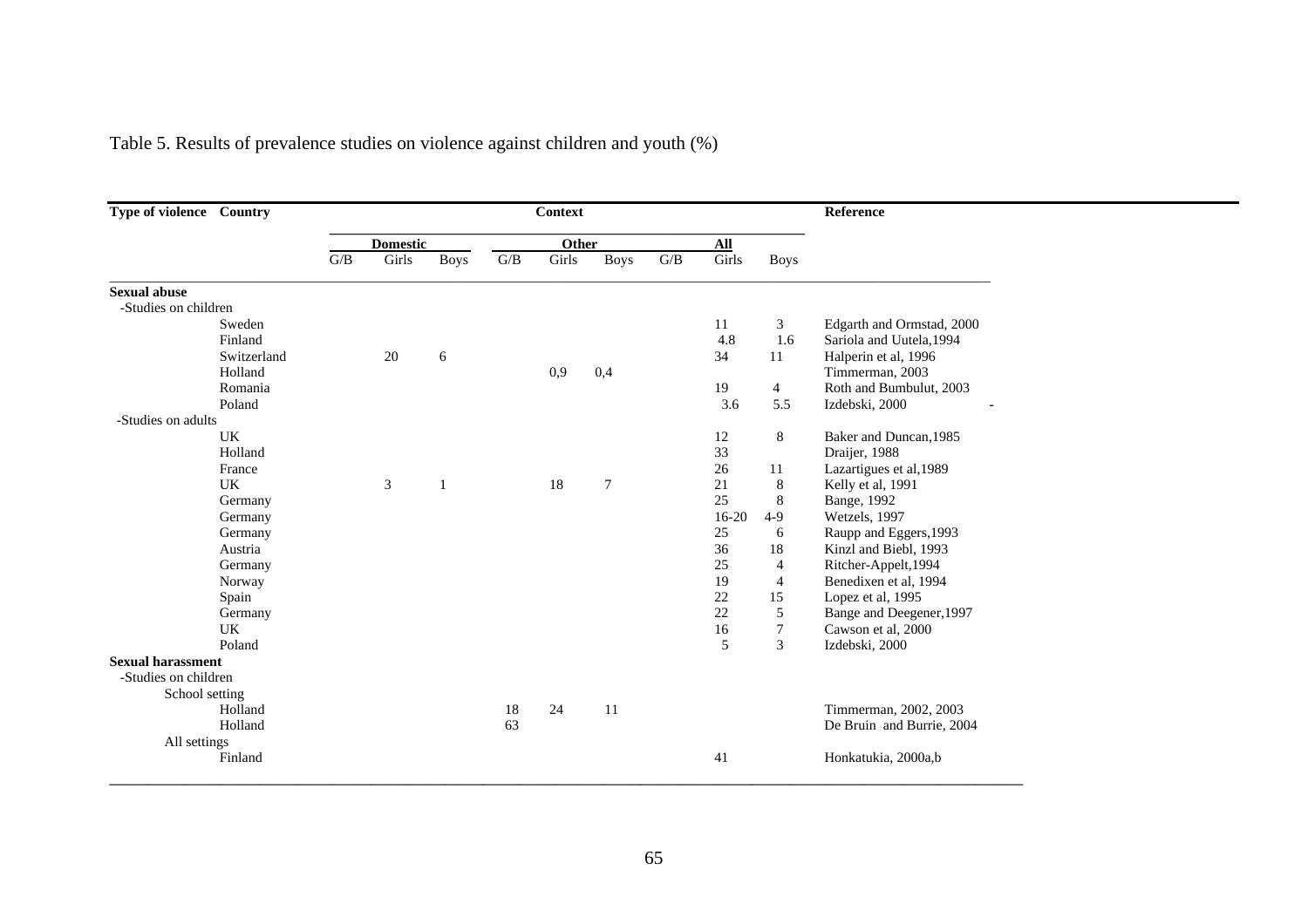Table 5. Results of prevalence studies on violence against children and youth (%)

| Type of violence | Country | Context | | | | | | | | | Reference |
|---|---|---|---|---|---|---|---|---|---|---|---|
| | | Domestic | | | Other | | | All | | | |
| | | G/B | Girls | Boys | G/B | Girls | Boys | G/B | Girls | Boys | |
| **Sexual abuse** | | | | | | | | | | | |
| -Studies on children | | | | | | | | | | | |
| | Sweden | | | | | | | | 11 | 3 | Edgarth and Ormstad, 2000 |
| | Finland | | | | | | | | 4.8 | 1.6 | Sariola and Uutela,1994 |
| | Switzerland | | 20 | 6 | | | | | 34 | 11 | Halperin et al, 1996 |
| | Holland | | | | | 0,9 | 0,4 | | | | Timmerman, 2003 |
| | Romania | | | | | | | | 19 | 4 | Roth and Bumbulut, 2003 |
| | Poland | | | | | | | | 3.6 | 5.5 | Izdebski, 2000 |
| -Studies on adults | | | | | | | | | | | |
| | UK | | | | | | | | 12 | 8 | Baker and Duncan,1985 |
| | Holland | | | | | | | | 33 | | Draijer, 1988 |
| | France | | | | | | | | 26 | 11 | Lazartigues et al,1989 |
| | UK | | 3 | 1 | | 18 | 7 | | 21 | 8 | Kelly et al, 1991 |
| | Germany | | | | | | | | 25 | 8 | Bange, 1992 |
| | Germany | | | | | | | | 16-20 | 4-9 | Wetzels, 1997 |
| | Germany | | | | | | | | 25 | 6 | Raupp and Eggers,1993 |
| | Austria | | | | | | | | 36 | 18 | Kinzl and Biebl, 1993 |
| | Germany | | | | | | | | 25 | 4 | Ritcher-Appelt,1994 |
| | Norway | | | | | | | | 19 | 4 | Benedixen et al, 1994 |
| | Spain | | | | | | | | 22 | 15 | Lopez et al, 1995 |
| | Germany | | | | | | | | 22 | 5 | Bange and Deegener,1997 |
| | UK | | | | | | | | 16 | 7 | Cawson et al, 2000 |
| | Poland | | | | | | | | 5 | 3 | Izdebski, 2000 |
| **Sexual harassment** | | | | | | | | | | | |
| -Studies on children | | | | | | | | | | | |
| School setting | | | | | | | | | | | |
| | Holland | | | | 18 | 24 | 11 | | | | Timmerman, 2002, 2003 |
| | Holland | | | | 63 | | | | | | De Bruin and Burrie, 2004 |
| All settings | | | | | | | | | | | |
| | Finland | | | | | | | | 41 | | Honkatukia, 2000a,b |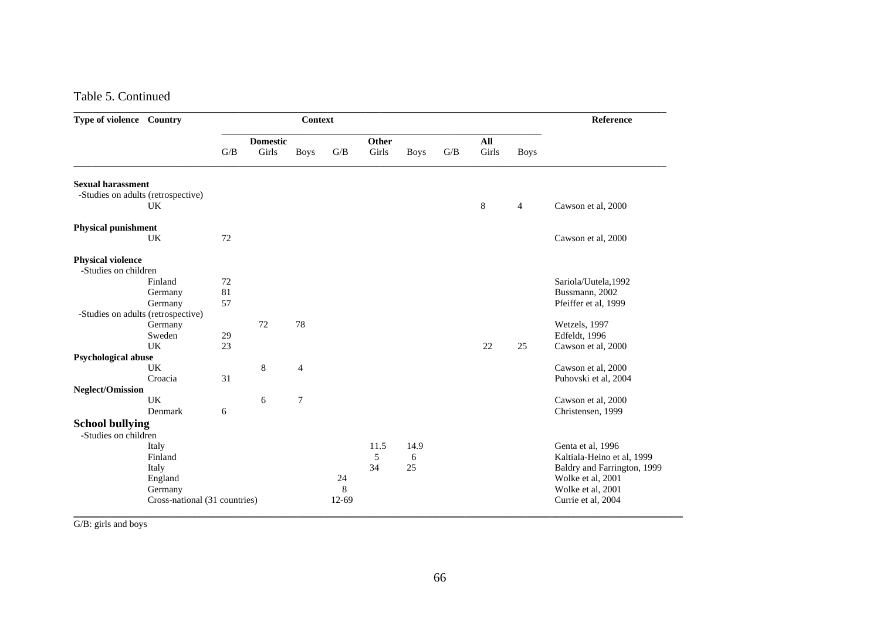Table 5. Continued

| Type of violence | Country | Domestic G/B | Domestic Girls | Domestic Boys | Other G/B | Other Girls | Other Boys | All G/B | All Girls | All Boys | Reference |
|---|---|---|---|---|---|---|---|---|---|---|---|
| **Sexual harassment** | | | | | | | | | | | |
| -Studies on adults (retrospective) | | | | | | | | | | | |
| | UK | | | | | | | | 8 | 4 | Cawson et al, 2000 |
| **Physical punishment** | | | | | | | | | | | |
| | UK | 72 | | | | | | | | | Cawson et al, 2000 |
| **Physical violence** | | | | | | | | | | | |
| -Studies on children | | | | | | | | | | | |
| | Finland | 72 | | | | | | | | | Sariola/Uutela,1992 |
| | Germany | 81 | | | | | | | | | Bussmann, 2002 |
| | Germany | 57 | | | | | | | | | Pfeiffer et al, 1999 |
| -Studies on adults (retrospective) | | | | | | | | | | | |
| | Germany | | 72 | 78 | | | | | | | Wetzels, 1997 |
| | Sweden | 29 | | | | | | | | | Edfeldt, 1996 |
| | UK | 23 | | | | | | | 22 | 25 | Cawson et al, 2000 |
| **Psychological abuse** | | | | | | | | | | | |
| | UK | | 8 | 4 | | | | | | | Cawson et al, 2000 |
| | Croacia | 31 | | | | | | | | | Puhovski et al, 2004 |
| **Neglect/Omission** | | | | | | | | | | | |
| | UK | | 6 | 7 | | | | | | | Cawson et al, 2000 |
| | Denmark | 6 | | | | | | | | | Christensen, 1999 |
| **School bullying** | | | | | | | | | | | |
| -Studies on children | | | | | | | | | | | |
| | Italy | | | | | 11.5 | 14.9 | | | | Genta et al, 1996 |
| | Finland | | | | | 5 | 6 | | | | Kaltiala-Heino et al, 1999 |
| | Italy | | | | | 34 | 25 | | | | Baldry and Farrington, 1999 |
| | England | | | | 24 | | | | | | Wolke et al, 2001 |
| | Germany | | | | 8 | | | | | | Wolke et al, 2001 |
| | Cross-national (31 countries) | | | | 12-69 | | | | | | Currie et al, 2004 |

G/B: girls and boys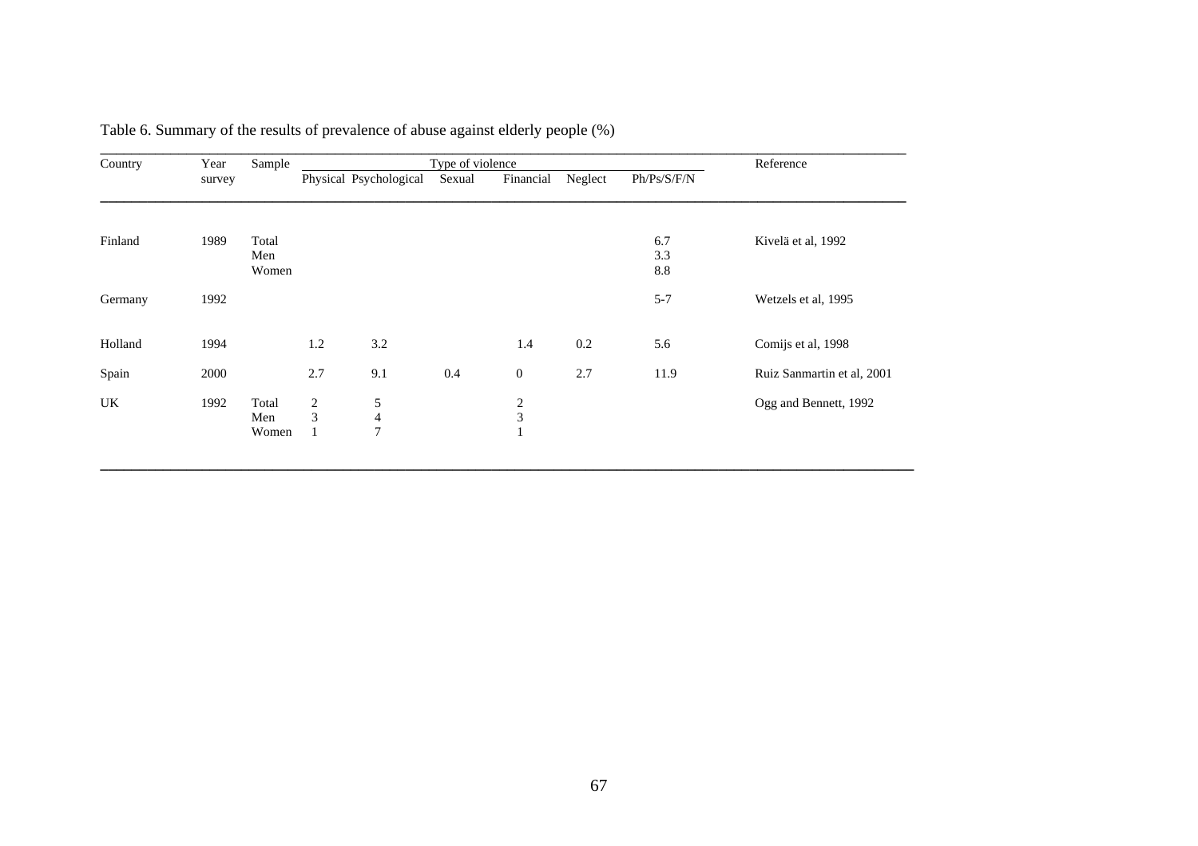Table 6. Summary of the results of prevalence of abuse against elderly people (%)

| Country | Year survey | Sample | Type of violence | | | | | | Reference |
|---|---|---|---|---|---|---|---|---|---|
| | | | Physical | Psychological | Sexual | Financial | Neglect | Ph/Ps/S/F/N | |
| Finland | 1989 | Total | | | | | | 6.7 | Kivelä et al, 1992 |
| | | Men | | | | | | 3.3 | |
| | | Women | | | | | | 8.8 | |
| Germany | 1992 | | | | | | | 5-7 | Wetzels et al, 1995 |
| Holland | 1994 | | 1.2 | 3.2 | | 1.4 | 0.2 | 5.6 | Comijs et al, 1998 |
| Spain | 2000 | | 2.7 | 9.1 | 0.4 | 0 | 2.7 | 11.9 | Ruiz Sanmartin et al, 2001 |
| UK | 1992 | Total | 2 | 5 | | 2 | | | Ogg and Bennett, 1992 |
| | | Men | 3 | 4 | | 3 | | | |
| | | Women | 1 | 7 | | 1 | | | |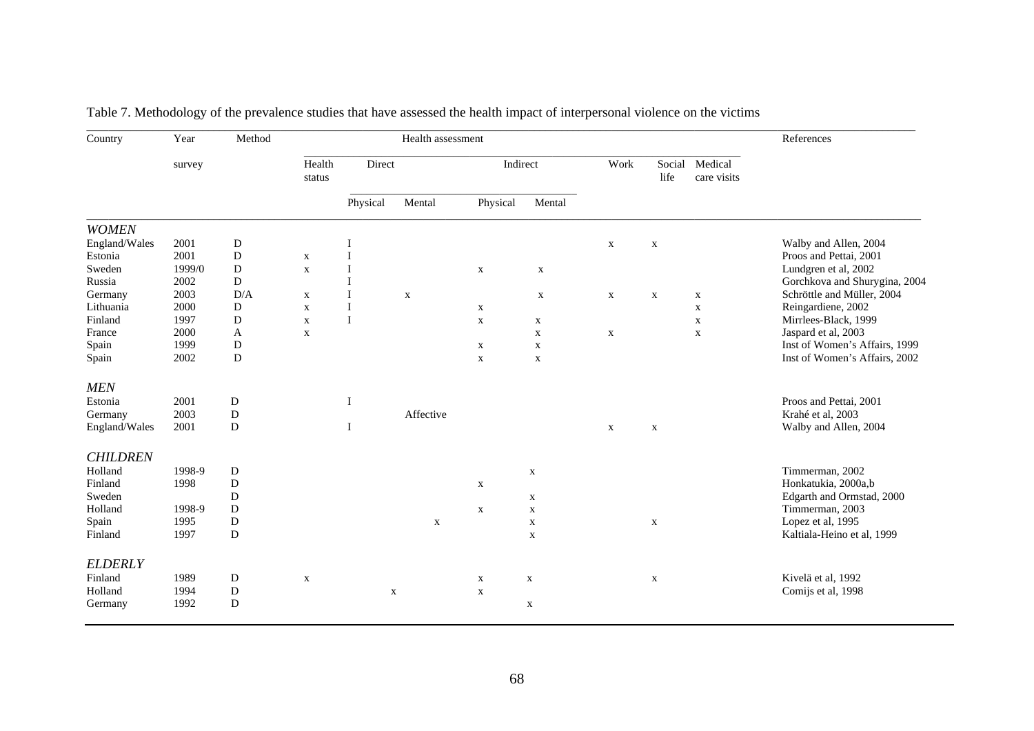Table 7. Methodology of the prevalence studies that have assessed the health impact of interpersonal violence on the victims

| Country | Year survey | Method | Health assessment | | | | | | | | References |
|---|---|---|---|---|---|---|---|---|---|---|---|
| | | | Health status | Direct | | Indirect | | Work | Social life | Medical care visits | |
| | | | | Physical | Mental | Physical | Mental | | | | |
| ***WOMEN*** | | | | | | | | | | | |
| England/Wales | 2001 | D | | I | | | | x | x | | Walby and Allen, 2004 |
| Estonia | 2001 | D | x | I | | | | | | | Proos and Pettai, 2001 |
| Sweden | 1999/0 | D | x | I | | x | x | | | | Lundgren et al, 2002 |
| Russia | 2002 | D | | I | | | | | | | Gorchkova and Shurygina, 2004 |
| Germany | 2003 | D/A | x | I | x | | x | x | x | x | Schröttle and Müller, 2004 |
| Lithuania | 2000 | D | x | I | | x | | | | x | Reingardiene, 2002 |
| Finland | 1997 | D | x | I | | x | x | | | x | Mirrlees-Black, 1999 |
| France | 2000 | A | x | | | | x | x | | x | Jaspard et al, 2003 |
| Spain | 1999 | D | | | | x | x | | | | Inst of Women's Affairs, 1999 |
| Spain | 2002 | D | | | | x | x | | | | Inst of Women's Affairs, 2002 |
| ***MEN*** | | | | | | | | | | | |
| Estonia | 2001 | D | | I | | | | | | | Proos and Pettai, 2001 |
| Germany | 2003 | D | | | Affective | | | | | | Krahé et al, 2003 |
| England/Wales | 2001 | D | | I | | | | x | x | | Walby and Allen, 2004 |
| ***CHILDREN*** | | | | | | | | | | | |
| Holland | 1998-9 | D | | | | | x | | | | Timmerman, 2002 |
| Finland | 1998 | D | | | | x | | | | | Honkatukia, 2000a,b |
| Sweden | | D | | | | | x | | | | Edgarth and Ormstad, 2000 |
| Holland | 1998-9 | D | | | | x | x | | | | Timmerman, 2003 |
| Spain | 1995 | D | | | x | | x | | x | | Lopez et al, 1995 |
| Finland | 1997 | D | | | | | x | | | | Kaltiala-Heino et al, 1999 |
| ***ELDERLY*** | | | | | | | | | | | |
| Finland | 1989 | D | x | | | x | x | | x | | Kivelä et al, 1992 |
| Holland | 1994 | D | | | x | x | | | | | Comijs et al, 1998 |
| Germany | 1992 | D | | | | | x | | | | |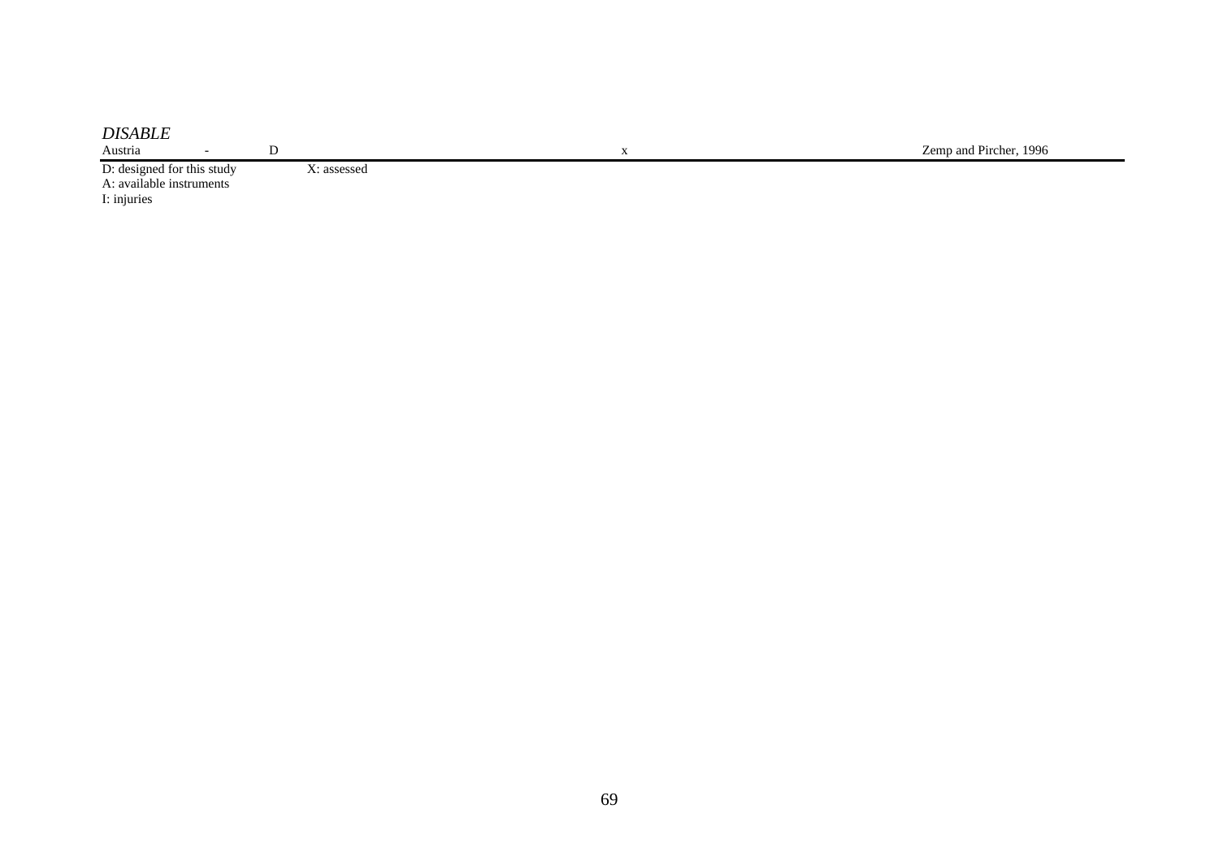| | | | | |
|---|---|---|---|---|
| *DISABLE* | | | | |
| Austria | - | D | x | Zemp and Pircher, 1996 |

D: designed for this study      X: assessed
A: available instruments
I: injuries